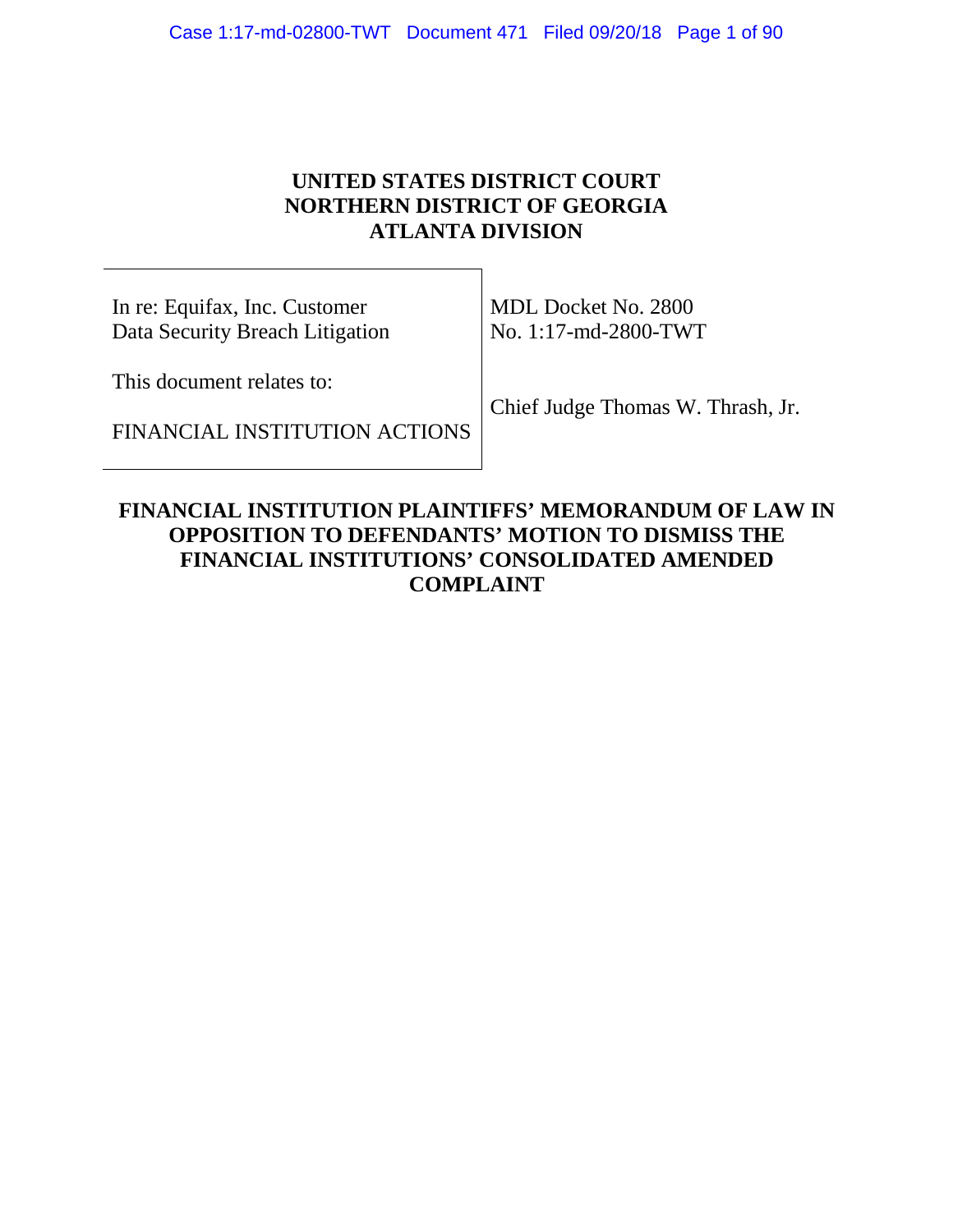# UNITED STATES DISTRICT COURT
# NORTHERN DISTRICT OF GEORGIA
# ATLANTA DIVISION

| | |
|---|---|
| In re: Equifax, Inc. Customer Data Security Breach Litigation<br><br>This document relates to:<br><br>FINANCIAL INSTITUTION ACTIONS | MDL Docket No. 2800<br>No. 1:17-md-2800-TWT<br><br>Chief Judge Thomas W. Thrash, Jr. |

## FINANCIAL INSTITUTION PLAINTIFFS' MEMORANDUM OF LAW IN OPPOSITION TO DEFENDANTS' MOTION TO DISMISS THE FINANCIAL INSTITUTIONS' CONSOLIDATED AMENDED COMPLAINT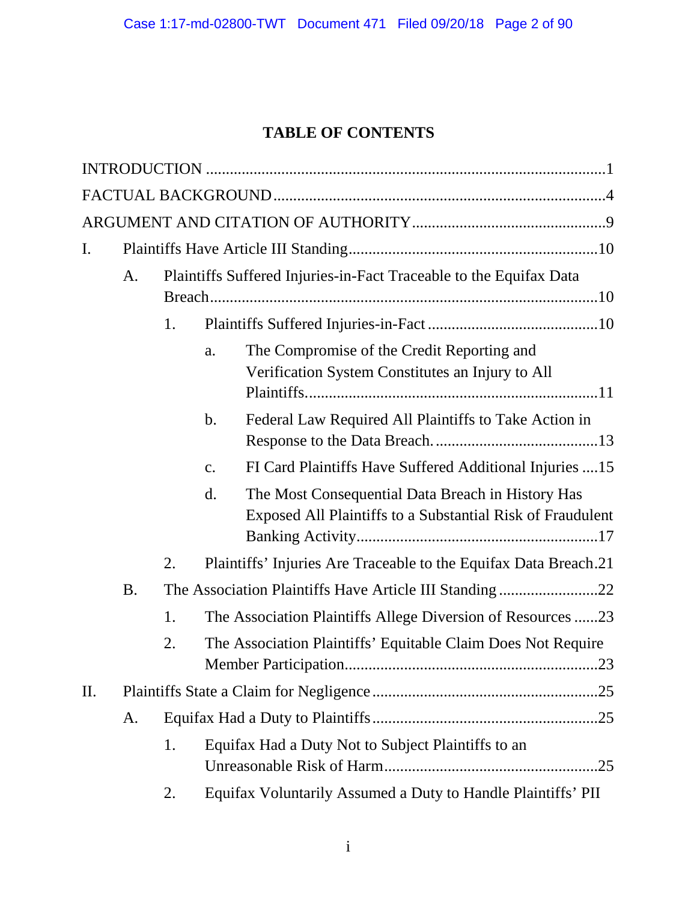# TABLE OF CONTENTS

INTRODUCTION ....................................................................................................1

FACTUAL BACKGROUND ...................................................................................4

ARGUMENT AND CITATION OF AUTHORITY .................................................9

I. Plaintiffs Have Article III Standing ...............................................................10

 A. Plaintiffs Suffered Injuries-in-Fact Traceable to the Equifax Data Breach ..................................................................................................10

  1. Plaintiffs Suffered Injuries-in-Fact ...........................................10

   a. The Compromise of the Credit Reporting and Verification System Constitutes an Injury to All Plaintiffs. ........................................................................11

   b. Federal Law Required All Plaintiffs to Take Action in Response to the Data Breach. .........................................13

   c. FI Card Plaintiffs Have Suffered Additional Injuries ....15

   d. The Most Consequential Data Breach in History Has Exposed All Plaintiffs to a Substantial Risk of Fraudulent Banking Activity............................................................17

  2. Plaintiffs' Injuries Are Traceable to the Equifax Data Breach.21

 B. The Association Plaintiffs Have Article III Standing .........................22

  1. The Association Plaintiffs Allege Diversion of Resources ......23

  2. The Association Plaintiffs' Equitable Claim Does Not Require Member Participation...............................................................23

II. Plaintiffs State a Claim for Negligence .........................................................25

 A. Equifax Had a Duty to Plaintiffs ........................................................25

  1. Equifax Had a Duty Not to Subject Plaintiffs to an Unreasonable Risk of Harm......................................................25

  2. Equifax Voluntarily Assumed a Duty to Handle Plaintiffs' PII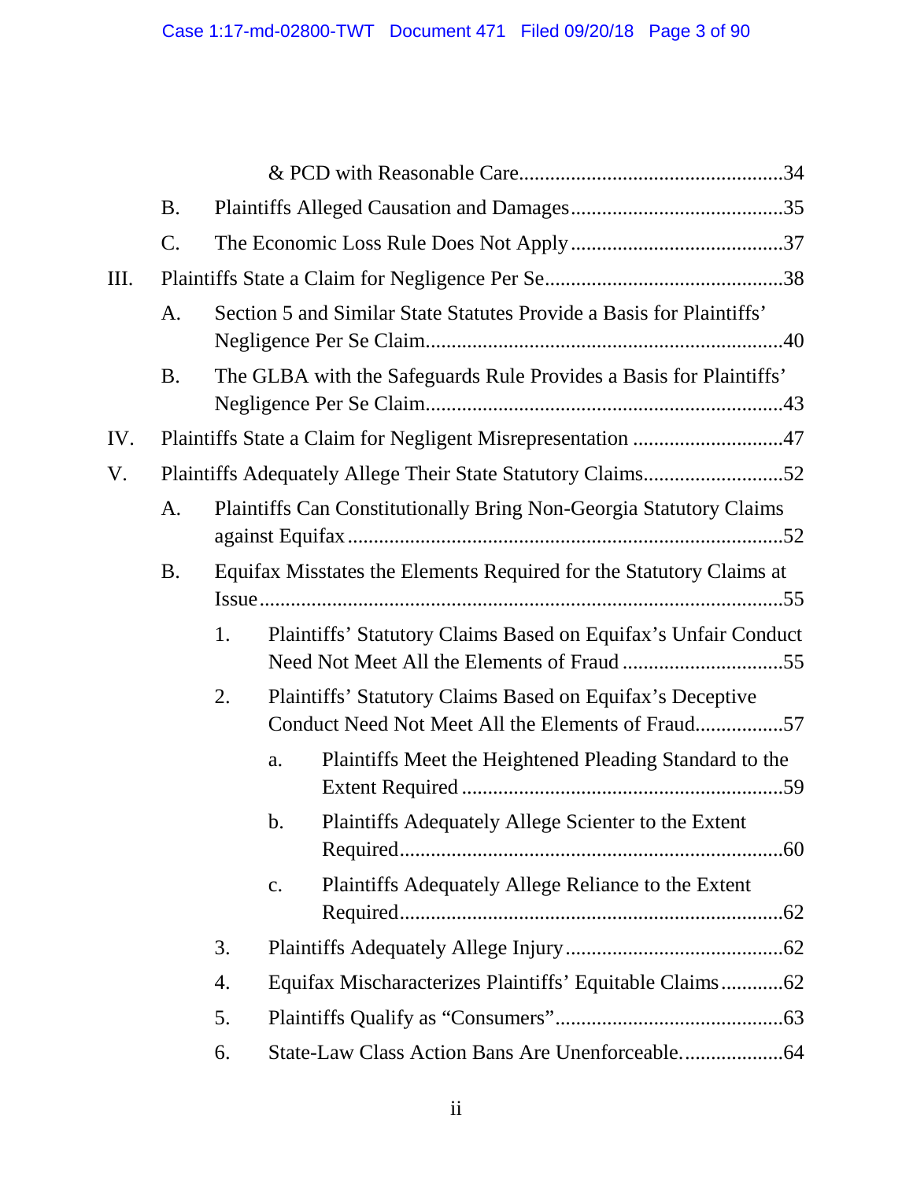& PCD with Reasonable Care..................................................34

B. Plaintiffs Alleged Causation and Damages.........................................35

C. The Economic Loss Rule Does Not Apply.........................................37

III. Plaintiffs State a Claim for Negligence Per Se.............................................38

A. Section 5 and Similar State Statutes Provide a Basis for Plaintiffs' Negligence Per Se Claim....................................................................40

B. The GLBA with the Safeguards Rule Provides a Basis for Plaintiffs' Negligence Per Se Claim....................................................................43

IV. Plaintiffs State a Claim for Negligent Misrepresentation .............................47

V. Plaintiffs Adequately Allege Their State Statutory Claims...........................52

A. Plaintiffs Can Constitutionally Bring Non-Georgia Statutory Claims against Equifax...................................................................................52

B. Equifax Misstates the Elements Required for the Statutory Claims at Issue...................................................................................................55

1. Plaintiffs' Statutory Claims Based on Equifax's Unfair Conduct Need Not Meet All the Elements of Fraud ...............................55

2. Plaintiffs' Statutory Claims Based on Equifax's Deceptive Conduct Need Not Meet All the Elements of Fraud.................57

a. Plaintiffs Meet the Heightened Pleading Standard to the Extent Required .............................................................59

b. Plaintiffs Adequately Allege Scienter to the Extent Required........................................................................60

c. Plaintiffs Adequately Allege Reliance to the Extent Required........................................................................62

3. Plaintiffs Adequately Allege Injury..........................................62

4. Equifax Mischaracterizes Plaintiffs' Equitable Claims............62

5. Plaintiffs Qualify as "Consumers"...........................................63

6. State-Law Class Action Bans Are Unenforceable...................64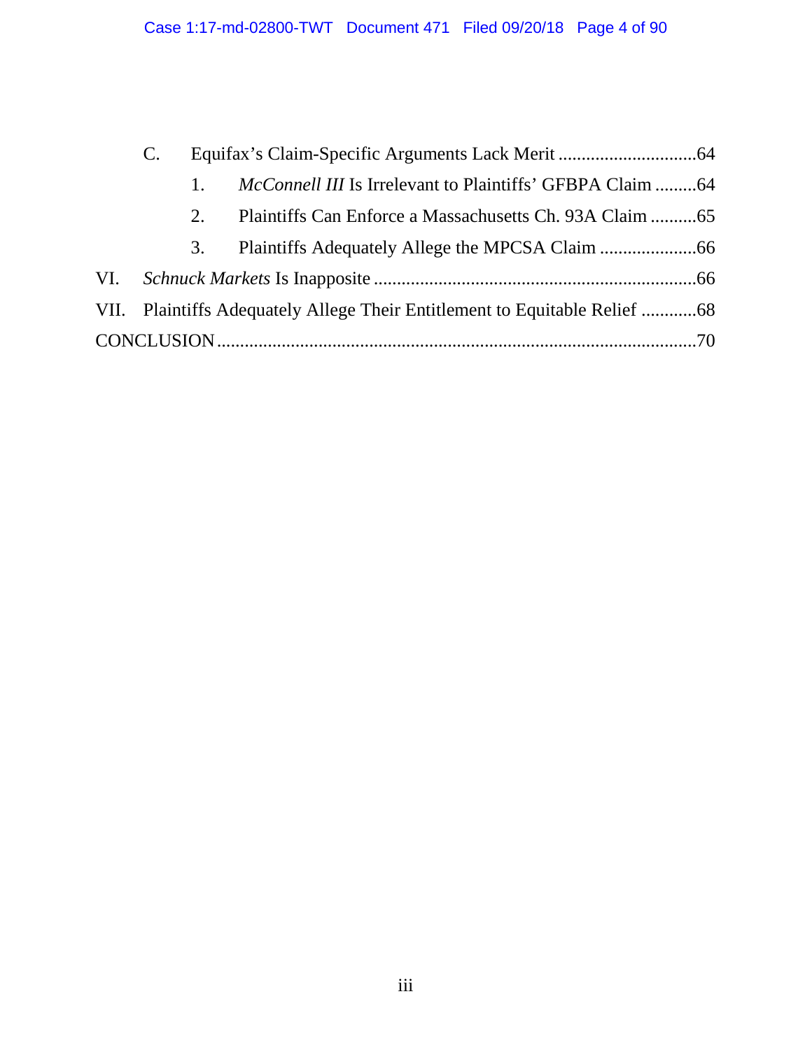C. Equifax's Claim-Specific Arguments Lack Merit .............................64

1. *McConnell III* Is Irrelevant to Plaintiffs' GFBPA Claim .........64

2. Plaintiffs Can Enforce a Massachusetts Ch. 93A Claim ..........65

3. Plaintiffs Adequately Allege the MPCSA Claim .....................66

VI. *Schnuck Markets* Is Inapposite .....................................................................66

VII. Plaintiffs Adequately Allege Their Entitlement to Equitable Relief ............68

CONCLUSION.......................................................................................................70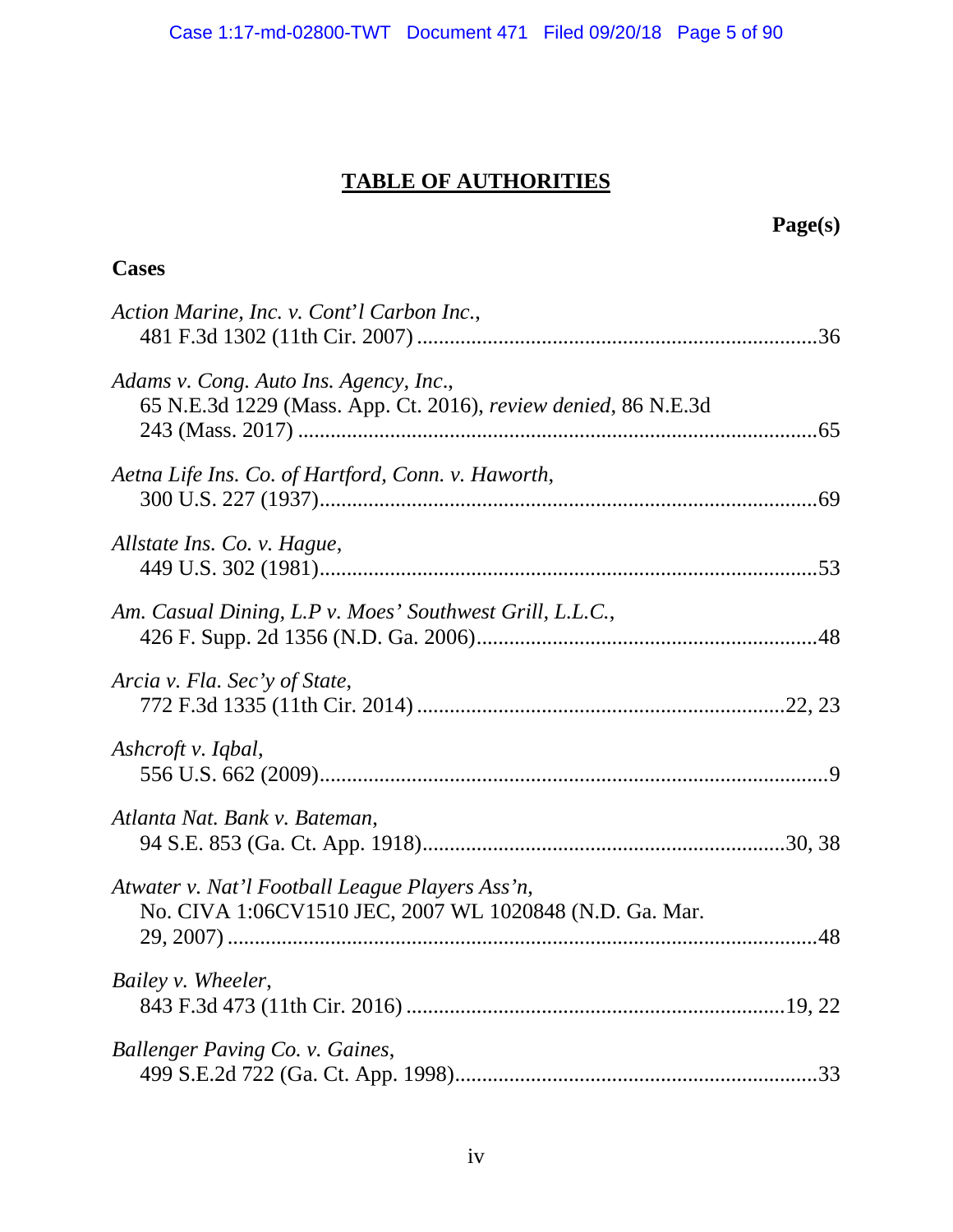# TABLE OF AUTHORITIES

**Page(s)**

**Cases**

*Action Marine, Inc. v. Cont'l Carbon Inc.*,
481 F.3d 1302 (11th Cir. 2007) ........................................................................36

*Adams v. Cong. Auto Ins. Agency, Inc.*,
65 N.E.3d 1229 (Mass. App. Ct. 2016), *review denied*, 86 N.E.3d 243 (Mass. 2017) ................................................................................................65

*Aetna Life Ins. Co. of Hartford, Conn. v. Haworth*,
300 U.S. 227 (1937)...........................................................................................69

*Allstate Ins. Co. v. Hague*,
449 U.S. 302 (1981)...........................................................................................53

*Am. Casual Dining, L.P v. Moes' Southwest Grill, L.L.C.*,
426 F. Supp. 2d 1356 (N.D. Ga. 2006)...............................................................48

*Arcia v. Fla. Sec'y of State*,
772 F.3d 1335 (11th Cir. 2014) ...................................................................22, 23

*Ashcroft v. Iqbal*,
556 U.S. 662 (2009).............................................................................................9

*Atlanta Nat. Bank v. Bateman*,
94 S.E. 853 (Ga. Ct. App. 1918)..................................................................30, 38

*Atwater v. Nat'l Football League Players Ass'n*,
No. CIVA 1:06CV1510 JEC, 2007 WL 1020848 (N.D. Ga. Mar. 29, 2007) ..........................................................................................................48

*Bailey v. Wheeler*,
843 F.3d 473 (11th Cir. 2016) .....................................................................19, 22

*Ballenger Paving Co. v. Gaines*,
499 S.E.2d 722 (Ga. Ct. App. 1998)..................................................................33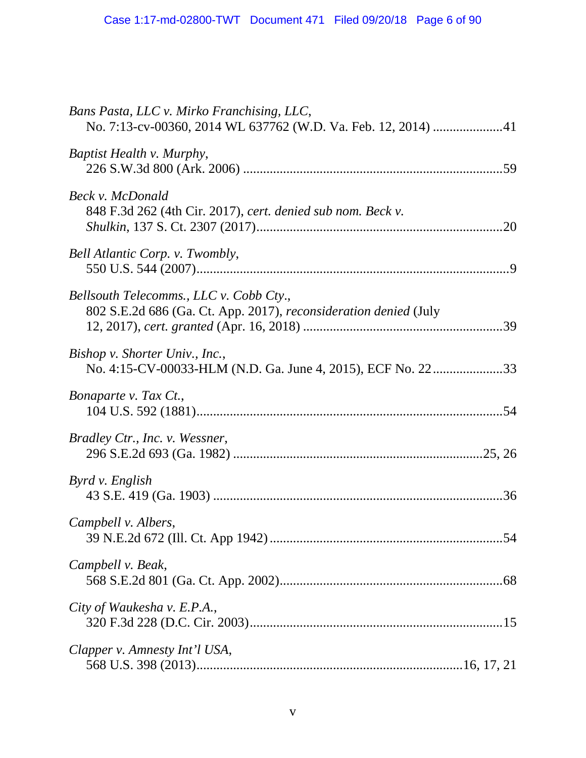*Bans Pasta, LLC v. Mirko Franchising, LLC*,
No. 7:13-cv-00360, 2014 WL 637762 (W.D. Va. Feb. 12, 2014) ....................41

*Baptist Health v. Murphy*,
226 S.W.3d 800 (Ark. 2006) ............................................................................59

*Beck v. McDonald*
848 F.3d 262 (4th Cir. 2017), *cert. denied sub nom. Beck v. Shulkin*, 137 S. Ct. 2307 (2017)........................................................................20

*Bell Atlantic Corp. v. Twombly*,
550 U.S. 544 (2007)............................................................................................9

*Bellsouth Telecomms., LLC v. Cobb Cty.*,
802 S.E.2d 686 (Ga. Ct. App. 2017), *reconsideration denied* (July 12, 2017), *cert. granted* (Apr. 16, 2018) ...........................................................39

*Bishop v. Shorter Univ., Inc.*,
No. 4:15-CV-00033-HLM (N.D. Ga. June 4, 2015), ECF No. 22....................33

*Bonaparte v. Tax Ct.*,
104 U.S. 592 (1881)..........................................................................................54

*Bradley Ctr., Inc. v. Wessner*,
296 S.E.2d 693 (Ga. 1982) .........................................................................25, 26

*Byrd v. English*
43 S.E. 419 (Ga. 1903) .....................................................................................36

*Campbell v. Albers*,
39 N.E.2d 672 (Ill. Ct. App 1942) ....................................................................54

*Campbell v. Beak*,
568 S.E.2d 801 (Ga. Ct. App. 2002)..................................................................68

*City of Waukesha v. E.P.A.*,
320 F.3d 228 (D.C. Cir. 2003)...........................................................................15

*Clapper v. Amnesty Int'l USA*,
568 U.S. 398 (2013).............................................................................16, 17, 21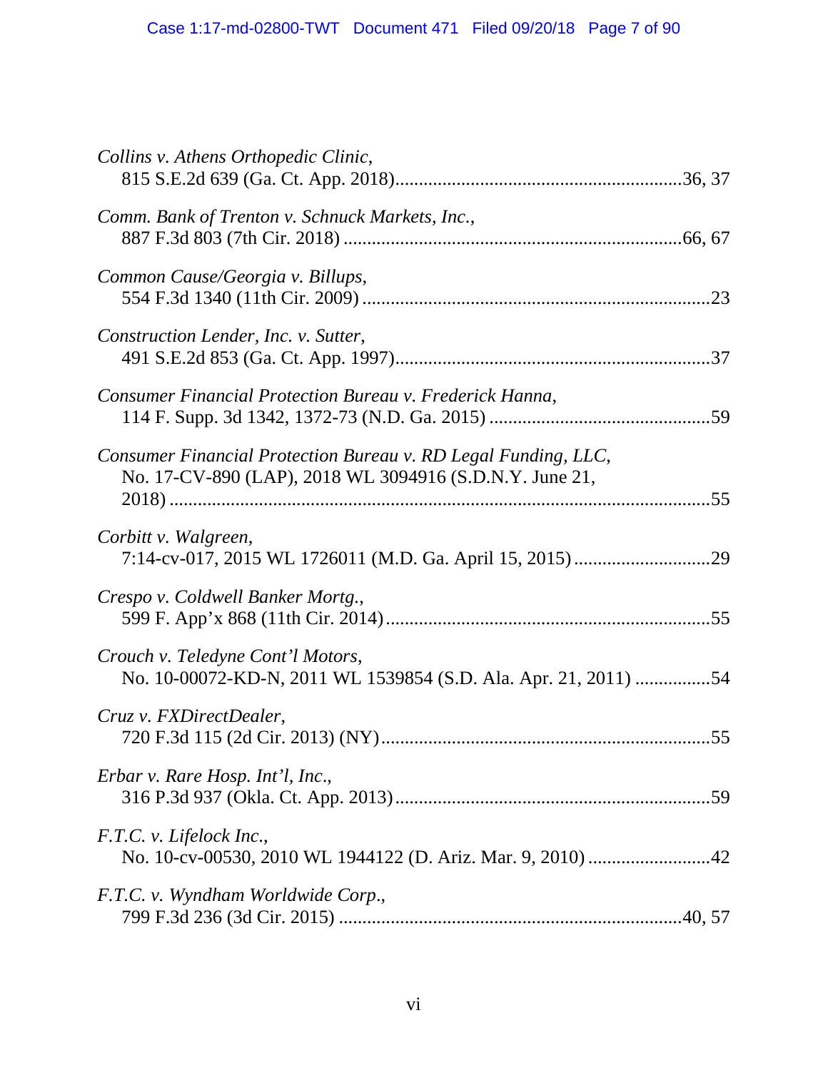*Collins v. Athens Orthopedic Clinic*,
815 S.E.2d 639 (Ga. Ct. App. 2018)..........................................................36, 37

*Comm. Bank of Trenton v. Schnuck Markets, Inc.*,
887 F.3d 803 (7th Cir. 2018) .......................................................................66, 67

*Common Cause/Georgia v. Billups*,
554 F.3d 1340 (11th Cir. 2009) .........................................................................23

*Construction Lender, Inc. v. Sutter*,
491 S.E.2d 853 (Ga. Ct. App. 1997)..................................................................37

*Consumer Financial Protection Bureau v. Frederick Hanna*,
114 F. Supp. 3d 1342, 1372-73 (N.D. Ga. 2015) ...............................................59

*Consumer Financial Protection Bureau v. RD Legal Funding, LLC*,
No. 17-CV-890 (LAP), 2018 WL 3094916 (S.D.N.Y. June 21, 2018) .........................................................................................................55

*Corbitt v. Walgreen*,
7:14-cv-017, 2015 WL 1726011 (M.D. Ga. April 15, 2015) .............................29

*Crespo v. Coldwell Banker Mortg.*,
599 F. App'x 868 (11th Cir. 2014).....................................................................55

*Crouch v. Teledyne Cont'l Motors*,
No. 10-00072-KD-N, 2011 WL 1539854 (S.D. Ala. Apr. 21, 2011) ................54

*Cruz v. FXDirectDealer*,
720 F.3d 115 (2d Cir. 2013) (NY).....................................................................55

*Erbar v. Rare Hosp. Int'l, Inc.*,
316 P.3d 937 (Okla. Ct. App. 2013)..................................................................59

*F.T.C. v. Lifelock Inc.*,
No. 10-cv-00530, 2010 WL 1944122 (D. Ariz. Mar. 9, 2010) ..........................42

*F.T.C. v. Wyndham Worldwide Corp.*,
799 F.3d 236 (3d Cir. 2015) ........................................................................40, 57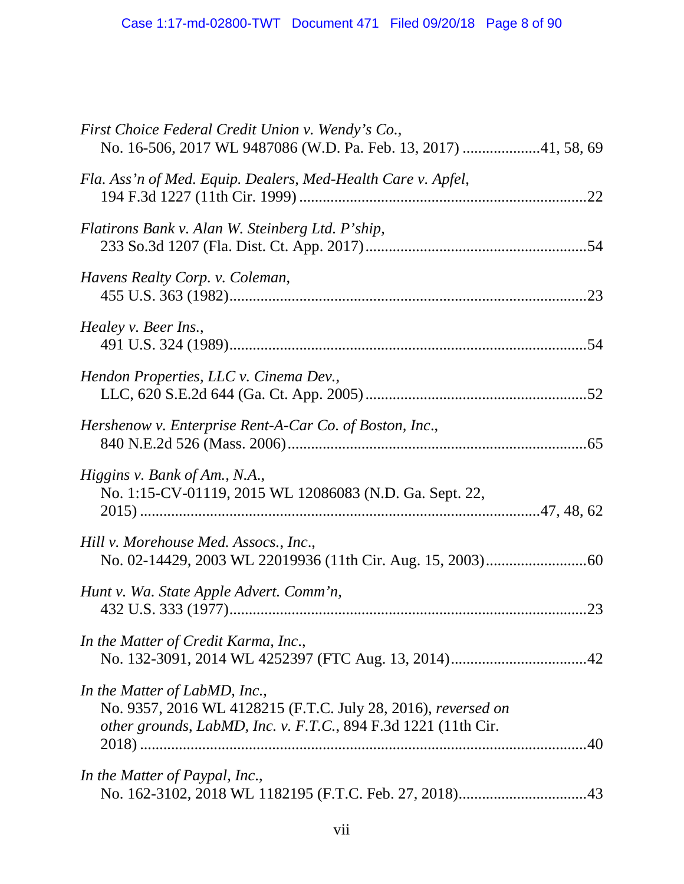*First Choice Federal Credit Union v. Wendy's Co.*,
No. 16-506, 2017 WL 9487086 (W.D. Pa. Feb. 13, 2017) ....................41, 58, 69

*Fla. Ass'n of Med. Equip. Dealers, Med-Health Care v. Apfel*,
194 F.3d 1227 (11th Cir. 1999) ........................................................................22

*Flatirons Bank v. Alan W. Steinberg Ltd. P'ship*,
233 So.3d 1207 (Fla. Dist. Ct. App. 2017)........................................................54

*Havens Realty Corp. v. Coleman*,
455 U.S. 363 (1982)...........................................................................................23

*Healey v. Beer Ins.*,
491 U.S. 324 (1989)...........................................................................................54

*Hendon Properties, LLC v. Cinema Dev.*,
LLC, 620 S.E.2d 644 (Ga. Ct. App. 2005).........................................................52

*Hershenow v. Enterprise Rent-A-Car Co. of Boston, Inc*.,
840 N.E.2d 526 (Mass. 2006).............................................................................65

*Higgins v. Bank of Am., N.A.*,
No. 1:15-CV-01119, 2015 WL 12086083 (N.D. Ga. Sept. 22,
2015) .........................................................................................................47, 48, 62

*Hill v. Morehouse Med. Assocs., Inc*.,
No. 02-14429, 2003 WL 22019936 (11th Cir. Aug. 15, 2003)..........................60

*Hunt v. Wa. State Apple Advert. Comm'n*,
432 U.S. 333 (1977)...........................................................................................23

*In the Matter of Credit Karma, Inc*.,
No. 132-3091, 2014 WL 4252397 (FTC Aug. 13, 2014)...................................42

*In the Matter of LabMD, Inc.*,
No. 9357, 2016 WL 4128215 (F.T.C. July 28, 2016), *reversed on other grounds*, *LabMD, Inc. v. F.T.C.*, 894 F.3d 1221 (11th Cir.
2018) ...................................................................................................................40

*In the Matter of Paypal, Inc*.,
No. 162-3102, 2018 WL 1182195 (F.T.C. Feb. 27, 2018).................................43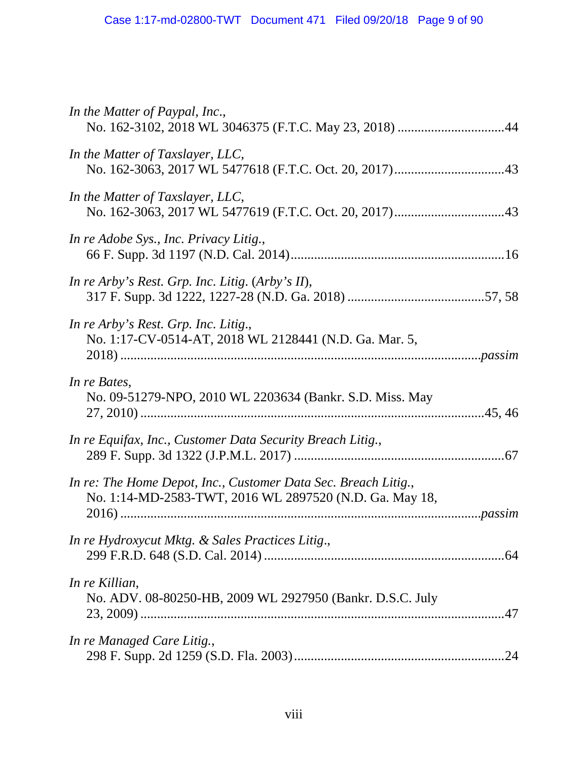*In the Matter of Paypal, Inc*.,
No. 162-3102, 2018 WL 3046375 (F.T.C. May 23, 2018) ................................44

*In the Matter of Taxslayer, LLC*,
No. 162-3063, 2017 WL 5477618 (F.T.C. Oct. 20, 2017)................................43

*In the Matter of Taxslayer, LLC*,
No. 162-3063, 2017 WL 5477619 (F.T.C. Oct. 20, 2017)................................43

*In re Adobe Sys., Inc. Privacy Litig.*,
66 F. Supp. 3d 1197 (N.D. Cal. 2014)...............................................................16

*In re Arby's Rest. Grp. Inc. Litig*. (*Arby's II*),
317 F. Supp. 3d 1222, 1227-28 (N.D. Ga. 2018) .........................................57, 58

*In re Arby's Rest. Grp. Inc. Litig*.,
No. 1:17-CV-0514-AT, 2018 WL 2128441 (N.D. Ga. Mar. 5, 2018) ..........................................................................................................*passim*

*In re Bates*,
No. 09-51279-NPO, 2010 WL 2203634 (Bankr. S.D. Miss. May 27, 2010) ....................................................................................................45, 46

*In re Equifax, Inc., Customer Data Security Breach Litig.*,
289 F. Supp. 3d 1322 (J.P.M.L. 2017) ..............................................................67

*In re: The Home Depot, Inc., Customer Data Sec. Breach Litig.*,
No. 1:14-MD-2583-TWT, 2016 WL 2897520 (N.D. Ga. May 18, 2016) ..........................................................................................................*passim*

*In re Hydroxycut Mktg. & Sales Practices Litig*.,
299 F.R.D. 648 (S.D. Cal. 2014) .......................................................................64

*In re Killian*,
No. ADV. 08-80250-HB, 2009 WL 2927950 (Bankr. D.S.C. July 23, 2009) .............................................................................................................47

*In re Managed Care Litig.*,
298 F. Supp. 2d 1259 (S.D. Fla. 2003)..............................................................24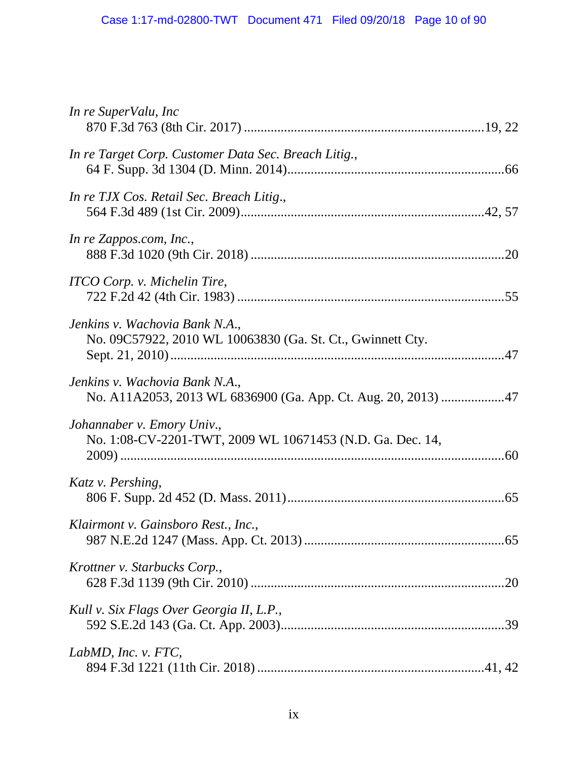*In re SuperValu, Inc*
870 F.3d 763 (8th Cir. 2017) ........................................................................19, 22

*In re Target Corp. Customer Data Sec. Breach Litig.*,
64 F. Supp. 3d 1304 (D. Minn. 2014)................................................................66

*In re TJX Cos. Retail Sec. Breach Litig*.,
564 F.3d 489 (1st Cir. 2009)........................................................................42, 57

*In re Zappos.com, Inc.*,
888 F.3d 1020 (9th Cir. 2018) ..........................................................................20

*ITCO Corp. v. Michelin Tire*,
722 F.2d 42 (4th Cir. 1983) ...............................................................................55

*Jenkins v. Wachovia Bank N.A.*,
No. 09C57922, 2010 WL 10063830 (Ga. St. Ct., Gwinnett Cty. Sept. 21, 2010) ...................................................................................................47

*Jenkins v. Wachovia Bank N.A.*,
No. A11A2053, 2013 WL 6836900 (Ga. App. Ct. Aug. 20, 2013) ..................47

*Johannaber v. Emory Univ.*,
No. 1:08-CV-2201-TWT, 2009 WL 10671453 (N.D. Ga. Dec. 14, 2009) ..................................................................................................................60

*Katz v. Pershing*,
806 F. Supp. 2d 452 (D. Mass. 2011)................................................................65

*Klairmont v. Gainsboro Rest., Inc.*,
987 N.E.2d 1247 (Mass. App. Ct. 2013) ...........................................................65

*Krottner v. Starbucks Corp.*,
628 F.3d 1139 (9th Cir. 2010) ...........................................................................20

*Kull v. Six Flags Over Georgia II, L.P.*,
592 S.E.2d 143 (Ga. Ct. App. 2003)..................................................................39

*LabMD, Inc. v. FTC*,
894 F.3d 1221 (11th Cir. 2018) ...................................................................41, 42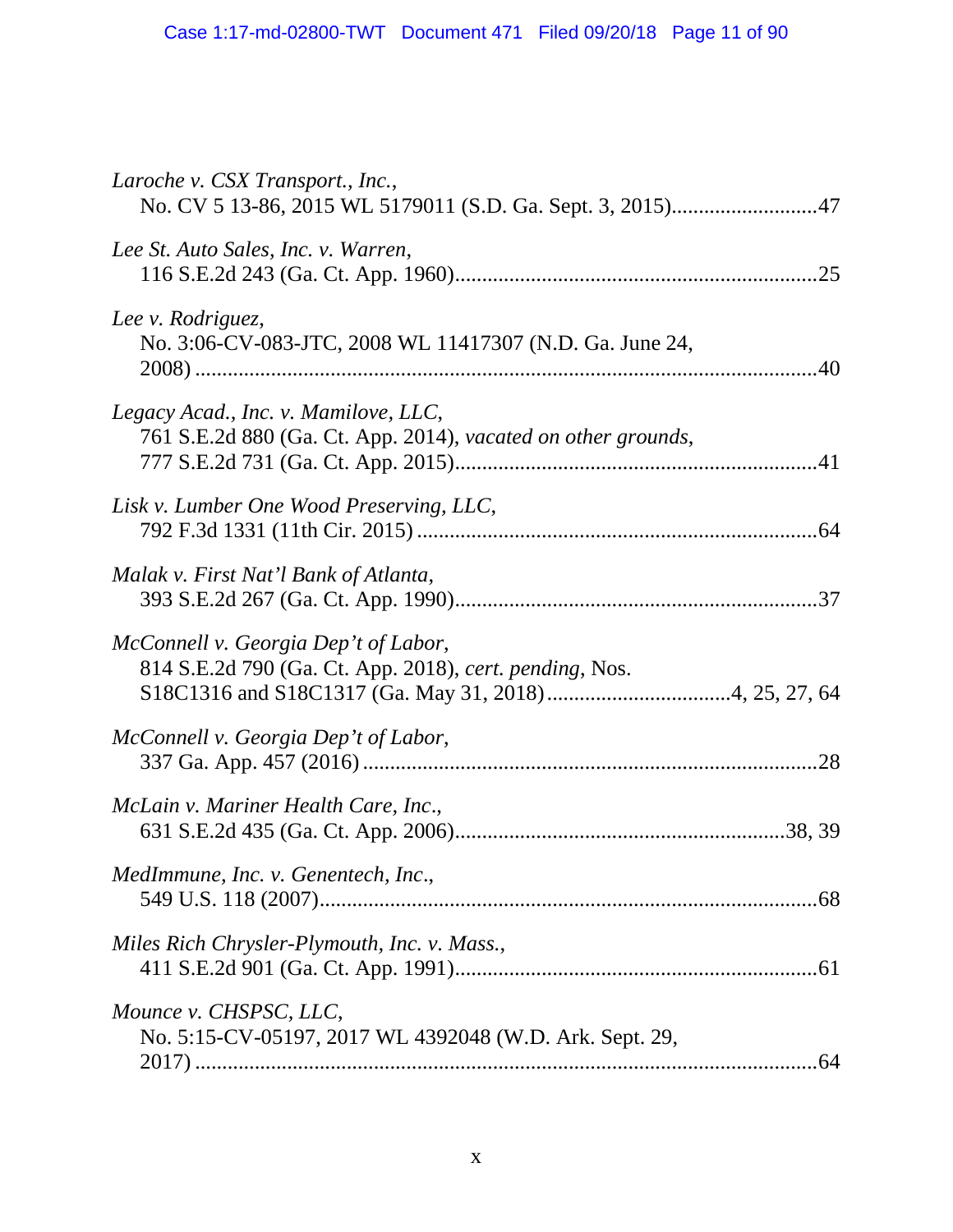*Laroche v. CSX Transport., Inc.*,
No. CV 5 13-86, 2015 WL 5179011 (S.D. Ga. Sept. 3, 2015)...........................47

*Lee St. Auto Sales, Inc. v. Warren*,
116 S.E.2d 243 (Ga. Ct. App. 1960)..................................................................25

*Lee v. Rodriguez*,
No. 3:06-CV-083-JTC, 2008 WL 11417307 (N.D. Ga. June 24, 2008) ..................................................................................................................40

*Legacy Acad., Inc. v. Mamilove, LLC*,
761 S.E.2d 880 (Ga. Ct. App. 2014), *vacated on other grounds*, 777 S.E.2d 731 (Ga. Ct. App. 2015)..................................................................41

*Lisk v. Lumber One Wood Preserving, LLC*,
792 F.3d 1331 (11th Cir. 2015) .........................................................................64

*Malak v. First Nat'l Bank of Atlanta*,
393 S.E.2d 267 (Ga. Ct. App. 1990)..................................................................37

*McConnell v. Georgia Dep't of Labor*,
814 S.E.2d 790 (Ga. Ct. App. 2018), *cert. pending*, Nos. S18C1316 and S18C1317 (Ga. May 31, 2018).................................4, 25, 27, 64

*McConnell v. Georgia Dep't of Labor*,
337 Ga. App. 457 (2016) ...................................................................................28

*McLain v. Mariner Health Care, Inc*.,
631 S.E.2d 435 (Ga. Ct. App. 2006)............................................................38, 39

*MedImmune, Inc. v. Genentech, Inc*.,
549 U.S. 118 (2007)...........................................................................................68

*Miles Rich Chrysler-Plymouth, Inc. v. Mass.*,
411 S.E.2d 901 (Ga. Ct. App. 1991)..................................................................61

*Mounce v. CHSPSC, LLC*,
No. 5:15-CV-05197, 2017 WL 4392048 (W.D. Ark. Sept. 29, 2017) ..................................................................................................................64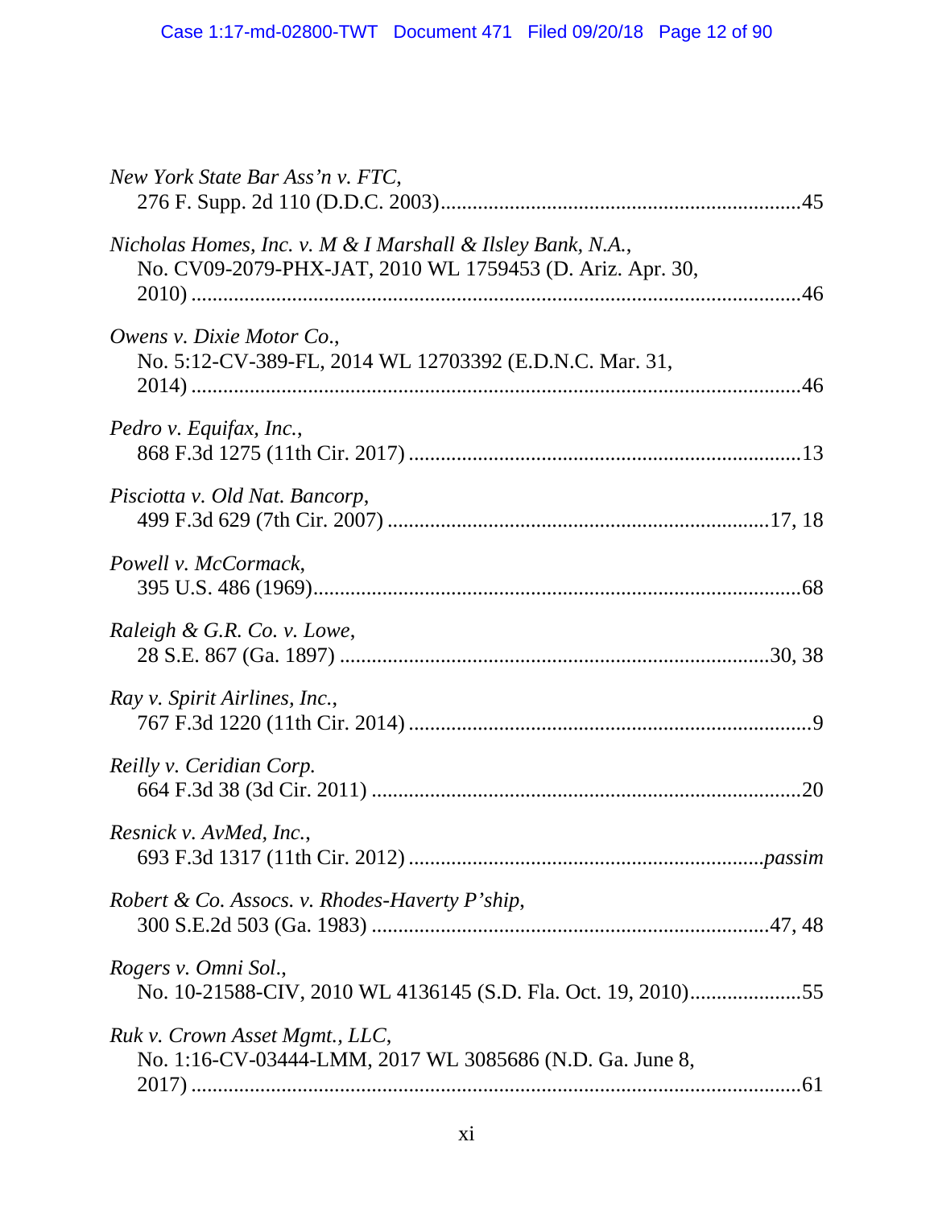*New York State Bar Ass'n v. FTC*,
276 F. Supp. 2d 110 (D.D.C. 2003)....................................................................45

*Nicholas Homes, Inc. v. M & I Marshall & Ilsley Bank, N.A.*,
No. CV09-2079-PHX-JAT, 2010 WL 1759453 (D. Ariz. Apr. 30, 2010) ....................................................................................................46

*Owens v. Dixie Motor Co.*,
No. 5:12-CV-389-FL, 2014 WL 12703392 (E.D.N.C. Mar. 31, 2014) ....................................................................................................46

*Pedro v. Equifax, Inc.*,
868 F.3d 1275 (11th Cir. 2017) ........................................................................13

*Pisciotta v. Old Nat. Bancorp*,
499 F.3d 629 (7th Cir. 2007) .......................................................................17, 18

*Powell v. McCormack*,
395 U.S. 486 (1969)..........................................................................................68

*Raleigh & G.R. Co. v. Lowe*,
28 S.E. 867 (Ga. 1897) .................................................................................30, 38

*Ray v. Spirit Airlines, Inc.*,
767 F.3d 1220 (11th Cir. 2014) ..........................................................................9

*Reilly v. Ceridian Corp.*
664 F.3d 38 (3d Cir. 2011) ................................................................................20

*Resnick v. AvMed, Inc.*,
693 F.3d 1317 (11th Cir. 2012) .................................................................*passim*

*Robert & Co. Assocs. v. Rhodes-Haverty P'ship*,
300 S.E.2d 503 (Ga. 1983) .........................................................................47, 48

*Rogers v. Omni Sol.*,
No. 10-21588-CIV, 2010 WL 4136145 (S.D. Fla. Oct. 19, 2010).....................55

*Ruk v. Crown Asset Mgmt., LLC*,
No. 1:16-CV-03444-LMM, 2017 WL 3085686 (N.D. Ga. June 8, 2017) ....................................................................................................61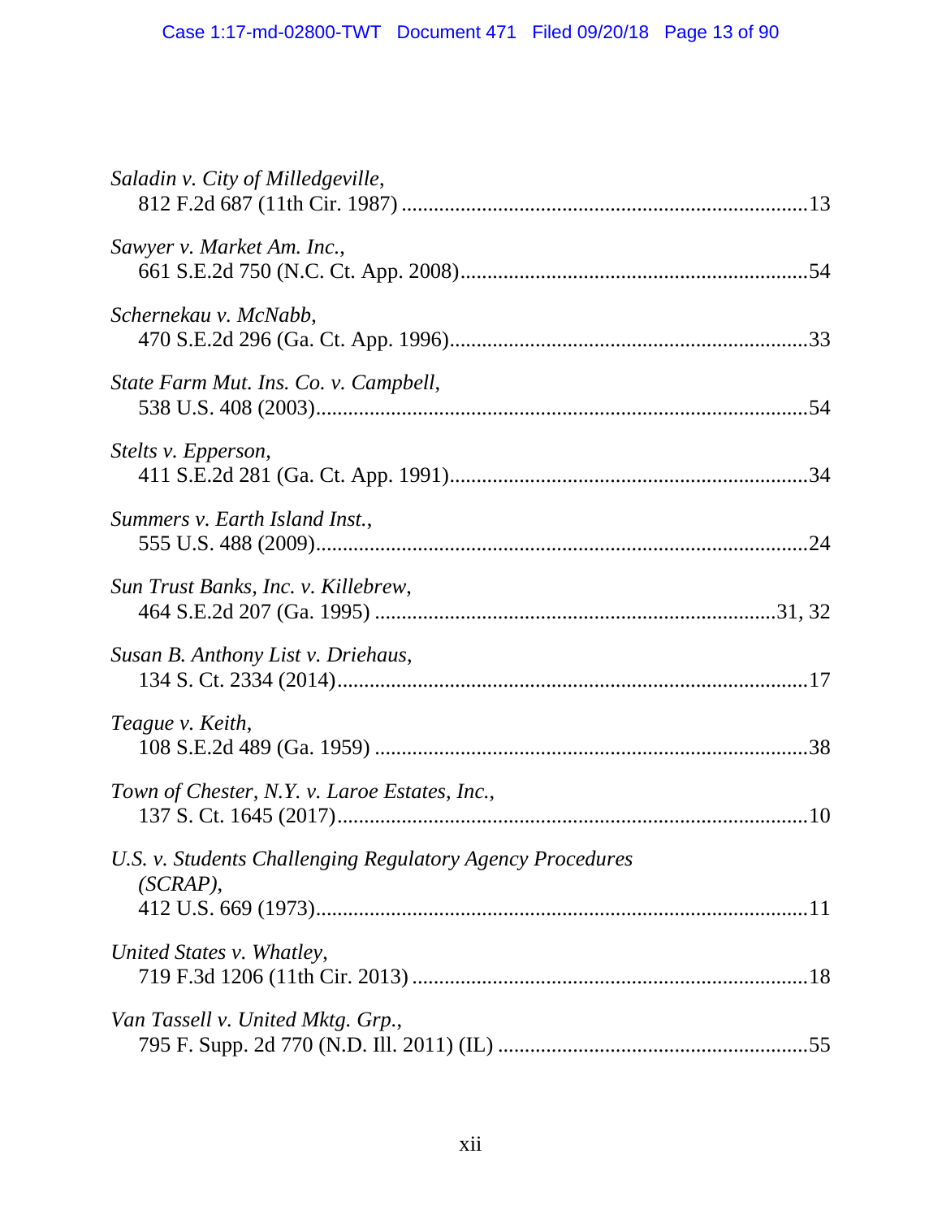*Saladin v. City of Milledgeville*,
812 F.2d 687 (11th Cir. 1987) ........................................................................13

*Sawyer v. Market Am. Inc.*,
661 S.E.2d 750 (N.C. Ct. App. 2008)..............................................................54

*Schernekau v. McNabb*,
470 S.E.2d 296 (Ga. Ct. App. 1996)................................................................33

*State Farm Mut. Ins. Co. v. Campbell*,
538 U.S. 408 (2003)..........................................................................................54

*Stelts v. Epperson*,
411 S.E.2d 281 (Ga. Ct. App. 1991)................................................................34

*Summers v. Earth Island Inst.*,
555 U.S. 488 (2009)..........................................................................................24

*Sun Trust Banks, Inc. v. Killebrew*,
464 S.E.2d 207 (Ga. 1995) .........................................................................31, 32

*Susan B. Anthony List v. Driehaus*,
134 S. Ct. 2334 (2014)......................................................................................17

*Teague v. Keith*,
108 S.E.2d 489 (Ga. 1959) ...............................................................................38

*Town of Chester, N.Y. v. Laroe Estates, Inc.*,
137 S. Ct. 1645 (2017)......................................................................................10

*U.S. v. Students Challenging Regulatory Agency Procedures (SCRAP)*,
412 U.S. 669 (1973)..........................................................................................11

*United States v. Whatley*,
719 F.3d 1206 (11th Cir. 2013) ........................................................................18

*Van Tassell v. United Mktg. Grp.*,
795 F. Supp. 2d 770 (N.D. Ill. 2011) (IL) ........................................................55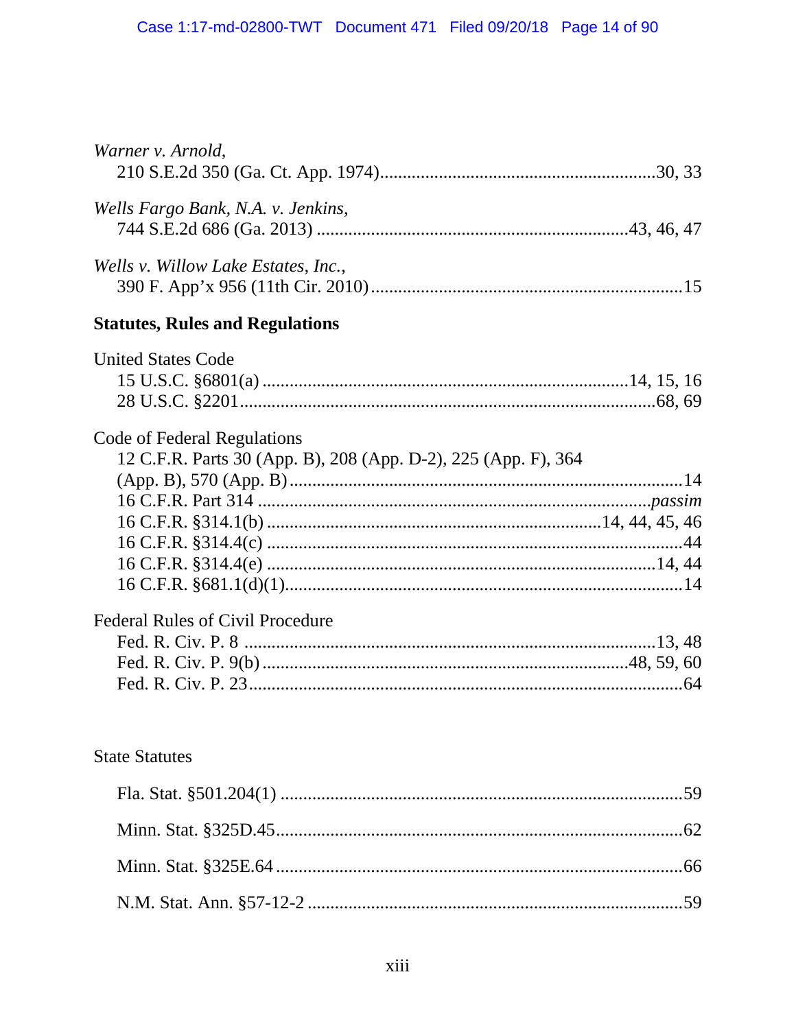*Warner v. Arnold*,
210 S.E.2d 350 (Ga. Ct. App. 1974)............................................................30, 33

*Wells Fargo Bank, N.A. v. Jenkins*,
744 S.E.2d 686 (Ga. 2013) ..................................................................43, 46, 47

*Wells v. Willow Lake Estates, Inc.*,
390 F. App'x 956 (11th Cir. 2010)....................................................................15

**Statutes, Rules and Regulations**

United States Code
15 U.S.C. §6801(a) ................................................................................14, 15, 16
28 U.S.C. §2201...........................................................................................68, 69

Code of Federal Regulations
12 C.F.R. Parts 30 (App. B), 208 (App. D-2), 225 (App. F), 364 (App. B), 570 (App. B)......................................................................................14
16 C.F.R. Part 314 ......................................................................................*passim*
16 C.F.R. §314.1(b) .........................................................................14, 44, 45, 46
16 C.F.R. §314.4(c) ...........................................................................................44
16 C.F.R. §314.4(e) .......................................................................................14, 44
16 C.F.R. §681.1(d)(1).......................................................................................14

Federal Rules of Civil Procedure
Fed. R. Civ. P. 8 ..........................................................................................13, 48
Fed. R. Civ. P. 9(b) ..................................................................................48, 59, 60
Fed. R. Civ. P. 23................................................................................................64

State Statutes

Fla. Stat. §501.204(1) .........................................................................................59

Minn. Stat. §325D.45..........................................................................................62

Minn. Stat. §325E.64 ..........................................................................................66

N.M. Stat. Ann. §57-12-2 ...................................................................................59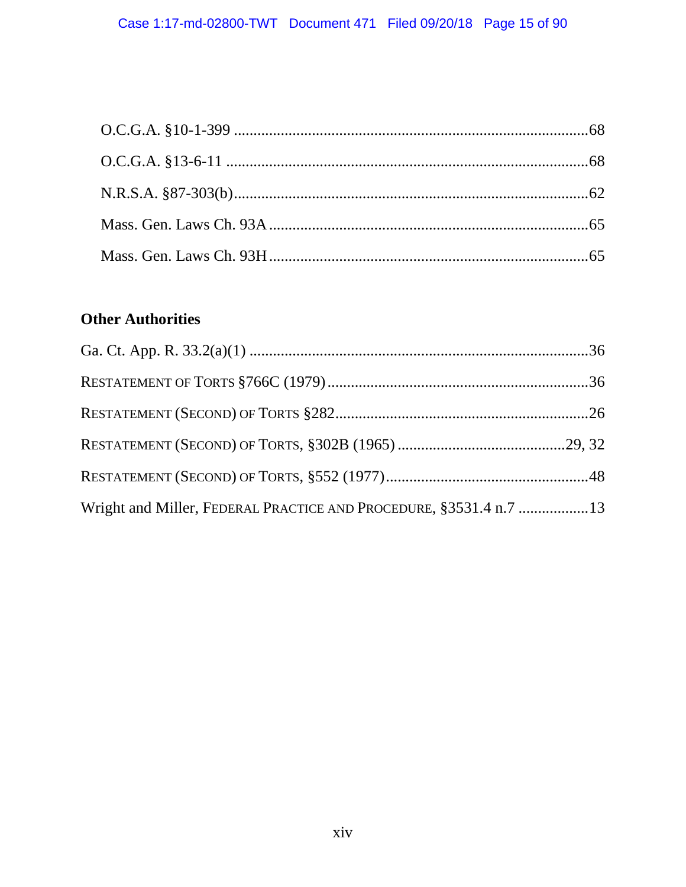O.C.G.A. §10-1-399 .......................................................................................68

O.C.G.A. §13-6-11 .........................................................................................68

N.R.S.A. §87-303(b).......................................................................................62

Mass. Gen. Laws Ch. 93A ..............................................................................65

Mass. Gen. Laws Ch. 93H ..............................................................................65

## Other Authorities

Ga. Ct. App. R. 33.2(a)(1) .......................................................................................36

RESTATEMENT OF TORTS §766C (1979) ...................................................................36

RESTATEMENT (SECOND) OF TORTS §282 ................................................................26

RESTATEMENT (SECOND) OF TORTS, §302B (1965) ...........................................29, 32

RESTATEMENT (SECOND) OF TORTS, §552 (1977) ....................................................48

Wright and Miller, FEDERAL PRACTICE AND PROCEDURE, §3531.4 n.7 ..................13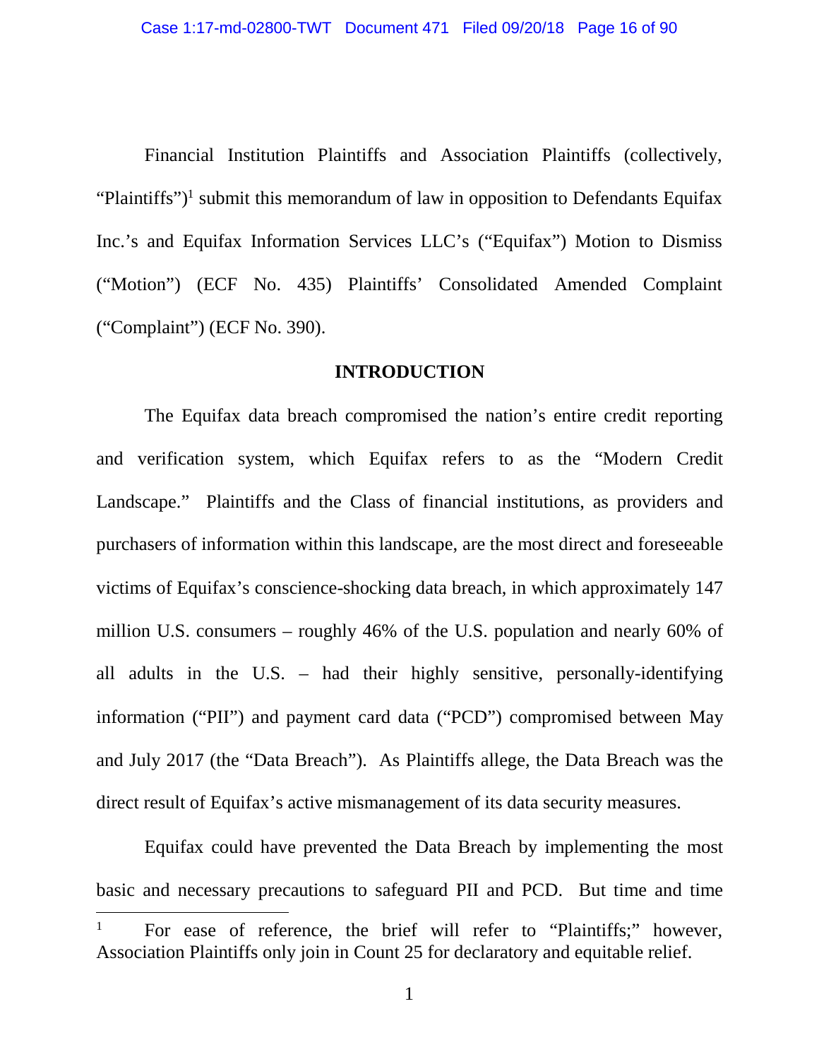Financial Institution Plaintiffs and Association Plaintiffs (collectively, "Plaintiffs")[1] submit this memorandum of law in opposition to Defendants Equifax Inc.'s and Equifax Information Services LLC's ("Equifax") Motion to Dismiss ("Motion") (ECF No. 435) Plaintiffs' Consolidated Amended Complaint ("Complaint") (ECF No. 390).

## INTRODUCTION

The Equifax data breach compromised the nation's entire credit reporting and verification system, which Equifax refers to as the "Modern Credit Landscape." Plaintiffs and the Class of financial institutions, as providers and purchasers of information within this landscape, are the most direct and foreseeable victims of Equifax's conscience-shocking data breach, in which approximately 147 million U.S. consumers – roughly 46% of the U.S. population and nearly 60% of all adults in the U.S. – had their highly sensitive, personally-identifying information ("PII") and payment card data ("PCD") compromised between May and July 2017 (the "Data Breach"). As Plaintiffs allege, the Data Breach was the direct result of Equifax's active mismanagement of its data security measures.

Equifax could have prevented the Data Breach by implementing the most basic and necessary precautions to safeguard PII and PCD. But time and time

---

[1] For ease of reference, the brief will refer to "Plaintiffs;" however, Association Plaintiffs only join in Count 25 for declaratory and equitable relief.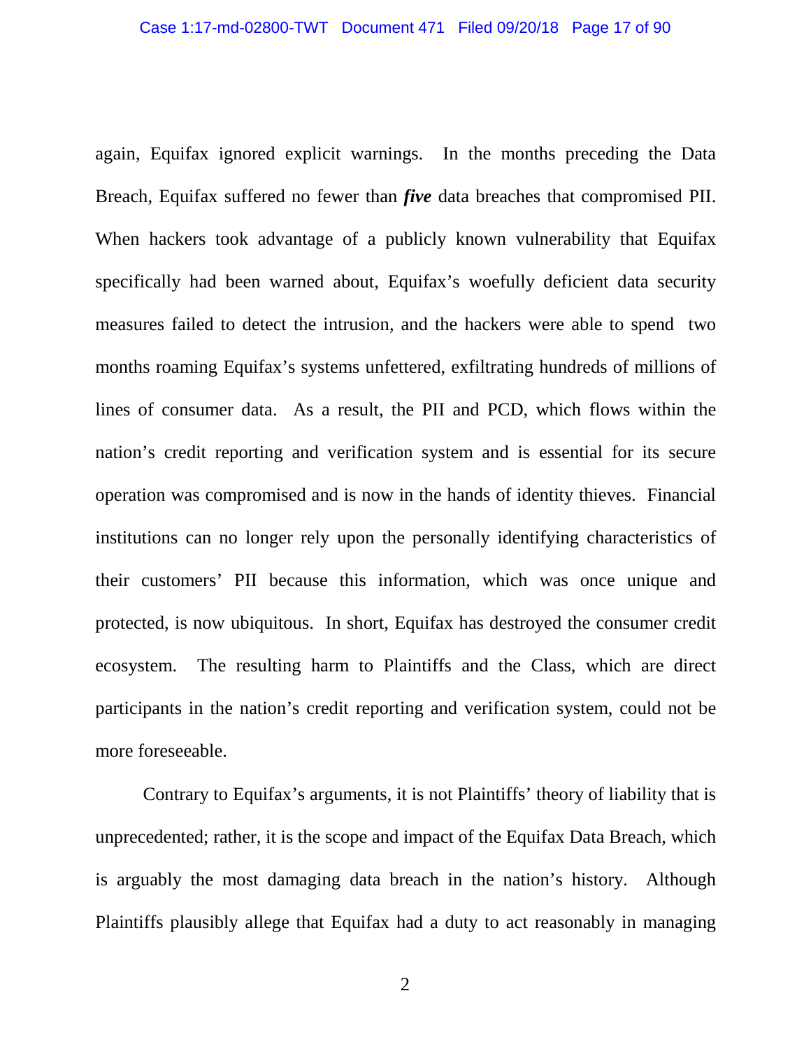again, Equifax ignored explicit warnings. In the months preceding the Data Breach, Equifax suffered no fewer than ***five*** data breaches that compromised PII. When hackers took advantage of a publicly known vulnerability that Equifax specifically had been warned about, Equifax's woefully deficient data security measures failed to detect the intrusion, and the hackers were able to spend two months roaming Equifax's systems unfettered, exfiltrating hundreds of millions of lines of consumer data. As a result, the PII and PCD, which flows within the nation's credit reporting and verification system and is essential for its secure operation was compromised and is now in the hands of identity thieves. Financial institutions can no longer rely upon the personally identifying characteristics of their customers' PII because this information, which was once unique and protected, is now ubiquitous. In short, Equifax has destroyed the consumer credit ecosystem. The resulting harm to Plaintiffs and the Class, which are direct participants in the nation's credit reporting and verification system, could not be more foreseeable.

Contrary to Equifax's arguments, it is not Plaintiffs' theory of liability that is unprecedented; rather, it is the scope and impact of the Equifax Data Breach, which is arguably the most damaging data breach in the nation's history. Although Plaintiffs plausibly allege that Equifax had a duty to act reasonably in managing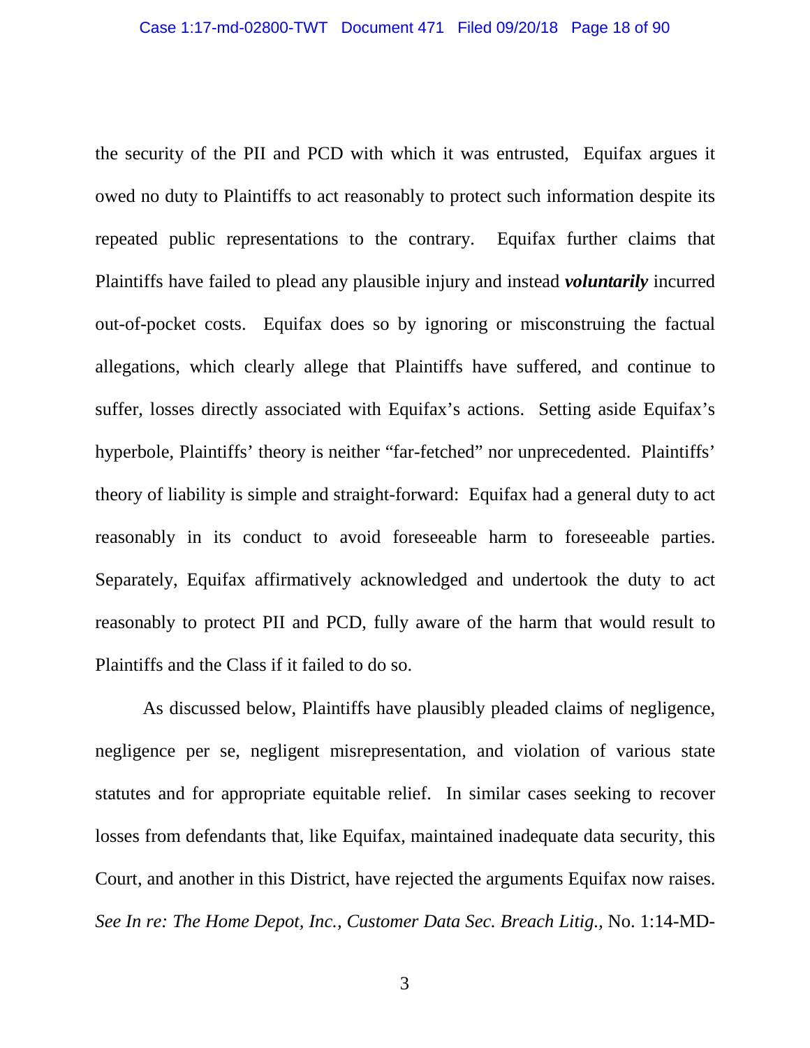the security of the PII and PCD with which it was entrusted, Equifax argues it owed no duty to Plaintiffs to act reasonably to protect such information despite its repeated public representations to the contrary. Equifax further claims that Plaintiffs have failed to plead any plausible injury and instead ***voluntarily*** incurred out-of-pocket costs. Equifax does so by ignoring or misconstruing the factual allegations, which clearly allege that Plaintiffs have suffered, and continue to suffer, losses directly associated with Equifax's actions. Setting aside Equifax's hyperbole, Plaintiffs' theory is neither "far-fetched" nor unprecedented. Plaintiffs' theory of liability is simple and straight-forward: Equifax had a general duty to act reasonably in its conduct to avoid foreseeable harm to foreseeable parties. Separately, Equifax affirmatively acknowledged and undertook the duty to act reasonably to protect PII and PCD, fully aware of the harm that would result to Plaintiffs and the Class if it failed to do so.

As discussed below, Plaintiffs have plausibly pleaded claims of negligence, negligence per se, negligent misrepresentation, and violation of various state statutes and for appropriate equitable relief. In similar cases seeking to recover losses from defendants that, like Equifax, maintained inadequate data security, this Court, and another in this District, have rejected the arguments Equifax now raises. *See In re: The Home Depot, Inc., Customer Data Sec. Breach Litig.*, No. 1:14-MD-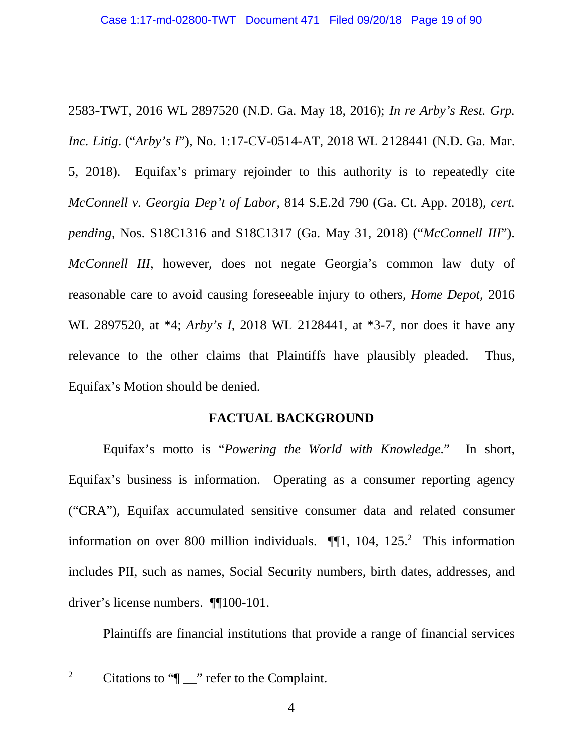2583-TWT, 2016 WL 2897520 (N.D. Ga. May 18, 2016); *In re Arby's Rest. Grp. Inc. Litig*. ("*Arby's I*"), No. 1:17-CV-0514-AT, 2018 WL 2128441 (N.D. Ga. Mar. 5, 2018). Equifax's primary rejoinder to this authority is to repeatedly cite *McConnell v. Georgia Dep't of Labor*, 814 S.E.2d 790 (Ga. Ct. App. 2018), *cert. pending*, Nos. S18C1316 and S18C1317 (Ga. May 31, 2018) ("*McConnell III*"). *McConnell III*, however, does not negate Georgia's common law duty of reasonable care to avoid causing foreseeable injury to others, *Home Depot*, 2016 WL 2897520, at *4; *Arby's I*, 2018 WL 2128441, at *3-7, nor does it have any relevance to the other claims that Plaintiffs have plausibly pleaded. Thus, Equifax's Motion should be denied.

## FACTUAL BACKGROUND

Equifax's motto is "*Powering the World with Knowledge.*" In short, Equifax's business is information. Operating as a consumer reporting agency ("CRA"), Equifax accumulated sensitive consumer data and related consumer information on over 800 million individuals. ¶¶1, 104, 125.[2] This information includes PII, such as names, Social Security numbers, birth dates, addresses, and driver's license numbers. ¶¶100-101.

Plaintiffs are financial institutions that provide a range of financial services

---

[2] Citations to "¶ __" refer to the Complaint.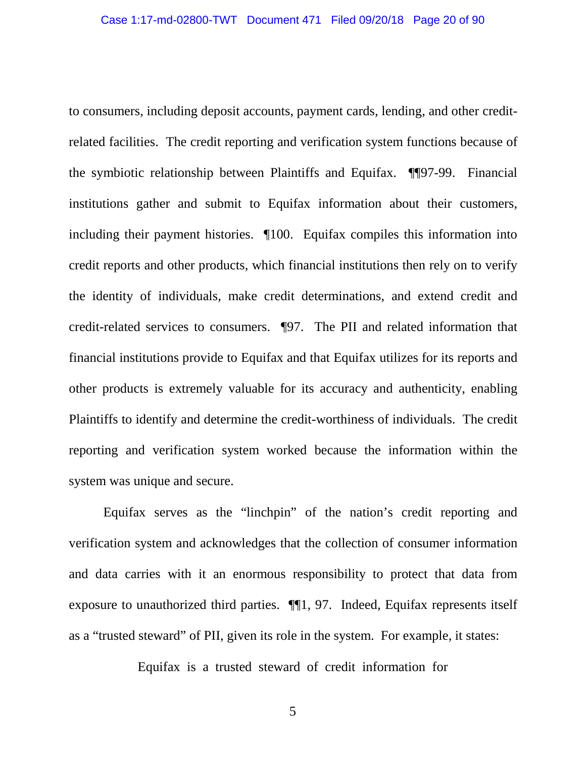to consumers, including deposit accounts, payment cards, lending, and other credit-related facilities. The credit reporting and verification system functions because of the symbiotic relationship between Plaintiffs and Equifax. ¶¶97-99. Financial institutions gather and submit to Equifax information about their customers, including their payment histories. ¶100. Equifax compiles this information into credit reports and other products, which financial institutions then rely on to verify the identity of individuals, make credit determinations, and extend credit and credit-related services to consumers. ¶97. The PII and related information that financial institutions provide to Equifax and that Equifax utilizes for its reports and other products is extremely valuable for its accuracy and authenticity, enabling Plaintiffs to identify and determine the credit-worthiness of individuals. The credit reporting and verification system worked because the information within the system was unique and secure.

Equifax serves as the "linchpin" of the nation's credit reporting and verification system and acknowledges that the collection of consumer information and data carries with it an enormous responsibility to protect that data from exposure to unauthorized third parties. ¶¶1, 97. Indeed, Equifax represents itself as a "trusted steward" of PII, given its role in the system. For example, it states:

> Equifax is a trusted steward of credit information for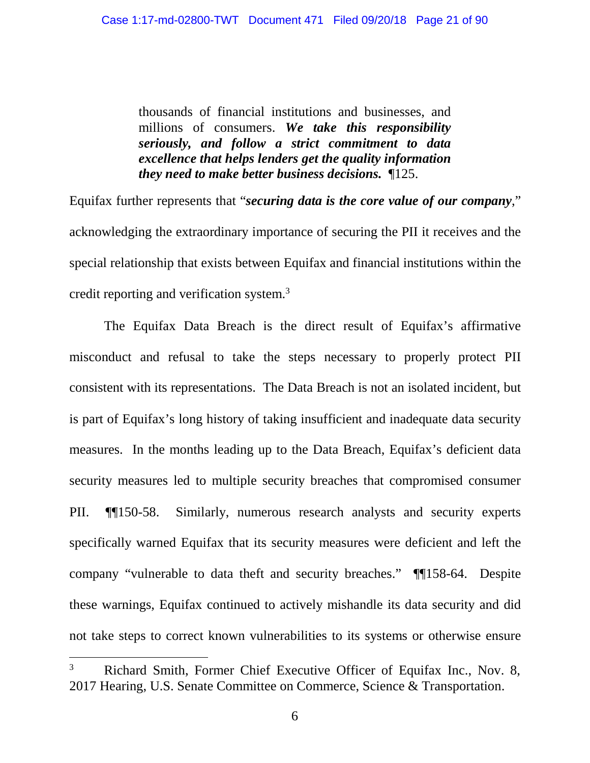> thousands of financial institutions and businesses, and millions of consumers. ***We take this responsibility seriously, and follow a strict commitment to data excellence that helps lenders get the quality information they need to make better business decisions.*** ¶125.

Equifax further represents that "***securing data is the core value of our company***," acknowledging the extraordinary importance of securing the PII it receives and the special relationship that exists between Equifax and financial institutions within the credit reporting and verification system.[3]

The Equifax Data Breach is the direct result of Equifax's affirmative misconduct and refusal to take the steps necessary to properly protect PII consistent with its representations. The Data Breach is not an isolated incident, but is part of Equifax's long history of taking insufficient and inadequate data security measures. In the months leading up to the Data Breach, Equifax's deficient data security measures led to multiple security breaches that compromised consumer PII. ¶¶150-58. Similarly, numerous research analysts and security experts specifically warned Equifax that its security measures were deficient and left the company "vulnerable to data theft and security breaches." ¶¶158-64. Despite these warnings, Equifax continued to actively mishandle its data security and did not take steps to correct known vulnerabilities to its systems or otherwise ensure

---

[3] Richard Smith, Former Chief Executive Officer of Equifax Inc., Nov. 8, 2017 Hearing, U.S. Senate Committee on Commerce, Science & Transportation.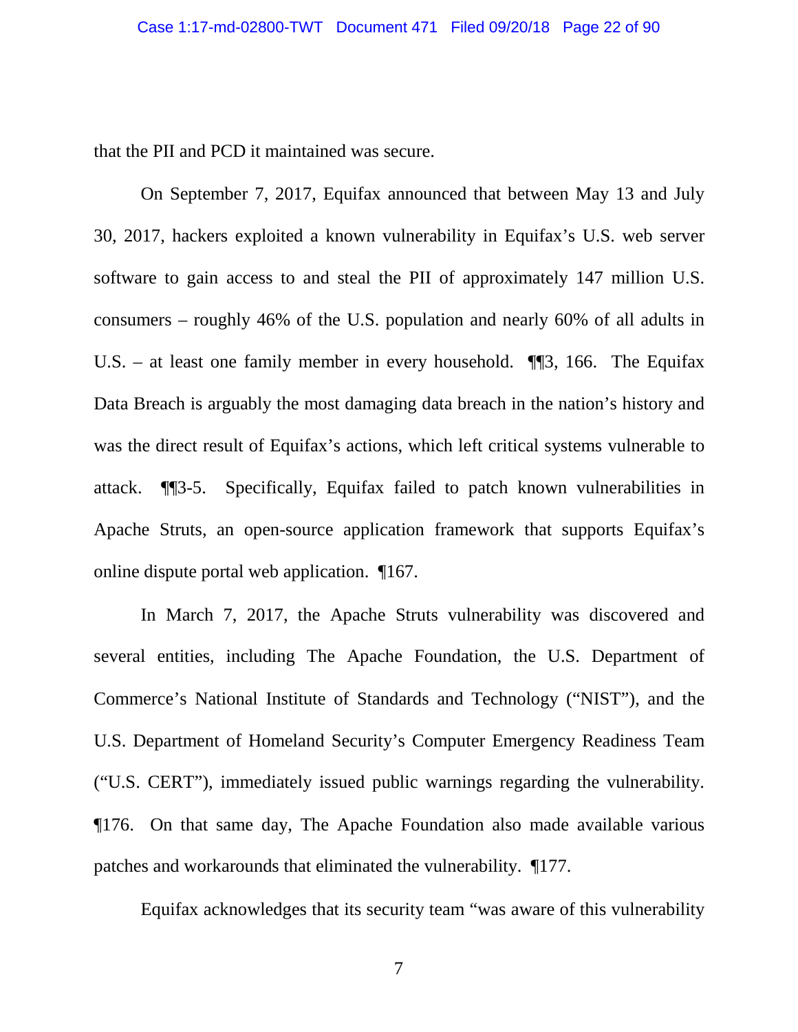that the PII and PCD it maintained was secure.

On September 7, 2017, Equifax announced that between May 13 and July 30, 2017, hackers exploited a known vulnerability in Equifax's U.S. web server software to gain access to and steal the PII of approximately 147 million U.S. consumers – roughly 46% of the U.S. population and nearly 60% of all adults in U.S. – at least one family member in every household. ¶¶3, 166. The Equifax Data Breach is arguably the most damaging data breach in the nation's history and was the direct result of Equifax's actions, which left critical systems vulnerable to attack. ¶¶3-5. Specifically, Equifax failed to patch known vulnerabilities in Apache Struts, an open-source application framework that supports Equifax's online dispute portal web application. ¶167.

In March 7, 2017, the Apache Struts vulnerability was discovered and several entities, including The Apache Foundation, the U.S. Department of Commerce's National Institute of Standards and Technology ("NIST"), and the U.S. Department of Homeland Security's Computer Emergency Readiness Team ("U.S. CERT"), immediately issued public warnings regarding the vulnerability. ¶176. On that same day, The Apache Foundation also made available various patches and workarounds that eliminated the vulnerability. ¶177.

Equifax acknowledges that its security team "was aware of this vulnerability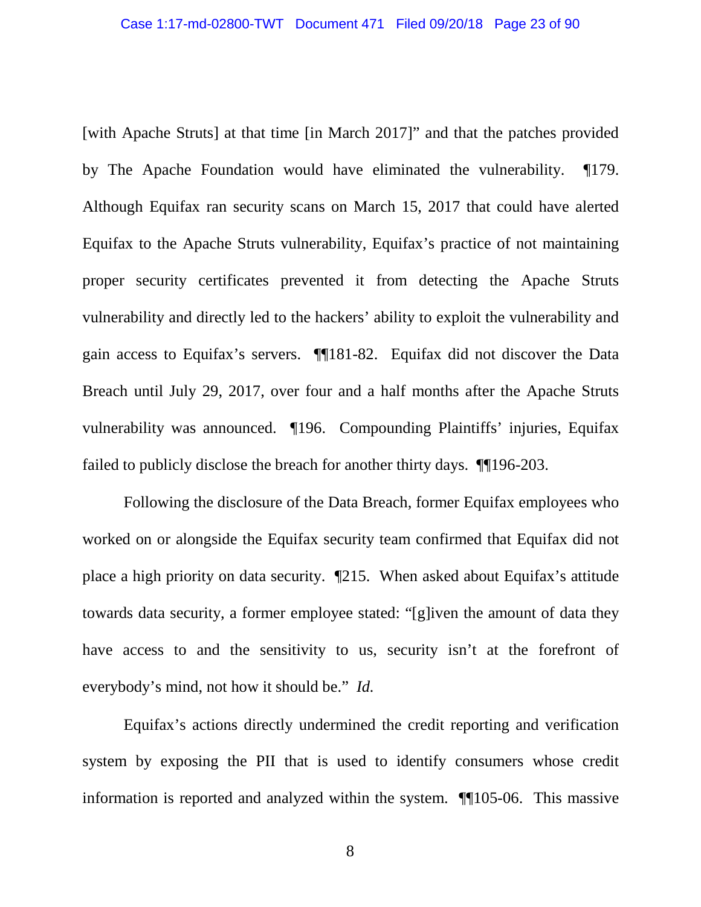[with Apache Struts] at that time [in March 2017]" and that the patches provided by The Apache Foundation would have eliminated the vulnerability. ¶179. Although Equifax ran security scans on March 15, 2017 that could have alerted Equifax to the Apache Struts vulnerability, Equifax's practice of not maintaining proper security certificates prevented it from detecting the Apache Struts vulnerability and directly led to the hackers' ability to exploit the vulnerability and gain access to Equifax's servers. ¶¶181-82. Equifax did not discover the Data Breach until July 29, 2017, over four and a half months after the Apache Struts vulnerability was announced. ¶196. Compounding Plaintiffs' injuries, Equifax failed to publicly disclose the breach for another thirty days. ¶¶196-203.

Following the disclosure of the Data Breach, former Equifax employees who worked on or alongside the Equifax security team confirmed that Equifax did not place a high priority on data security. ¶215. When asked about Equifax's attitude towards data security, a former employee stated: "[g]iven the amount of data they have access to and the sensitivity to us, security isn't at the forefront of everybody's mind, not how it should be." *Id.*

Equifax's actions directly undermined the credit reporting and verification system by exposing the PII that is used to identify consumers whose credit information is reported and analyzed within the system. ¶¶105-06. This massive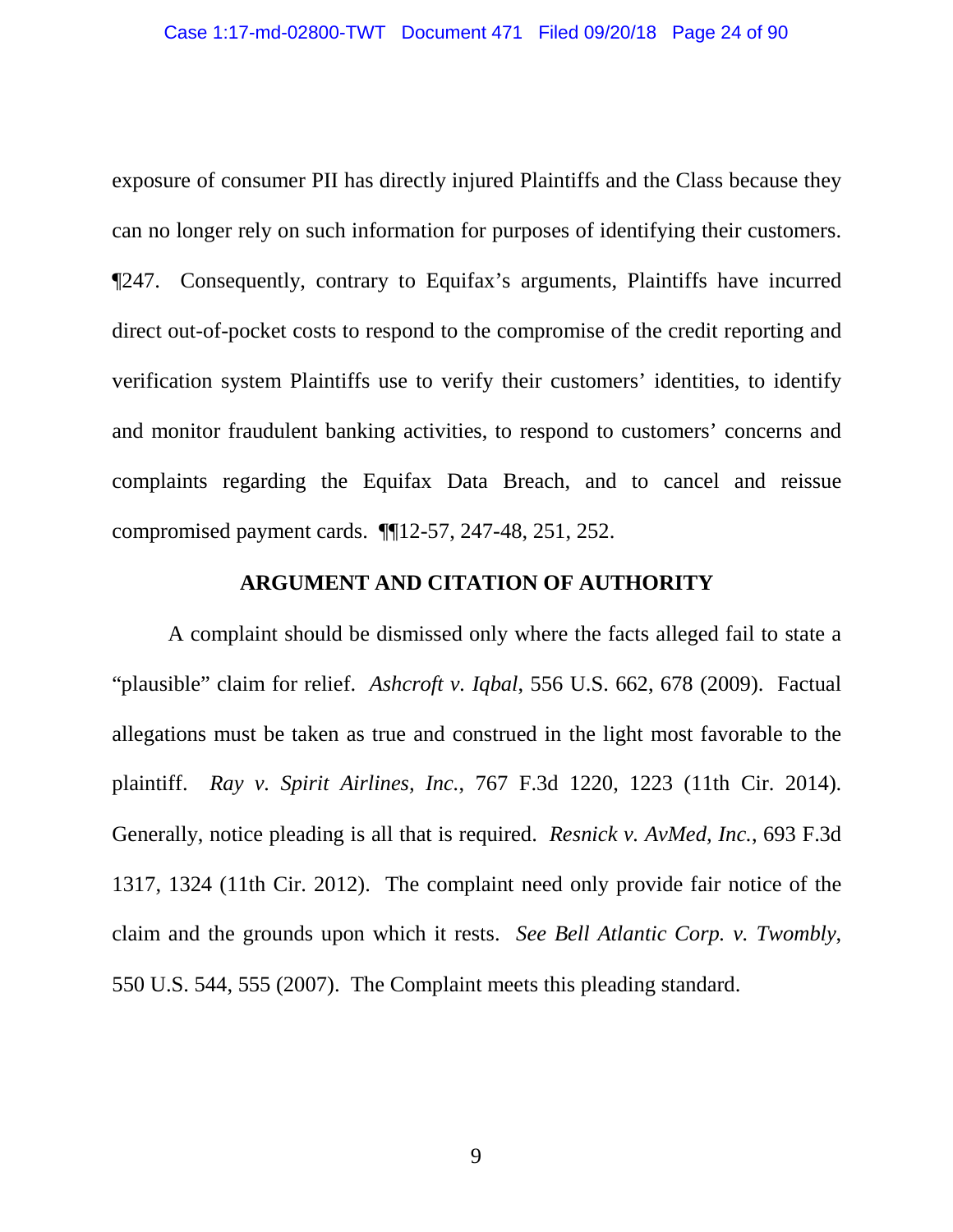exposure of consumer PII has directly injured Plaintiffs and the Class because they can no longer rely on such information for purposes of identifying their customers. ¶247. Consequently, contrary to Equifax's arguments, Plaintiffs have incurred direct out-of-pocket costs to respond to the compromise of the credit reporting and verification system Plaintiffs use to verify their customers' identities, to identify and monitor fraudulent banking activities, to respond to customers' concerns and complaints regarding the Equifax Data Breach, and to cancel and reissue compromised payment cards. ¶¶12-57, 247-48, 251, 252.

## ARGUMENT AND CITATION OF AUTHORITY

A complaint should be dismissed only where the facts alleged fail to state a "plausible" claim for relief. *Ashcroft v. Iqbal*, 556 U.S. 662, 678 (2009). Factual allegations must be taken as true and construed in the light most favorable to the plaintiff. *Ray v. Spirit Airlines, Inc.*, 767 F.3d 1220, 1223 (11th Cir. 2014). Generally, notice pleading is all that is required. *Resnick v. AvMed, Inc.*, 693 F.3d 1317, 1324 (11th Cir. 2012). The complaint need only provide fair notice of the claim and the grounds upon which it rests. *See Bell Atlantic Corp. v. Twombly*, 550 U.S. 544, 555 (2007). The Complaint meets this pleading standard.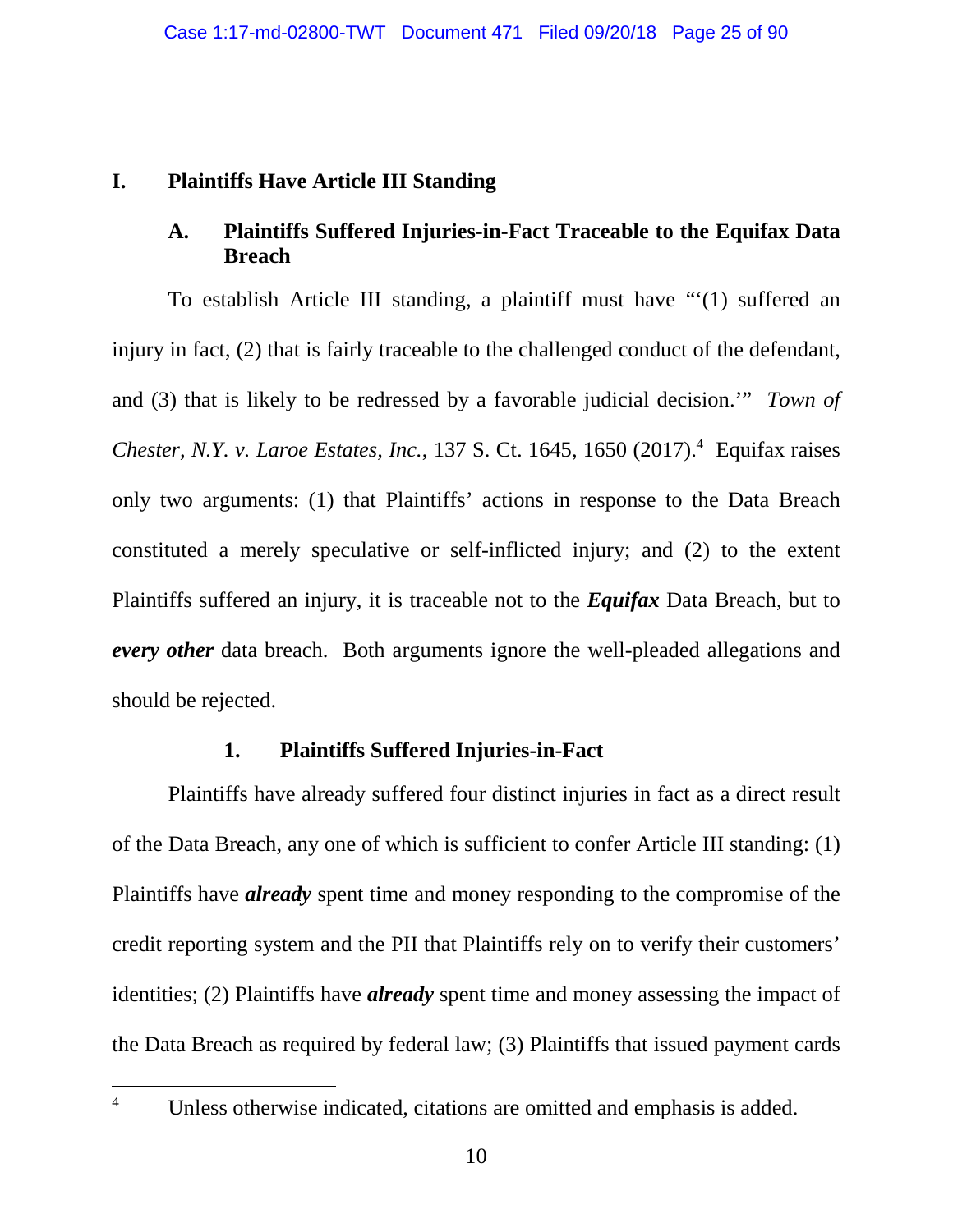# I. Plaintiffs Have Article III Standing

## A. Plaintiffs Suffered Injuries-in-Fact Traceable to the Equifax Data Breach

To establish Article III standing, a plaintiff must have "'(1) suffered an injury in fact, (2) that is fairly traceable to the challenged conduct of the defendant, and (3) that is likely to be redressed by a favorable judicial decision.'" *Town of Chester, N.Y. v. Laroe Estates, Inc.*, 137 S. Ct. 1645, 1650 (2017).[4] Equifax raises only two arguments: (1) that Plaintiffs' actions in response to the Data Breach constituted a merely speculative or self-inflicted injury; and (2) to the extent Plaintiffs suffered an injury, it is traceable not to the ***Equifax*** Data Breach, but to ***every other*** data breach. Both arguments ignore the well-pleaded allegations and should be rejected.

### 1. Plaintiffs Suffered Injuries-in-Fact

Plaintiffs have already suffered four distinct injuries in fact as a direct result of the Data Breach, any one of which is sufficient to confer Article III standing: (1) Plaintiffs have ***already*** spent time and money responding to the compromise of the credit reporting system and the PII that Plaintiffs rely on to verify their customers' identities; (2) Plaintiffs have ***already*** spent time and money assessing the impact of the Data Breach as required by federal law; (3) Plaintiffs that issued payment cards

[4] Unless otherwise indicated, citations are omitted and emphasis is added.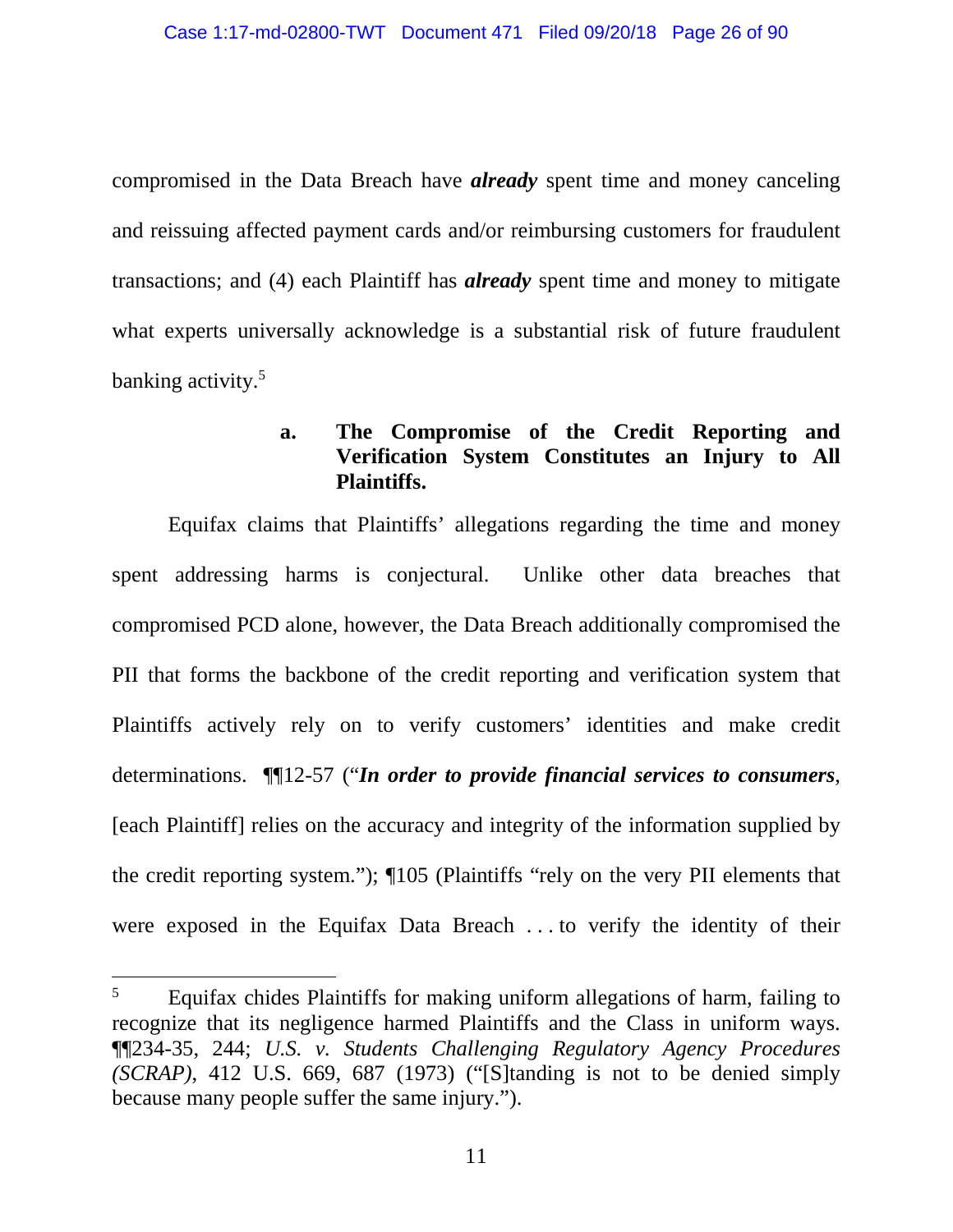compromised in the Data Breach have ***already*** spent time and money canceling and reissuing affected payment cards and/or reimbursing customers for fraudulent transactions; and (4) each Plaintiff has ***already*** spent time and money to mitigate what experts universally acknowledge is a substantial risk of future fraudulent banking activity.[5]

#### a. The Compromise of the Credit Reporting and Verification System Constitutes an Injury to All Plaintiffs.

Equifax claims that Plaintiffs' allegations regarding the time and money spent addressing harms is conjectural. Unlike other data breaches that compromised PCD alone, however, the Data Breach additionally compromised the PII that forms the backbone of the credit reporting and verification system that Plaintiffs actively rely on to verify customers' identities and make credit determinations. ¶¶12-57 ("***In order to provide financial services to consumers***, [each Plaintiff] relies on the accuracy and integrity of the information supplied by the credit reporting system."); ¶105 (Plaintiffs "rely on the very PII elements that were exposed in the Equifax Data Breach . . . to verify the identity of their

---

[5] Equifax chides Plaintiffs for making uniform allegations of harm, failing to recognize that its negligence harmed Plaintiffs and the Class in uniform ways. ¶¶234-35, 244; *U.S. v. Students Challenging Regulatory Agency Procedures (SCRAP)*, 412 U.S. 669, 687 (1973) ("[S]tanding is not to be denied simply because many people suffer the same injury.").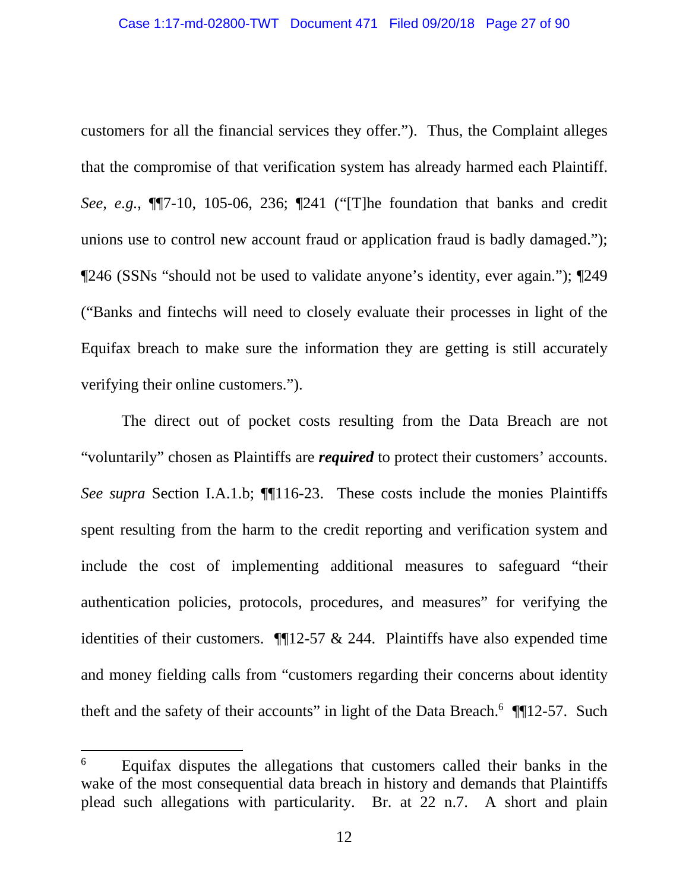customers for all the financial services they offer."). Thus, the Complaint alleges that the compromise of that verification system has already harmed each Plaintiff. *See, e.g.*, ¶¶7-10, 105-06, 236; ¶241 ("[T]he foundation that banks and credit unions use to control new account fraud or application fraud is badly damaged."); ¶246 (SSNs "should not be used to validate anyone's identity, ever again."); ¶249 ("Banks and fintechs will need to closely evaluate their processes in light of the Equifax breach to make sure the information they are getting is still accurately verifying their online customers.").

The direct out of pocket costs resulting from the Data Breach are not "voluntarily" chosen as Plaintiffs are ***required*** to protect their customers' accounts. *See supra* Section I.A.1.b; ¶¶116-23. These costs include the monies Plaintiffs spent resulting from the harm to the credit reporting and verification system and include the cost of implementing additional measures to safeguard "their authentication policies, protocols, procedures, and measures" for verifying the identities of their customers. ¶¶12-57 & 244. Plaintiffs have also expended time and money fielding calls from "customers regarding their concerns about identity theft and the safety of their accounts" in light of the Data Breach.[6] ¶¶12-57. Such

---

[6] Equifax disputes the allegations that customers called their banks in the wake of the most consequential data breach in history and demands that Plaintiffs plead such allegations with particularity. Br. at 22 n.7. A short and plain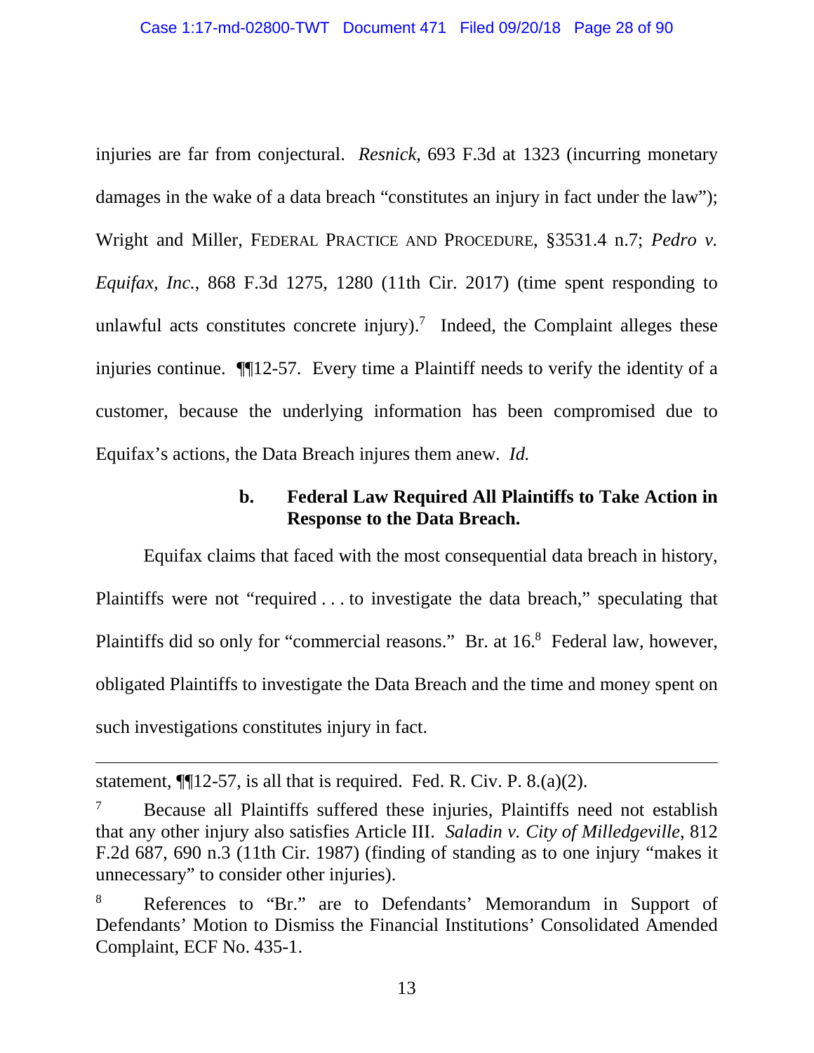injuries are far from conjectural. *Resnick*, 693 F.3d at 1323 (incurring monetary damages in the wake of a data breach "constitutes an injury in fact under the law"); Wright and Miller, FEDERAL PRACTICE AND PROCEDURE, §3531.4 n.7; *Pedro v. Equifax, Inc.*, 868 F.3d 1275, 1280 (11th Cir. 2017) (time spent responding to unlawful acts constitutes concrete injury).[7] Indeed, the Complaint alleges these injuries continue. ¶¶12-57. Every time a Plaintiff needs to verify the identity of a customer, because the underlying information has been compromised due to Equifax's actions, the Data Breach injures them anew. *Id.*

#### b. Federal Law Required All Plaintiffs to Take Action in Response to the Data Breach.

Equifax claims that faced with the most consequential data breach in history, Plaintiffs were not "required . . . to investigate the data breach," speculating that Plaintiffs did so only for "commercial reasons." Br. at 16.[8] Federal law, however, obligated Plaintiffs to investigate the Data Breach and the time and money spent on such investigations constitutes injury in fact.

---

statement, ¶¶12-57, is all that is required. Fed. R. Civ. P. 8.(a)(2).

[7] Because all Plaintiffs suffered these injuries, Plaintiffs need not establish that any other injury also satisfies Article III. *Saladin v. City of Milledgeville*, 812 F.2d 687, 690 n.3 (11th Cir. 1987) (finding of standing as to one injury "makes it unnecessary" to consider other injuries).

[8] References to "Br." are to Defendants' Memorandum in Support of Defendants' Motion to Dismiss the Financial Institutions' Consolidated Amended Complaint, ECF No. 435-1.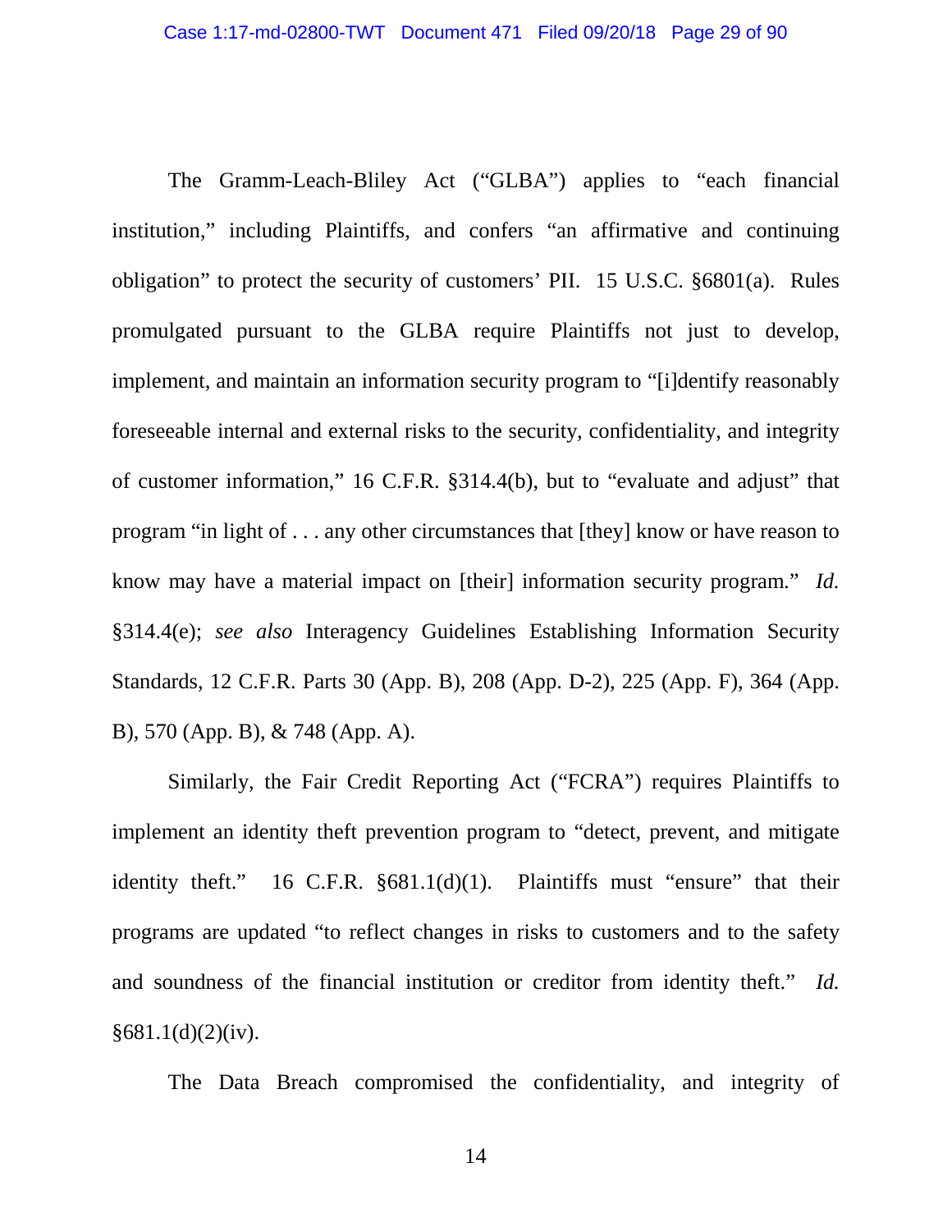The Gramm-Leach-Bliley Act ("GLBA") applies to "each financial institution," including Plaintiffs, and confers "an affirmative and continuing obligation" to protect the security of customers' PII. 15 U.S.C. §6801(a). Rules promulgated pursuant to the GLBA require Plaintiffs not just to develop, implement, and maintain an information security program to "[i]dentify reasonably foreseeable internal and external risks to the security, confidentiality, and integrity of customer information," 16 C.F.R. §314.4(b), but to "evaluate and adjust" that program "in light of . . . any other circumstances that [they] know or have reason to know may have a material impact on [their] information security program." *Id.* §314.4(e); *see also* Interagency Guidelines Establishing Information Security Standards, 12 C.F.R. Parts 30 (App. B), 208 (App. D-2), 225 (App. F), 364 (App. B), 570 (App. B), & 748 (App. A).

Similarly, the Fair Credit Reporting Act ("FCRA") requires Plaintiffs to implement an identity theft prevention program to "detect, prevent, and mitigate identity theft." 16 C.F.R. §681.1(d)(1). Plaintiffs must "ensure" that their programs are updated "to reflect changes in risks to customers and to the safety and soundness of the financial institution or creditor from identity theft." *Id.* §681.1(d)(2)(iv).

The Data Breach compromised the confidentiality, and integrity of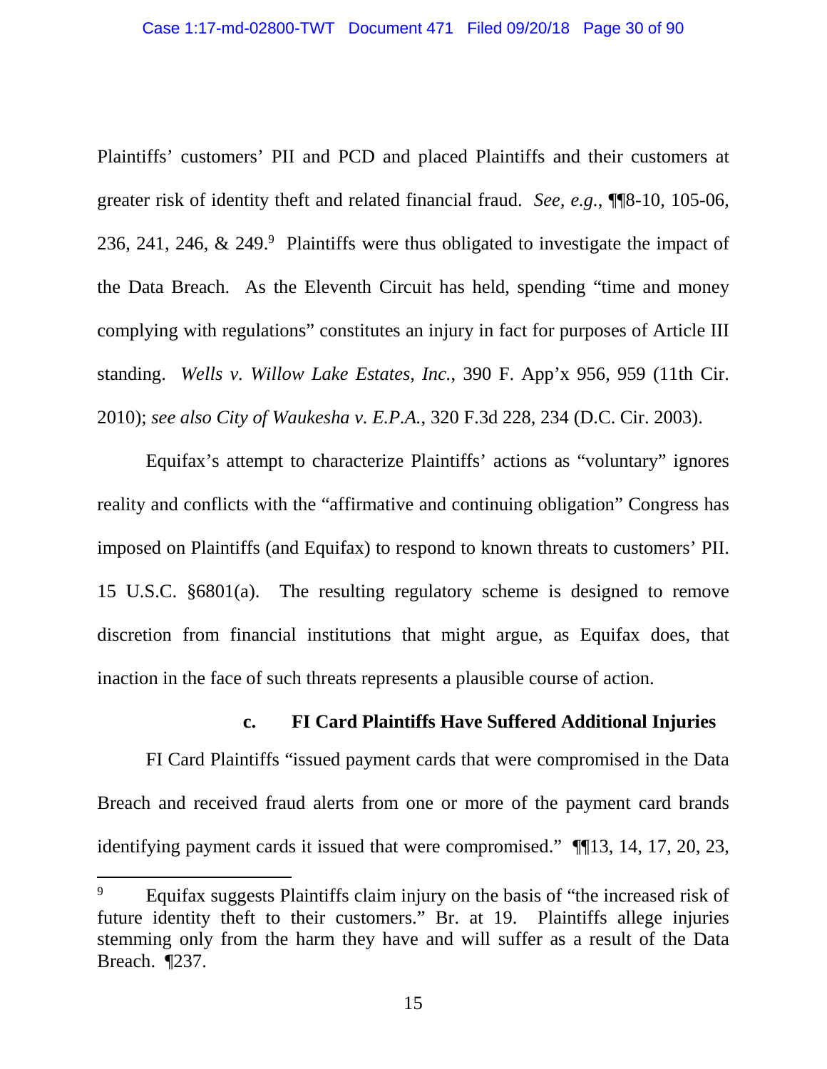Plaintiffs' customers' PII and PCD and placed Plaintiffs and their customers at greater risk of identity theft and related financial fraud. *See, e.g.*, ¶¶8-10, 105-06, 236, 241, 246, & 249.[9] Plaintiffs were thus obligated to investigate the impact of the Data Breach. As the Eleventh Circuit has held, spending "time and money complying with regulations" constitutes an injury in fact for purposes of Article III standing. *Wells v. Willow Lake Estates, Inc.*, 390 F. App'x 956, 959 (11th Cir. 2010); *see also City of Waukesha v. E.P.A.*, 320 F.3d 228, 234 (D.C. Cir. 2003).

Equifax's attempt to characterize Plaintiffs' actions as "voluntary" ignores reality and conflicts with the "affirmative and continuing obligation" Congress has imposed on Plaintiffs (and Equifax) to respond to known threats to customers' PII. 15 U.S.C. §6801(a). The resulting regulatory scheme is designed to remove discretion from financial institutions that might argue, as Equifax does, that inaction in the face of such threats represents a plausible course of action.

#### c. FI Card Plaintiffs Have Suffered Additional Injuries

FI Card Plaintiffs "issued payment cards that were compromised in the Data Breach and received fraud alerts from one or more of the payment card brands identifying payment cards it issued that were compromised." ¶¶13, 14, 17, 20, 23,

---

[9] Equifax suggests Plaintiffs claim injury on the basis of "the increased risk of future identity theft to their customers." Br. at 19. Plaintiffs allege injuries stemming only from the harm they have and will suffer as a result of the Data Breach. ¶237.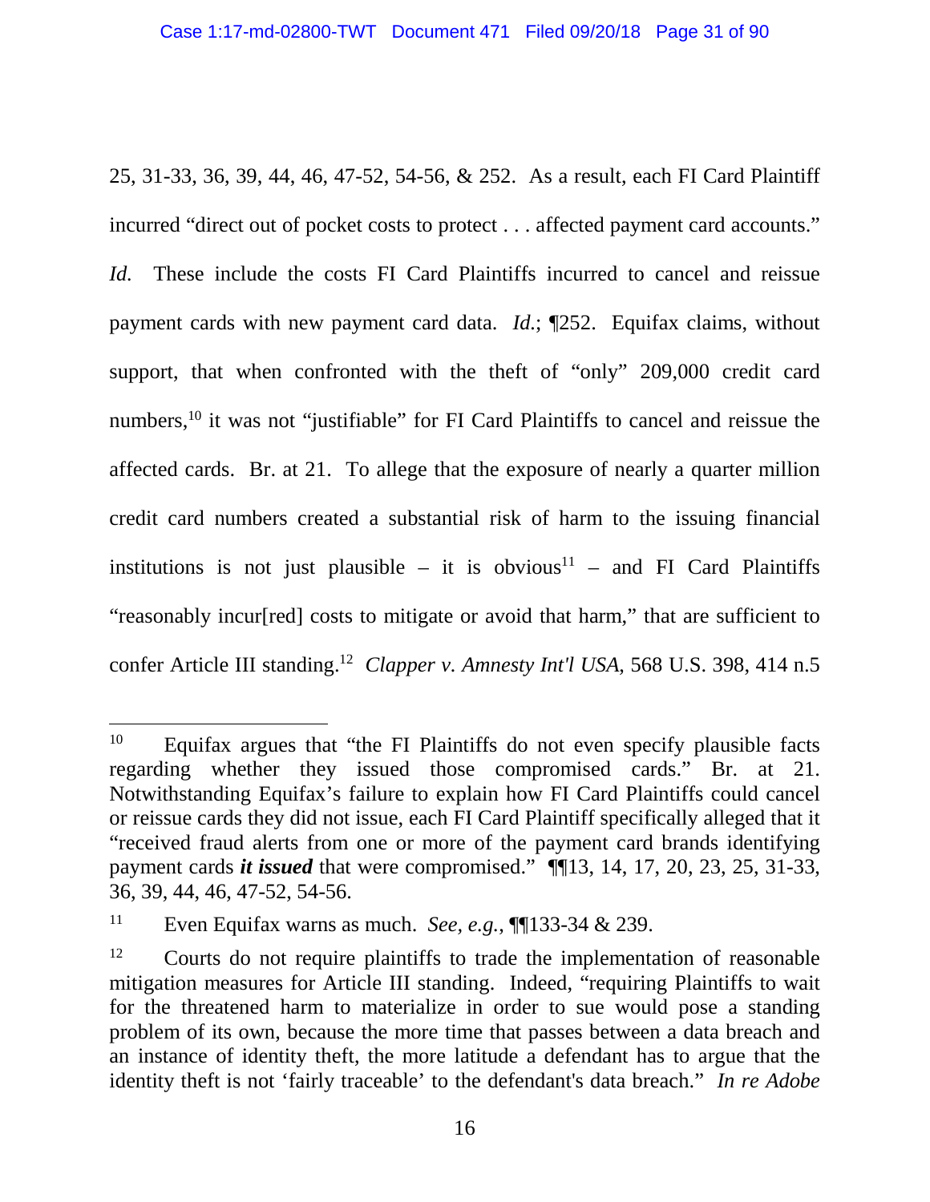25, 31-33, 36, 39, 44, 46, 47-52, 54-56, & 252. As a result, each FI Card Plaintiff incurred "direct out of pocket costs to protect . . . affected payment card accounts." *Id.* These include the costs FI Card Plaintiffs incurred to cancel and reissue payment cards with new payment card data. *Id.*; ¶252. Equifax claims, without support, that when confronted with the theft of "only" 209,000 credit card numbers,[10] it was not "justifiable" for FI Card Plaintiffs to cancel and reissue the affected cards. Br. at 21. To allege that the exposure of nearly a quarter million credit card numbers created a substantial risk of harm to the issuing financial institutions is not just plausible – it is obvious[11] – and FI Card Plaintiffs "reasonably incur[red] costs to mitigate or avoid that harm," that are sufficient to confer Article III standing.[12] *Clapper v. Amnesty Int'l USA*, 568 U.S. 398, 414 n.5

---

[10] Equifax argues that "the FI Plaintiffs do not even specify plausible facts regarding whether they issued those compromised cards." Br. at 21. Notwithstanding Equifax's failure to explain how FI Card Plaintiffs could cancel or reissue cards they did not issue, each FI Card Plaintiff specifically alleged that it "received fraud alerts from one or more of the payment card brands identifying payment cards ***it issued*** that were compromised." ¶¶13, 14, 17, 20, 23, 25, 31-33, 36, 39, 44, 46, 47-52, 54-56.

[11] Even Equifax warns as much. *See, e.g.*, ¶¶133-34 & 239.

[12] Courts do not require plaintiffs to trade the implementation of reasonable mitigation measures for Article III standing. Indeed, "requiring Plaintiffs to wait for the threatened harm to materialize in order to sue would pose a standing problem of its own, because the more time that passes between a data breach and an instance of identity theft, the more latitude a defendant has to argue that the identity theft is not 'fairly traceable' to the defendant's data breach." *In re Adobe*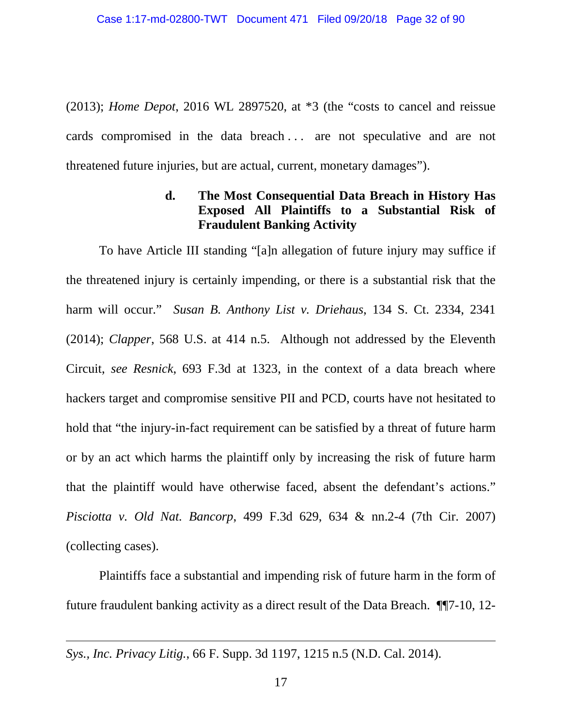(2013); *Home Depot*, 2016 WL 2897520, at *3 (the "costs to cancel and reissue cards compromised in the data breach . . . are not speculative and are not threatened future injuries, but are actual, current, monetary damages").

#### d. The Most Consequential Data Breach in History Has Exposed All Plaintiffs to a Substantial Risk of Fraudulent Banking Activity

To have Article III standing "[a]n allegation of future injury may suffice if the threatened injury is certainly impending, or there is a substantial risk that the harm will occur." *Susan B. Anthony List v. Driehaus*, 134 S. Ct. 2334, 2341 (2014); *Clapper*, 568 U.S. at 414 n.5. Although not addressed by the Eleventh Circuit, *see Resnick*, 693 F.3d at 1323, in the context of a data breach where hackers target and compromise sensitive PII and PCD, courts have not hesitated to hold that "the injury-in-fact requirement can be satisfied by a threat of future harm or by an act which harms the plaintiff only by increasing the risk of future harm that the plaintiff would have otherwise faced, absent the defendant's actions." *Pisciotta v. Old Nat. Bancorp*, 499 F.3d 629, 634 & nn.2-4 (7th Cir. 2007) (collecting cases).

Plaintiffs face a substantial and impending risk of future harm in the form of future fraudulent banking activity as a direct result of the Data Breach. ¶¶7-10, 12-

---

*Sys., Inc. Privacy Litig.*, 66 F. Supp. 3d 1197, 1215 n.5 (N.D. Cal. 2014).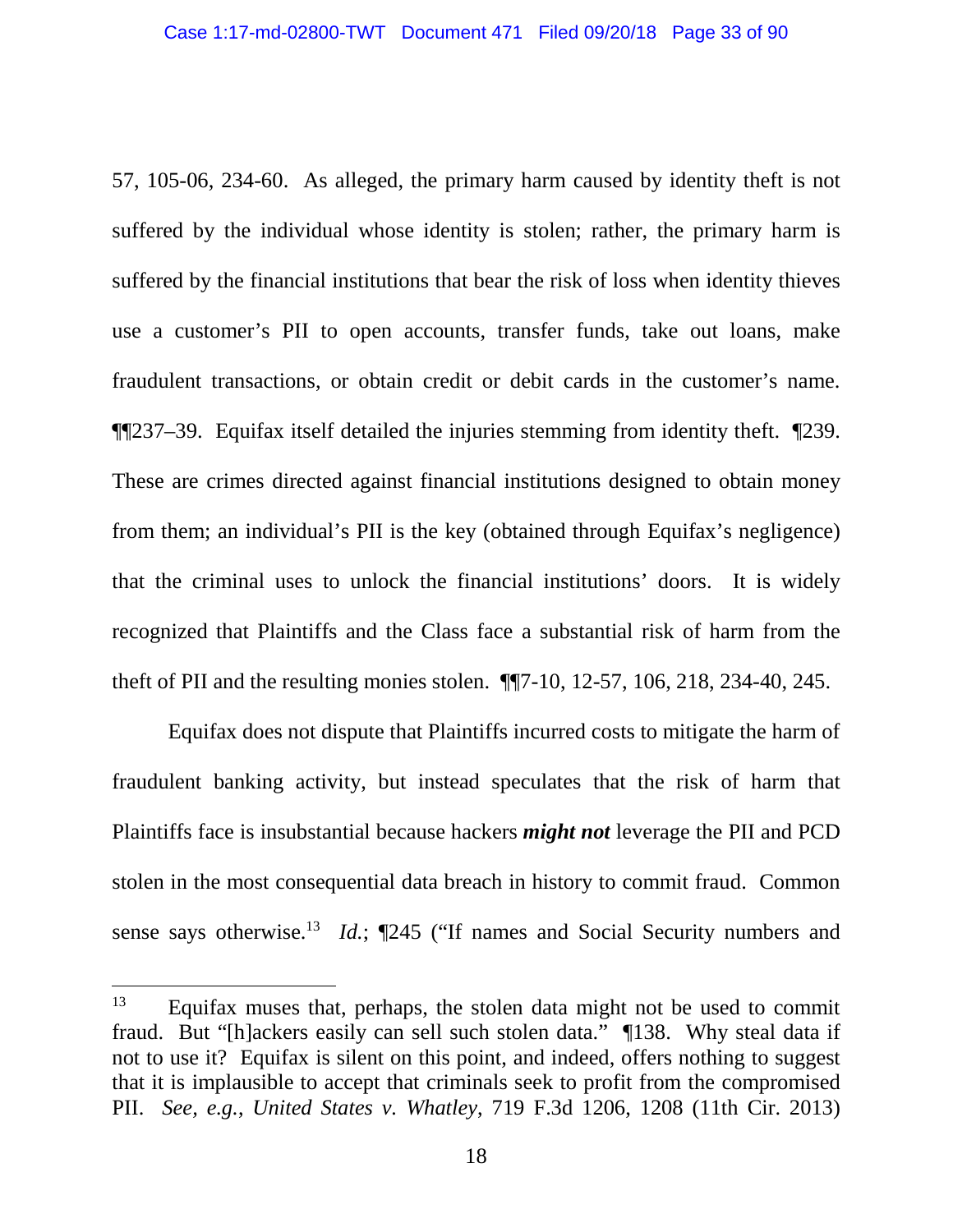57, 105-06, 234-60. As alleged, the primary harm caused by identity theft is not suffered by the individual whose identity is stolen; rather, the primary harm is suffered by the financial institutions that bear the risk of loss when identity thieves use a customer's PII to open accounts, transfer funds, take out loans, make fraudulent transactions, or obtain credit or debit cards in the customer's name. ¶¶237–39. Equifax itself detailed the injuries stemming from identity theft. ¶239. These are crimes directed against financial institutions designed to obtain money from them; an individual's PII is the key (obtained through Equifax's negligence) that the criminal uses to unlock the financial institutions' doors. It is widely recognized that Plaintiffs and the Class face a substantial risk of harm from the theft of PII and the resulting monies stolen. ¶¶7-10, 12-57, 106, 218, 234-40, 245.

Equifax does not dispute that Plaintiffs incurred costs to mitigate the harm of fraudulent banking activity, but instead speculates that the risk of harm that Plaintiffs face is insubstantial because hackers ***might not*** leverage the PII and PCD stolen in the most consequential data breach in history to commit fraud. Common sense says otherwise.[13] *Id.*; ¶245 ("If names and Social Security numbers and

---

[13] Equifax muses that, perhaps, the stolen data might not be used to commit fraud. But "[h]ackers easily can sell such stolen data." ¶138. Why steal data if not to use it? Equifax is silent on this point, and indeed, offers nothing to suggest that it is implausible to accept that criminals seek to profit from the compromised PII. *See, e.g.*, *United States v. Whatley*, 719 F.3d 1206, 1208 (11th Cir. 2013)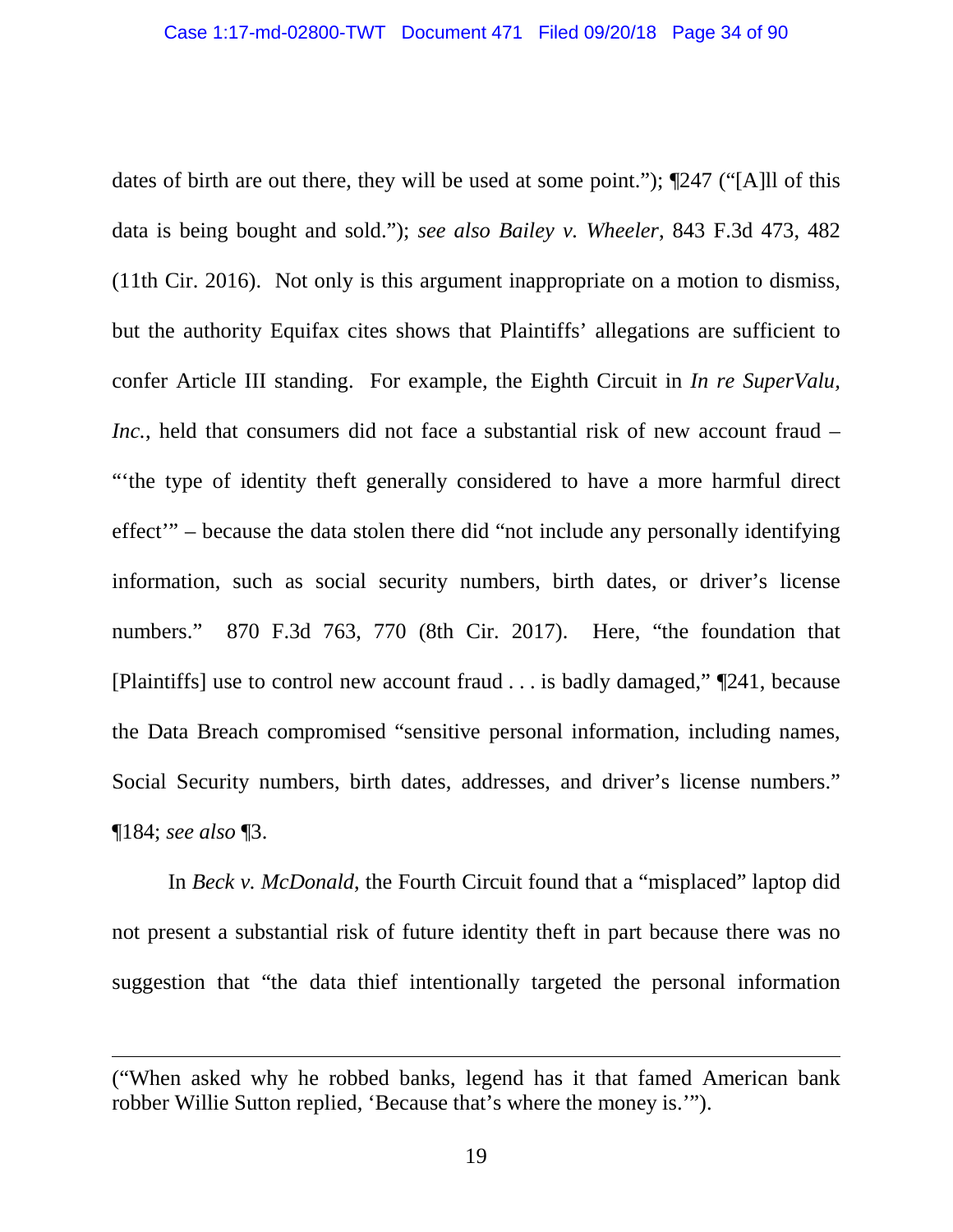dates of birth are out there, they will be used at some point."); ¶247 ("[A]ll of this data is being bought and sold."); *see also Bailey v. Wheeler*, 843 F.3d 473, 482 (11th Cir. 2016). Not only is this argument inappropriate on a motion to dismiss, but the authority Equifax cites shows that Plaintiffs' allegations are sufficient to confer Article III standing. For example, the Eighth Circuit in *In re SuperValu, Inc.*, held that consumers did not face a substantial risk of new account fraud – "'the type of identity theft generally considered to have a more harmful direct effect'" – because the data stolen there did "not include any personally identifying information, such as social security numbers, birth dates, or driver's license numbers." 870 F.3d 763, 770 (8th Cir. 2017). Here, "the foundation that [Plaintiffs] use to control new account fraud . . . is badly damaged," ¶241, because the Data Breach compromised "sensitive personal information, including names, Social Security numbers, birth dates, addresses, and driver's license numbers." ¶184; *see also* ¶3.

In *Beck v. McDonald*, the Fourth Circuit found that a "misplaced" laptop did not present a substantial risk of future identity theft in part because there was no suggestion that "the data thief intentionally targeted the personal information

---

("When asked why he robbed banks, legend has it that famed American bank robber Willie Sutton replied, 'Because that's where the money is.'").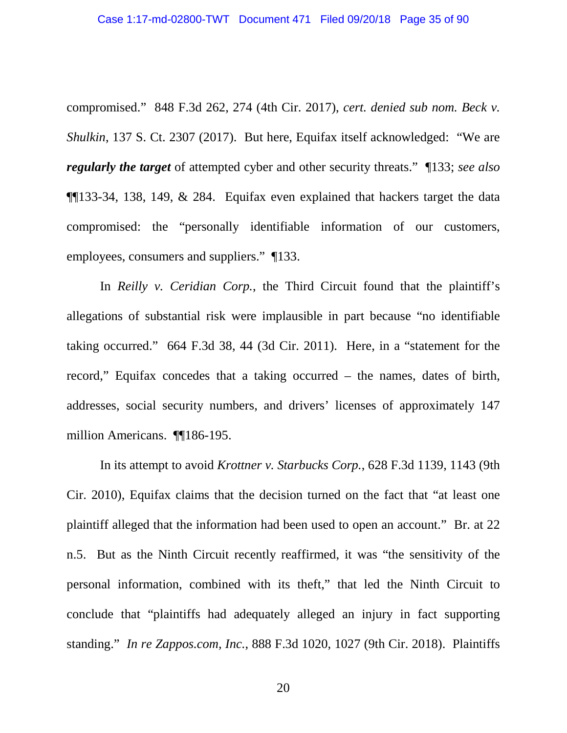compromised." 848 F.3d 262, 274 (4th Cir. 2017), *cert. denied sub nom. Beck v. Shulkin*, 137 S. Ct. 2307 (2017). But here, Equifax itself acknowledged: "We are ***regularly the target*** of attempted cyber and other security threats." ¶133; *see also* ¶¶133-34, 138, 149, & 284. Equifax even explained that hackers target the data compromised: the "personally identifiable information of our customers, employees, consumers and suppliers." ¶133.

In *Reilly v. Ceridian Corp.*, the Third Circuit found that the plaintiff's allegations of substantial risk were implausible in part because "no identifiable taking occurred." 664 F.3d 38, 44 (3d Cir. 2011). Here, in a "statement for the record," Equifax concedes that a taking occurred – the names, dates of birth, addresses, social security numbers, and drivers' licenses of approximately 147 million Americans. ¶¶186-195.

In its attempt to avoid *Krottner v. Starbucks Corp.*, 628 F.3d 1139, 1143 (9th Cir. 2010), Equifax claims that the decision turned on the fact that "at least one plaintiff alleged that the information had been used to open an account." Br. at 22 n.5. But as the Ninth Circuit recently reaffirmed, it was "the sensitivity of the personal information, combined with its theft," that led the Ninth Circuit to conclude that "plaintiffs had adequately alleged an injury in fact supporting standing." *In re Zappos.com, Inc.*, 888 F.3d 1020, 1027 (9th Cir. 2018). Plaintiffs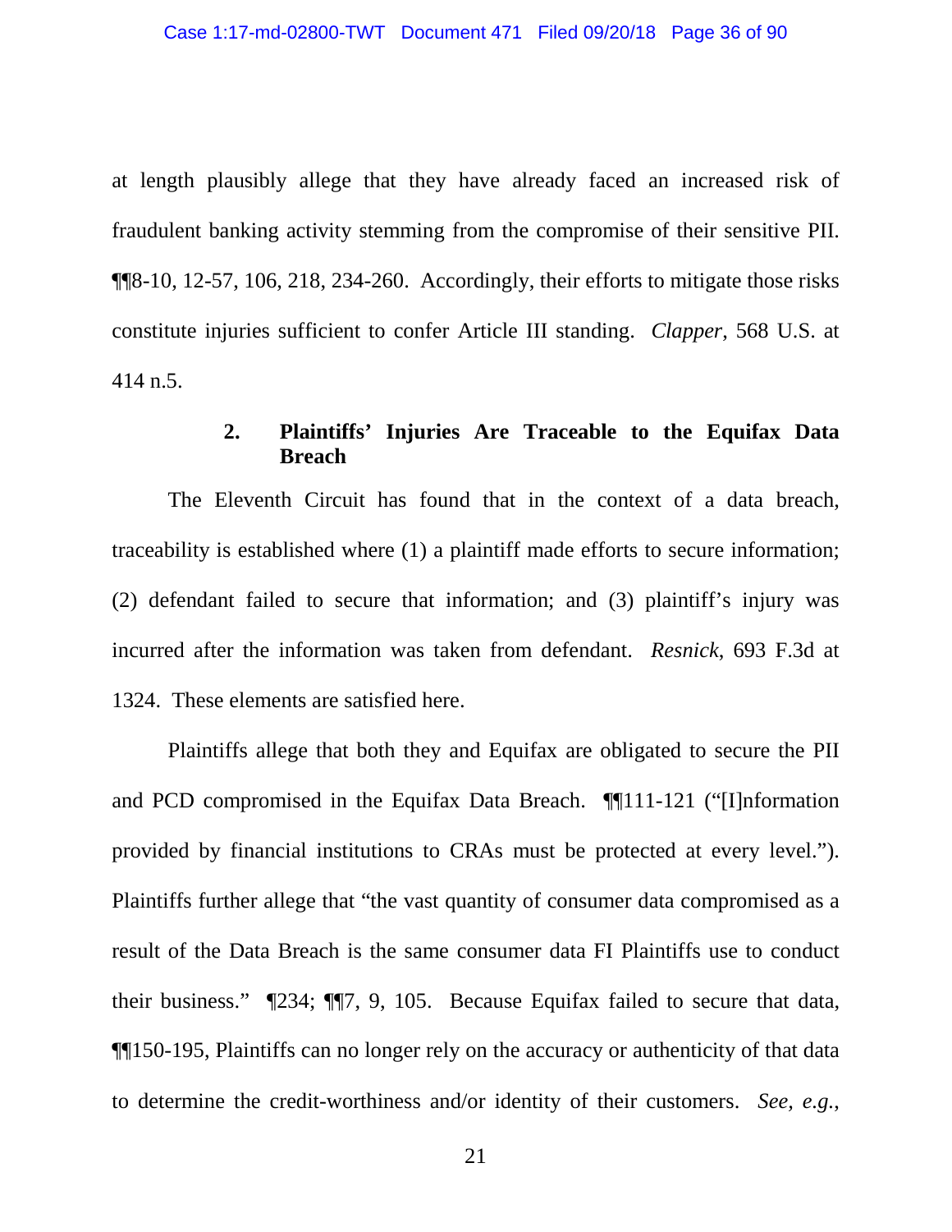at length plausibly allege that they have already faced an increased risk of fraudulent banking activity stemming from the compromise of their sensitive PII. ¶¶8-10, 12-57, 106, 218, 234-260. Accordingly, their efforts to mitigate those risks constitute injuries sufficient to confer Article III standing. *Clapper*, 568 U.S. at 414 n.5.

### 2. Plaintiffs' Injuries Are Traceable to the Equifax Data Breach

The Eleventh Circuit has found that in the context of a data breach, traceability is established where (1) a plaintiff made efforts to secure information; (2) defendant failed to secure that information; and (3) plaintiff's injury was incurred after the information was taken from defendant. *Resnick*, 693 F.3d at 1324. These elements are satisfied here.

Plaintiffs allege that both they and Equifax are obligated to secure the PII and PCD compromised in the Equifax Data Breach. ¶¶111-121 ("[I]nformation provided by financial institutions to CRAs must be protected at every level."). Plaintiffs further allege that "the vast quantity of consumer data compromised as a result of the Data Breach is the same consumer data FI Plaintiffs use to conduct their business." ¶234; ¶¶7, 9, 105. Because Equifax failed to secure that data, ¶¶150-195, Plaintiffs can no longer rely on the accuracy or authenticity of that data to determine the credit-worthiness and/or identity of their customers. *See, e.g.*,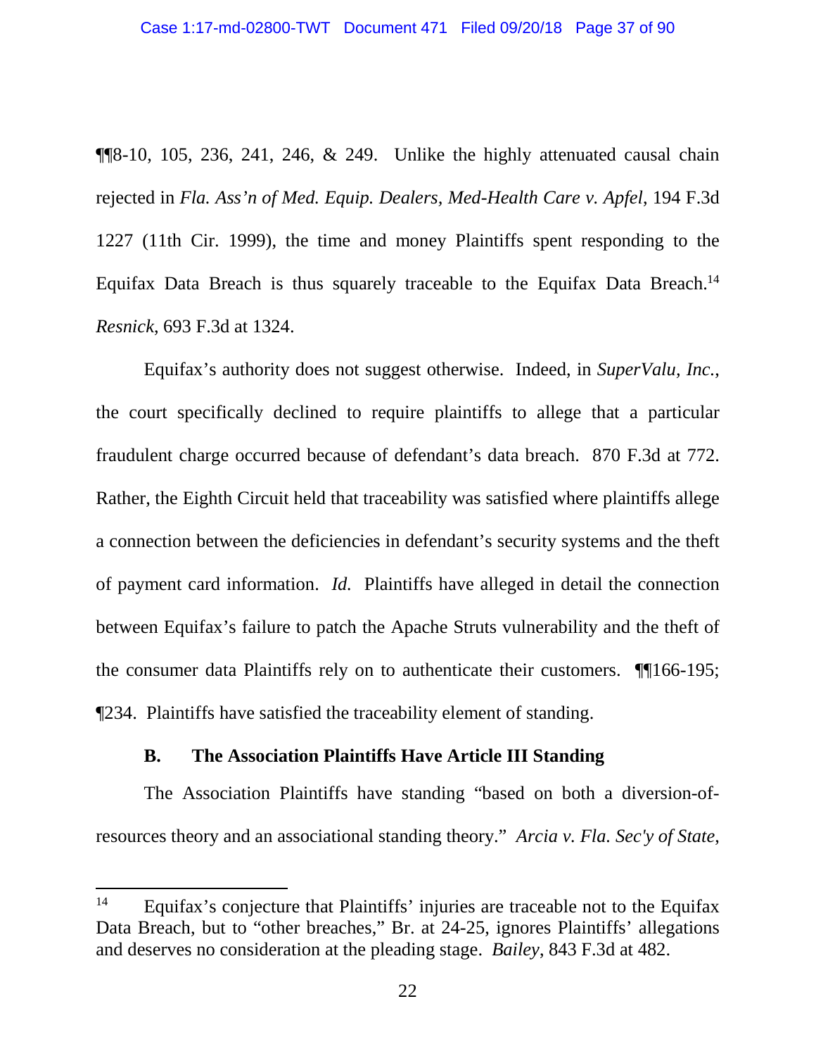¶¶8-10, 105, 236, 241, 246, & 249. Unlike the highly attenuated causal chain rejected in *Fla. Ass'n of Med. Equip. Dealers, Med-Health Care v. Apfel*, 194 F.3d 1227 (11th Cir. 1999), the time and money Plaintiffs spent responding to the Equifax Data Breach is thus squarely traceable to the Equifax Data Breach.[14] *Resnick*, 693 F.3d at 1324.

Equifax's authority does not suggest otherwise. Indeed, in *SuperValu, Inc.*, the court specifically declined to require plaintiffs to allege that a particular fraudulent charge occurred because of defendant's data breach. 870 F.3d at 772. Rather, the Eighth Circuit held that traceability was satisfied where plaintiffs allege a connection between the deficiencies in defendant's security systems and the theft of payment card information. *Id.* Plaintiffs have alleged in detail the connection between Equifax's failure to patch the Apache Struts vulnerability and the theft of the consumer data Plaintiffs rely on to authenticate their customers. ¶¶166-195; ¶234. Plaintiffs have satisfied the traceability element of standing.

### B. The Association Plaintiffs Have Article III Standing

The Association Plaintiffs have standing "based on both a diversion-of-resources theory and an associational standing theory." *Arcia v. Fla. Sec'y of State*,

---

[14] Equifax's conjecture that Plaintiffs' injuries are traceable not to the Equifax Data Breach, but to "other breaches," Br. at 24-25, ignores Plaintiffs' allegations and deserves no consideration at the pleading stage. *Bailey*, 843 F.3d at 482.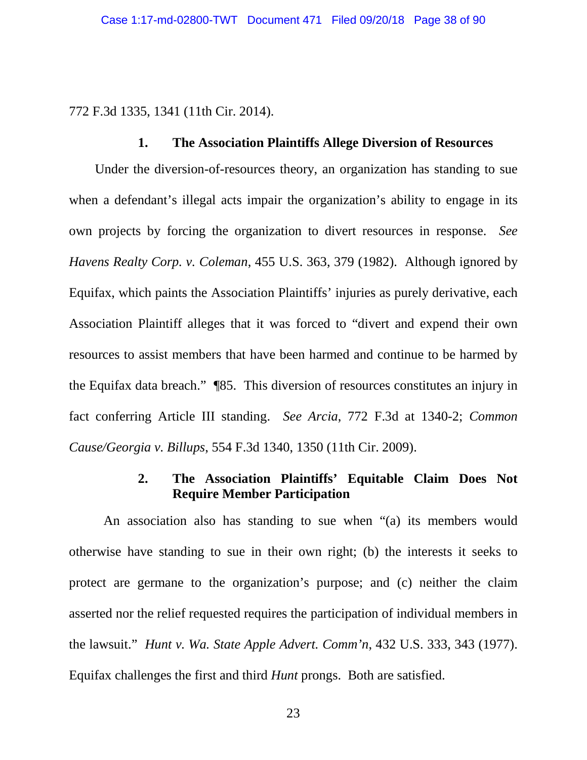772 F.3d 1335, 1341 (11th Cir. 2014).

### 1. The Association Plaintiffs Allege Diversion of Resources

Under the diversion-of-resources theory, an organization has standing to sue when a defendant's illegal acts impair the organization's ability to engage in its own projects by forcing the organization to divert resources in response. *See Havens Realty Corp. v. Coleman*, 455 U.S. 363, 379 (1982). Although ignored by Equifax, which paints the Association Plaintiffs' injuries as purely derivative, each Association Plaintiff alleges that it was forced to "divert and expend their own resources to assist members that have been harmed and continue to be harmed by the Equifax data breach." ¶85. This diversion of resources constitutes an injury in fact conferring Article III standing. *See Arcia*, 772 F.3d at 1340-2; *Common Cause/Georgia v. Billups*, 554 F.3d 1340, 1350 (11th Cir. 2009).

### 2. The Association Plaintiffs' Equitable Claim Does Not Require Member Participation

An association also has standing to sue when "(a) its members would otherwise have standing to sue in their own right; (b) the interests it seeks to protect are germane to the organization's purpose; and (c) neither the claim asserted nor the relief requested requires the participation of individual members in the lawsuit." *Hunt v. Wa. State Apple Advert. Comm'n*, 432 U.S. 333, 343 (1977). Equifax challenges the first and third *Hunt* prongs. Both are satisfied.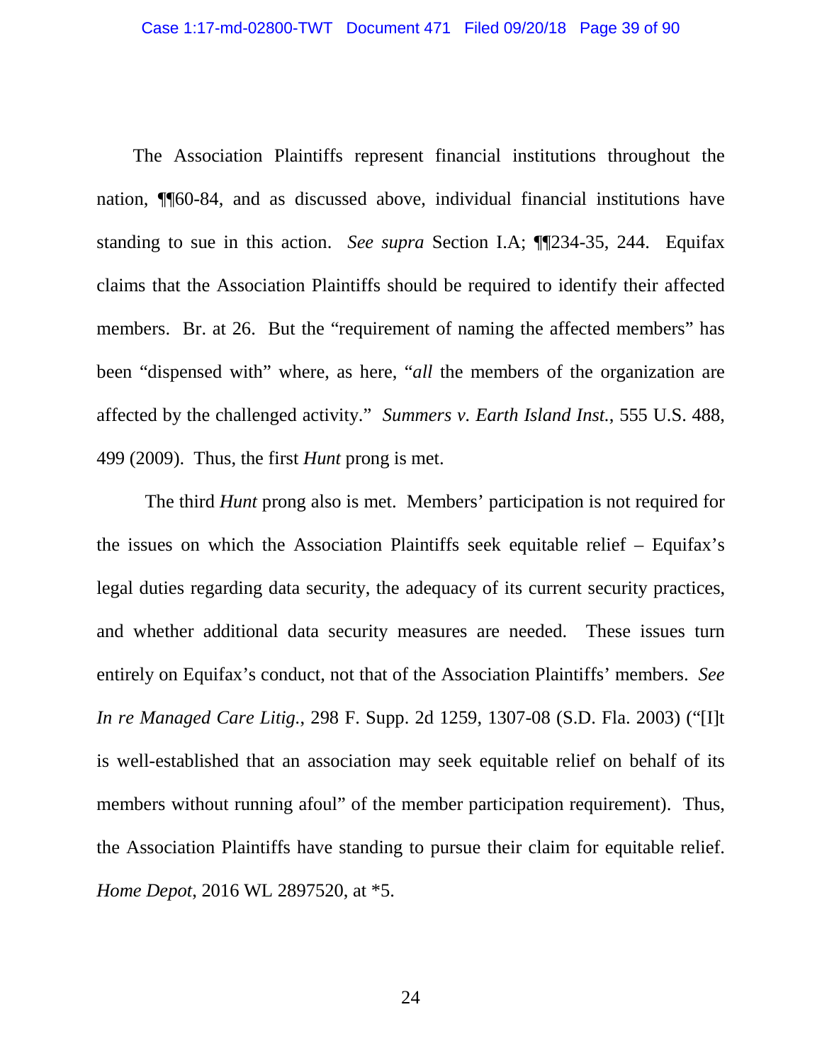The Association Plaintiffs represent financial institutions throughout the nation, ¶¶60-84, and as discussed above, individual financial institutions have standing to sue in this action. *See supra* Section I.A; ¶¶234-35, 244. Equifax claims that the Association Plaintiffs should be required to identify their affected members. Br. at 26. But the "requirement of naming the affected members" has been "dispensed with" where, as here, "*all* the members of the organization are affected by the challenged activity." *Summers v. Earth Island Inst.*, 555 U.S. 488, 499 (2009). Thus, the first *Hunt* prong is met.

The third *Hunt* prong also is met. Members' participation is not required for the issues on which the Association Plaintiffs seek equitable relief – Equifax's legal duties regarding data security, the adequacy of its current security practices, and whether additional data security measures are needed. These issues turn entirely on Equifax's conduct, not that of the Association Plaintiffs' members. *See In re Managed Care Litig.*, 298 F. Supp. 2d 1259, 1307-08 (S.D. Fla. 2003) ("[I]t is well-established that an association may seek equitable relief on behalf of its members without running afoul" of the member participation requirement). Thus, the Association Plaintiffs have standing to pursue their claim for equitable relief. *Home Depot*, 2016 WL 2897520, at *5.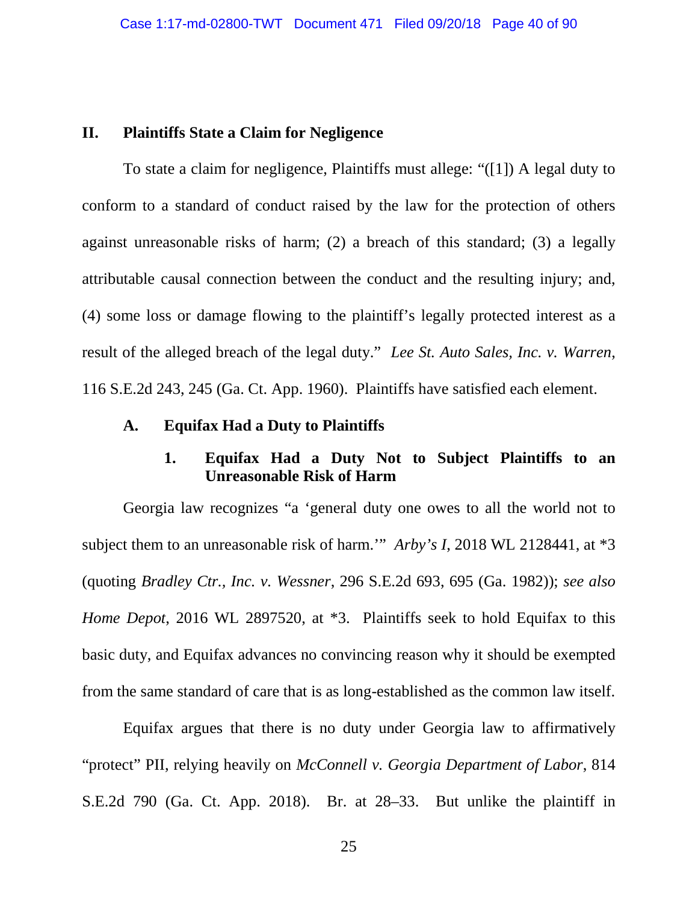## II. Plaintiffs State a Claim for Negligence

To state a claim for negligence, Plaintiffs must allege: "([1]) A legal duty to conform to a standard of conduct raised by the law for the protection of others against unreasonable risks of harm; (2) a breach of this standard; (3) a legally attributable causal connection between the conduct and the resulting injury; and, (4) some loss or damage flowing to the plaintiff's legally protected interest as a result of the alleged breach of the legal duty." *Lee St. Auto Sales, Inc. v. Warren*, 116 S.E.2d 243, 245 (Ga. Ct. App. 1960). Plaintiffs have satisfied each element.

### A. Equifax Had a Duty to Plaintiffs

#### 1. Equifax Had a Duty Not to Subject Plaintiffs to an Unreasonable Risk of Harm

Georgia law recognizes "a 'general duty one owes to all the world not to subject them to an unreasonable risk of harm.'" *Arby's I*, 2018 WL 2128441, at *3 (quoting *Bradley Ctr., Inc. v. Wessner*, 296 S.E.2d 693, 695 (Ga. 1982)); *see also Home Depot*, 2016 WL 2897520, at *3. Plaintiffs seek to hold Equifax to this basic duty, and Equifax advances no convincing reason why it should be exempted from the same standard of care that is as long-established as the common law itself.

Equifax argues that there is no duty under Georgia law to affirmatively "protect" PII, relying heavily on *McConnell v. Georgia Department of Labor*, 814 S.E.2d 790 (Ga. Ct. App. 2018). Br. at 28–33. But unlike the plaintiff in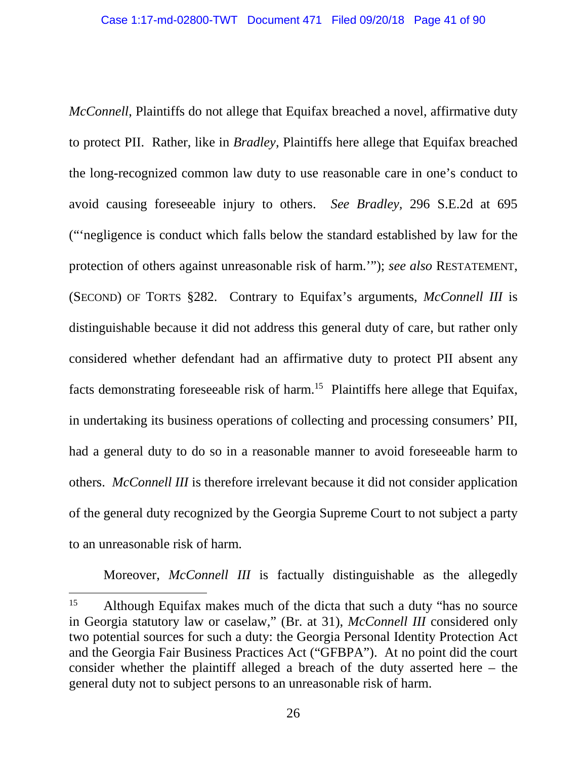*McConnell*, Plaintiffs do not allege that Equifax breached a novel, affirmative duty to protect PII. Rather, like in *Bradley,* Plaintiffs here allege that Equifax breached the long-recognized common law duty to use reasonable care in one's conduct to avoid causing foreseeable injury to others. *See Bradley,* 296 S.E.2d at 695 ("'negligence is conduct which falls below the standard established by law for the protection of others against unreasonable risk of harm.'"); *see also* RESTATEMENT, (SECOND) OF TORTS §282. Contrary to Equifax's arguments, *McConnell III* is distinguishable because it did not address this general duty of care, but rather only considered whether defendant had an affirmative duty to protect PII absent any facts demonstrating foreseeable risk of harm.[15] Plaintiffs here allege that Equifax, in undertaking its business operations of collecting and processing consumers' PII, had a general duty to do so in a reasonable manner to avoid foreseeable harm to others. *McConnell III* is therefore irrelevant because it did not consider application of the general duty recognized by the Georgia Supreme Court to not subject a party to an unreasonable risk of harm.

Moreover, *McConnell III* is factually distinguishable as the allegedly

---

[15] Although Equifax makes much of the dicta that such a duty "has no source in Georgia statutory law or caselaw," (Br. at 31), *McConnell III* considered only two potential sources for such a duty: the Georgia Personal Identity Protection Act and the Georgia Fair Business Practices Act ("GFBPA"). At no point did the court consider whether the plaintiff alleged a breach of the duty asserted here – the general duty not to subject persons to an unreasonable risk of harm.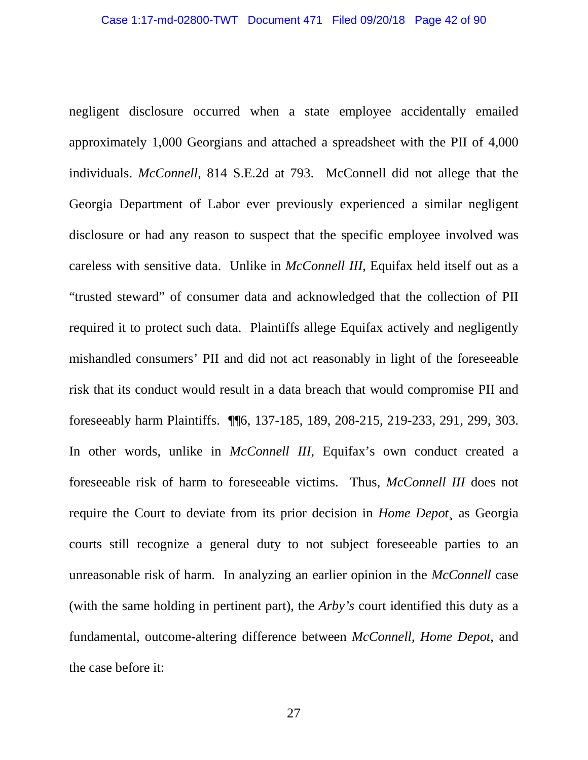negligent disclosure occurred when a state employee accidentally emailed approximately 1,000 Georgians and attached a spreadsheet with the PII of 4,000 individuals. *McConnell*, 814 S.E.2d at 793. McConnell did not allege that the Georgia Department of Labor ever previously experienced a similar negligent disclosure or had any reason to suspect that the specific employee involved was careless with sensitive data. Unlike in *McConnell III,* Equifax held itself out as a "trusted steward" of consumer data and acknowledged that the collection of PII required it to protect such data. Plaintiffs allege Equifax actively and negligently mishandled consumers' PII and did not act reasonably in light of the foreseeable risk that its conduct would result in a data breach that would compromise PII and foreseeably harm Plaintiffs. ¶¶6, 137-185, 189, 208-215, 219-233, 291, 299, 303. In other words, unlike in *McConnell III*, Equifax's own conduct created a foreseeable risk of harm to foreseeable victims. Thus, *McConnell III* does not require the Court to deviate from its prior decision in *Home Depot*¸ as Georgia courts still recognize a general duty to not subject foreseeable parties to an unreasonable risk of harm. In analyzing an earlier opinion in the *McConnell* case (with the same holding in pertinent part), the *Arby's* court identified this duty as a fundamental, outcome-altering difference between *McConnell*, *Home Depot*, and the case before it: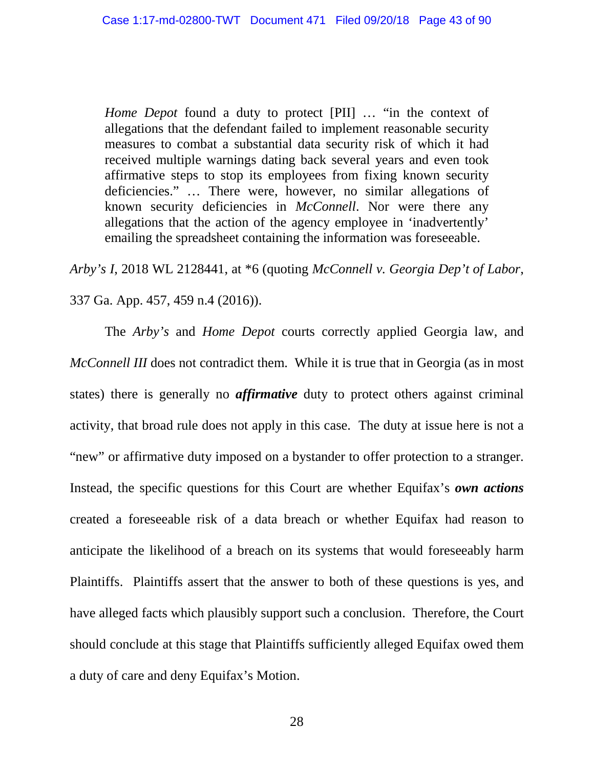> *Home Depot* found a duty to protect [PII] … "in the context of allegations that the defendant failed to implement reasonable security measures to combat a substantial data security risk of which it had received multiple warnings dating back several years and even took affirmative steps to stop its employees from fixing known security deficiencies." … There were, however, no similar allegations of known security deficiencies in *McConnell*. Nor were there any allegations that the action of the agency employee in 'inadvertently' emailing the spreadsheet containing the information was foreseeable.

*Arby's I*, 2018 WL 2128441, at *6 (quoting *McConnell v. Georgia Dep't of Labor*, 337 Ga. App. 457, 459 n.4 (2016)).

The *Arby's* and *Home Depot* courts correctly applied Georgia law, and *McConnell III* does not contradict them. While it is true that in Georgia (as in most states) there is generally no ***affirmative*** duty to protect others against criminal activity, that broad rule does not apply in this case. The duty at issue here is not a "new" or affirmative duty imposed on a bystander to offer protection to a stranger. Instead, the specific questions for this Court are whether Equifax's ***own actions*** created a foreseeable risk of a data breach or whether Equifax had reason to anticipate the likelihood of a breach on its systems that would foreseeably harm Plaintiffs. Plaintiffs assert that the answer to both of these questions is yes, and have alleged facts which plausibly support such a conclusion. Therefore, the Court should conclude at this stage that Plaintiffs sufficiently alleged Equifax owed them a duty of care and deny Equifax's Motion.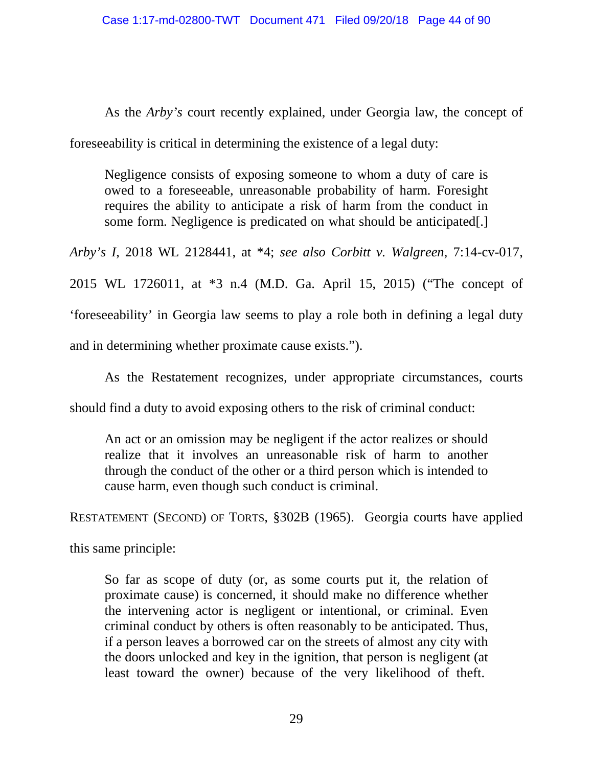As the *Arby's* court recently explained, under Georgia law, the concept of foreseeability is critical in determining the existence of a legal duty:

> Negligence consists of exposing someone to whom a duty of care is owed to a foreseeable, unreasonable probability of harm. Foresight requires the ability to anticipate a risk of harm from the conduct in some form. Negligence is predicated on what should be anticipated[.]

*Arby's I*, 2018 WL 2128441, at *4; *see also Corbitt v. Walgreen*, 7:14-cv-017, 2015 WL 1726011, at *3 n.4 (M.D. Ga. April 15, 2015) ("The concept of 'foreseeability' in Georgia law seems to play a role both in defining a legal duty and in determining whether proximate cause exists.").

As the Restatement recognizes, under appropriate circumstances, courts should find a duty to avoid exposing others to the risk of criminal conduct:

> An act or an omission may be negligent if the actor realizes or should realize that it involves an unreasonable risk of harm to another through the conduct of the other or a third person which is intended to cause harm, even though such conduct is criminal.

RESTATEMENT (SECOND) OF TORTS, §302B (1965). Georgia courts have applied this same principle:

> So far as scope of duty (or, as some courts put it, the relation of proximate cause) is concerned, it should make no difference whether the intervening actor is negligent or intentional, or criminal. Even criminal conduct by others is often reasonably to be anticipated. Thus, if a person leaves a borrowed car on the streets of almost any city with the doors unlocked and key in the ignition, that person is negligent (at least toward the owner) because of the very likelihood of theft.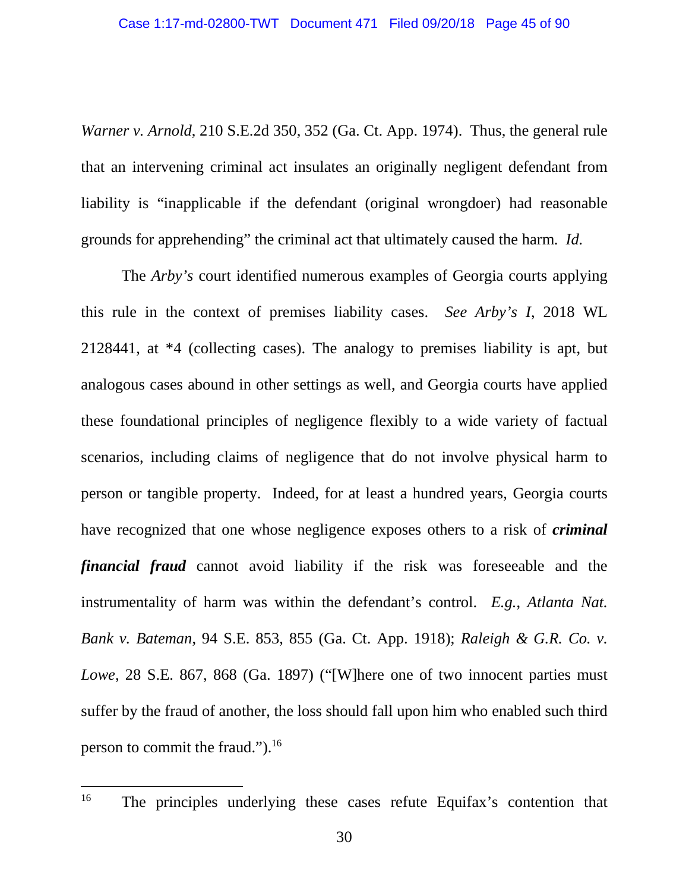*Warner v. Arnold*, 210 S.E.2d 350, 352 (Ga. Ct. App. 1974). Thus, the general rule that an intervening criminal act insulates an originally negligent defendant from liability is "inapplicable if the defendant (original wrongdoer) had reasonable grounds for apprehending" the criminal act that ultimately caused the harm. *Id.*

The *Arby's* court identified numerous examples of Georgia courts applying this rule in the context of premises liability cases. *See Arby's I*, 2018 WL 2128441, at *4 (collecting cases). The analogy to premises liability is apt, but analogous cases abound in other settings as well, and Georgia courts have applied these foundational principles of negligence flexibly to a wide variety of factual scenarios, including claims of negligence that do not involve physical harm to person or tangible property. Indeed, for at least a hundred years, Georgia courts have recognized that one whose negligence exposes others to a risk of ***criminal financial fraud*** cannot avoid liability if the risk was foreseeable and the instrumentality of harm was within the defendant's control. *E.g.*, *Atlanta Nat. Bank v. Bateman*, 94 S.E. 853, 855 (Ga. Ct. App. 1918); *Raleigh & G.R. Co. v. Lowe*, 28 S.E. 867, 868 (Ga. 1897) ("[W]here one of two innocent parties must suffer by the fraud of another, the loss should fall upon him who enabled such third person to commit the fraud.").[16]

---

[16] The principles underlying these cases refute Equifax's contention that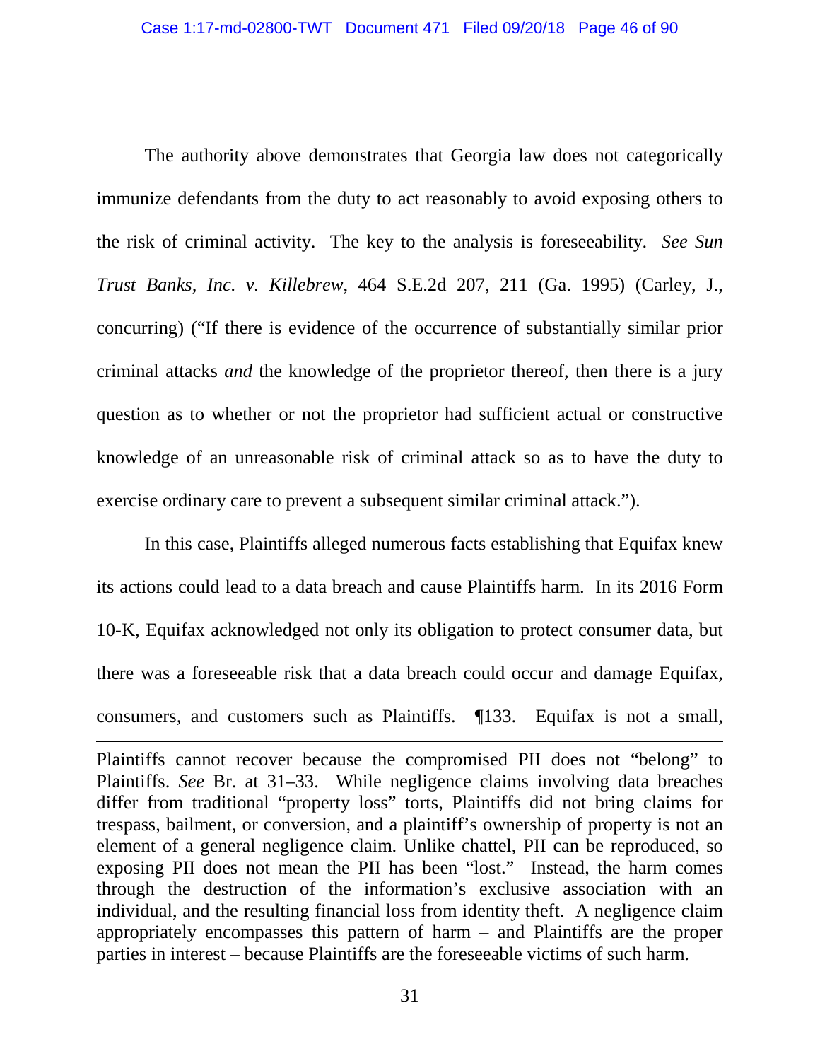The authority above demonstrates that Georgia law does not categorically immunize defendants from the duty to act reasonably to avoid exposing others to the risk of criminal activity. The key to the analysis is foreseeability. *See Sun Trust Banks, Inc. v. Killebrew*, 464 S.E.2d 207, 211 (Ga. 1995) (Carley, J., concurring) ("If there is evidence of the occurrence of substantially similar prior criminal attacks *and* the knowledge of the proprietor thereof, then there is a jury question as to whether or not the proprietor had sufficient actual or constructive knowledge of an unreasonable risk of criminal attack so as to have the duty to exercise ordinary care to prevent a subsequent similar criminal attack.").

In this case, Plaintiffs alleged numerous facts establishing that Equifax knew its actions could lead to a data breach and cause Plaintiffs harm. In its 2016 Form 10-K, Equifax acknowledged not only its obligation to protect consumer data, but there was a foreseeable risk that a data breach could occur and damage Equifax, consumers, and customers such as Plaintiffs. ¶133. Equifax is not a small,

---

Plaintiffs cannot recover because the compromised PII does not "belong" to Plaintiffs. *See* Br. at 31–33. While negligence claims involving data breaches differ from traditional "property loss" torts, Plaintiffs did not bring claims for trespass, bailment, or conversion, and a plaintiff's ownership of property is not an element of a general negligence claim. Unlike chattel, PII can be reproduced, so exposing PII does not mean the PII has been "lost." Instead, the harm comes through the destruction of the information's exclusive association with an individual, and the resulting financial loss from identity theft. A negligence claim appropriately encompasses this pattern of harm – and Plaintiffs are the proper parties in interest – because Plaintiffs are the foreseeable victims of such harm.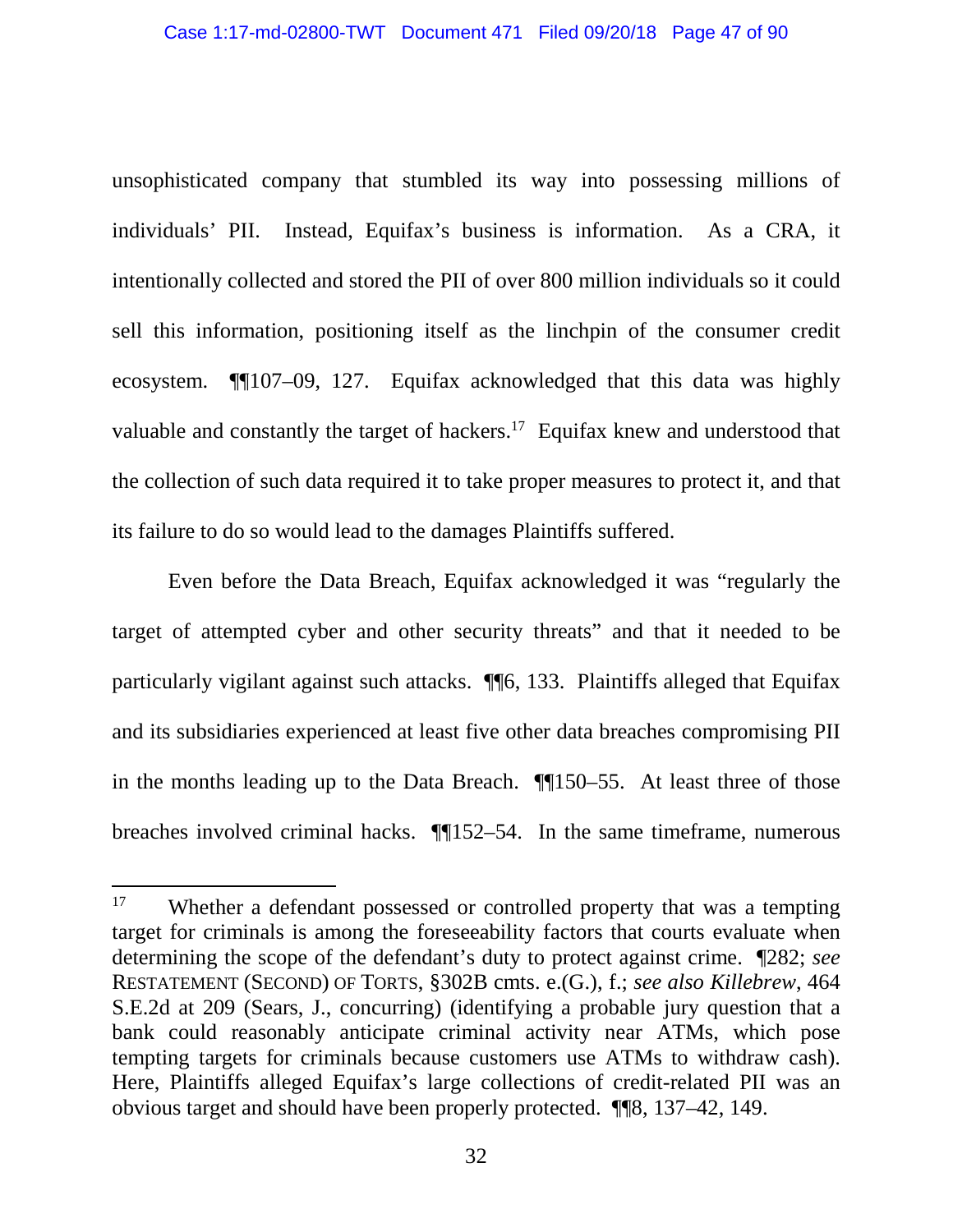unsophisticated company that stumbled its way into possessing millions of individuals' PII. Instead, Equifax's business is information. As a CRA, it intentionally collected and stored the PII of over 800 million individuals so it could sell this information, positioning itself as the linchpin of the consumer credit ecosystem. ¶¶107–09, 127. Equifax acknowledged that this data was highly valuable and constantly the target of hackers.[17] Equifax knew and understood that the collection of such data required it to take proper measures to protect it, and that its failure to do so would lead to the damages Plaintiffs suffered.

Even before the Data Breach, Equifax acknowledged it was "regularly the target of attempted cyber and other security threats" and that it needed to be particularly vigilant against such attacks. ¶¶6, 133. Plaintiffs alleged that Equifax and its subsidiaries experienced at least five other data breaches compromising PII in the months leading up to the Data Breach. ¶¶150–55. At least three of those breaches involved criminal hacks. ¶¶152–54. In the same timeframe, numerous

---

[17] Whether a defendant possessed or controlled property that was a tempting target for criminals is among the foreseeability factors that courts evaluate when determining the scope of the defendant's duty to protect against crime. ¶282; *see* RESTATEMENT (SECOND) OF TORTS, §302B cmts. e.(G.), f.; *see also Killebrew*, 464 S.E.2d at 209 (Sears, J., concurring) (identifying a probable jury question that a bank could reasonably anticipate criminal activity near ATMs, which pose tempting targets for criminals because customers use ATMs to withdraw cash). Here, Plaintiffs alleged Equifax's large collections of credit-related PII was an obvious target and should have been properly protected. ¶¶8, 137–42, 149.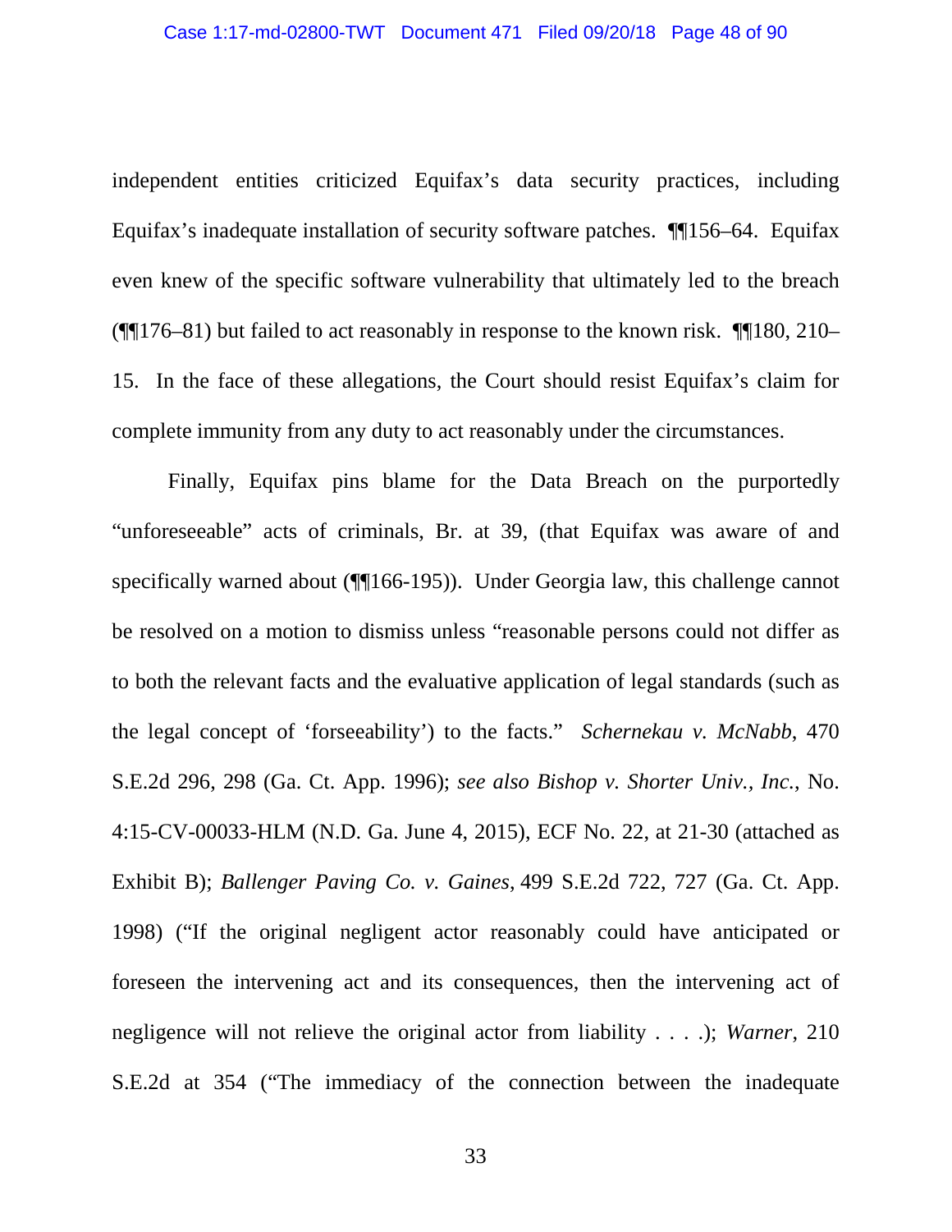independent entities criticized Equifax's data security practices, including Equifax's inadequate installation of security software patches. ¶¶156–64. Equifax even knew of the specific software vulnerability that ultimately led to the breach (¶¶176–81) but failed to act reasonably in response to the known risk. ¶¶180, 210–15. In the face of these allegations, the Court should resist Equifax's claim for complete immunity from any duty to act reasonably under the circumstances.

Finally, Equifax pins blame for the Data Breach on the purportedly "unforeseeable" acts of criminals, Br. at 39, (that Equifax was aware of and specifically warned about (¶¶166-195)). Under Georgia law, this challenge cannot be resolved on a motion to dismiss unless "reasonable persons could not differ as to both the relevant facts and the evaluative application of legal standards (such as the legal concept of 'forseeability') to the facts." *Schernekau v. McNabb*, 470 S.E.2d 296, 298 (Ga. Ct. App. 1996); *see also Bishop v. Shorter Univ., Inc.*, No. 4:15-CV-00033-HLM (N.D. Ga. June 4, 2015), ECF No. 22, at 21-30 (attached as Exhibit B); *Ballenger Paving Co. v. Gaines*, 499 S.E.2d 722, 727 (Ga. Ct. App. 1998) ("If the original negligent actor reasonably could have anticipated or foreseen the intervening act and its consequences, then the intervening act of negligence will not relieve the original actor from liability . . . ."); *Warner*, 210 S.E.2d at 354 ("The immediacy of the connection between the inadequate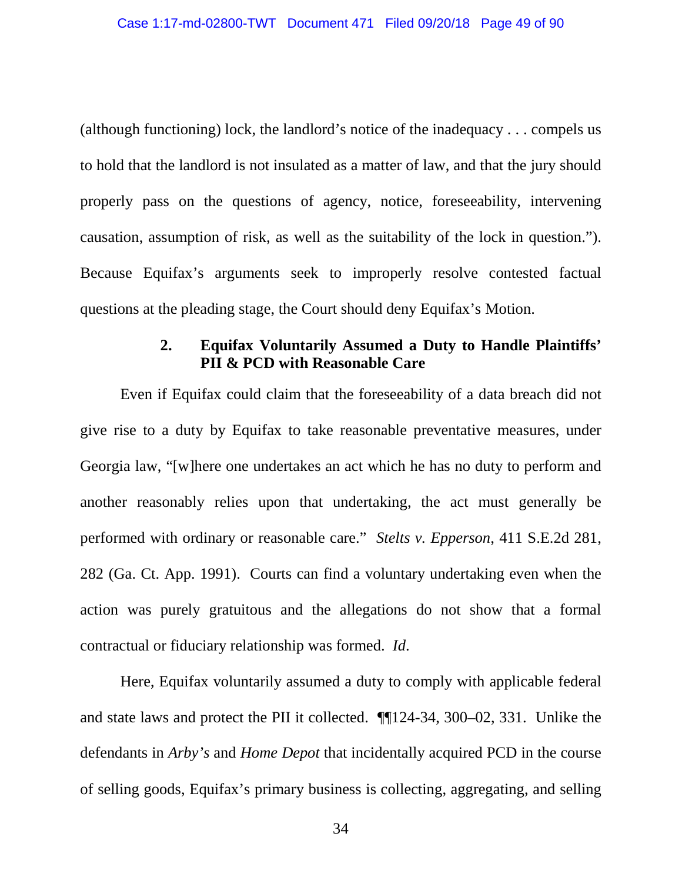(although functioning) lock, the landlord's notice of the inadequacy . . . compels us to hold that the landlord is not insulated as a matter of law, and that the jury should properly pass on the questions of agency, notice, foreseeability, intervening causation, assumption of risk, as well as the suitability of the lock in question."). Because Equifax's arguments seek to improperly resolve contested factual questions at the pleading stage, the Court should deny Equifax's Motion.

### 2. Equifax Voluntarily Assumed a Duty to Handle Plaintiffs' PII & PCD with Reasonable Care

Even if Equifax could claim that the foreseeability of a data breach did not give rise to a duty by Equifax to take reasonable preventative measures, under Georgia law, "[w]here one undertakes an act which he has no duty to perform and another reasonably relies upon that undertaking, the act must generally be performed with ordinary or reasonable care." *Stelts v. Epperson*, 411 S.E.2d 281, 282 (Ga. Ct. App. 1991). Courts can find a voluntary undertaking even when the action was purely gratuitous and the allegations do not show that a formal contractual or fiduciary relationship was formed. *Id.*

Here, Equifax voluntarily assumed a duty to comply with applicable federal and state laws and protect the PII it collected. ¶¶124-34, 300–02, 331. Unlike the defendants in *Arby's* and *Home Depot* that incidentally acquired PCD in the course of selling goods, Equifax's primary business is collecting, aggregating, and selling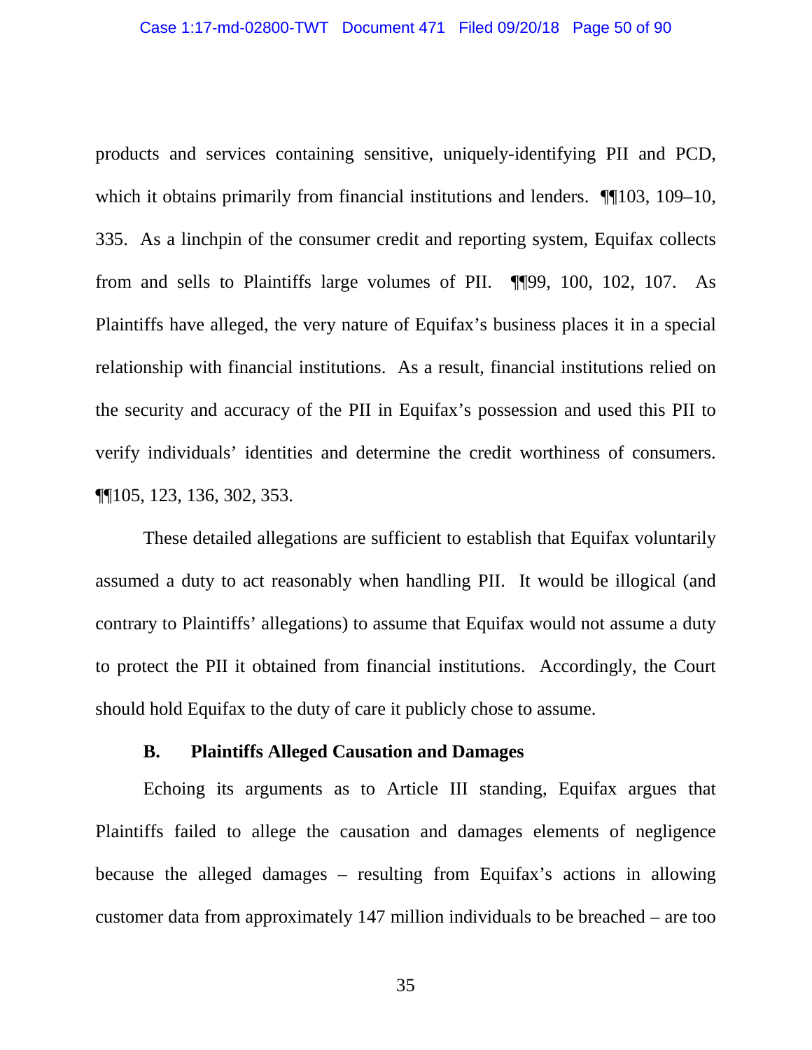products and services containing sensitive, uniquely-identifying PII and PCD, which it obtains primarily from financial institutions and lenders. ¶¶103, 109–10, 335. As a linchpin of the consumer credit and reporting system, Equifax collects from and sells to Plaintiffs large volumes of PII. ¶¶99, 100, 102, 107. As Plaintiffs have alleged, the very nature of Equifax's business places it in a special relationship with financial institutions. As a result, financial institutions relied on the security and accuracy of the PII in Equifax's possession and used this PII to verify individuals' identities and determine the credit worthiness of consumers. ¶¶105, 123, 136, 302, 353.

These detailed allegations are sufficient to establish that Equifax voluntarily assumed a duty to act reasonably when handling PII. It would be illogical (and contrary to Plaintiffs' allegations) to assume that Equifax would not assume a duty to protect the PII it obtained from financial institutions. Accordingly, the Court should hold Equifax to the duty of care it publicly chose to assume.

### B. Plaintiffs Alleged Causation and Damages

Echoing its arguments as to Article III standing, Equifax argues that Plaintiffs failed to allege the causation and damages elements of negligence because the alleged damages – resulting from Equifax's actions in allowing customer data from approximately 147 million individuals to be breached – are too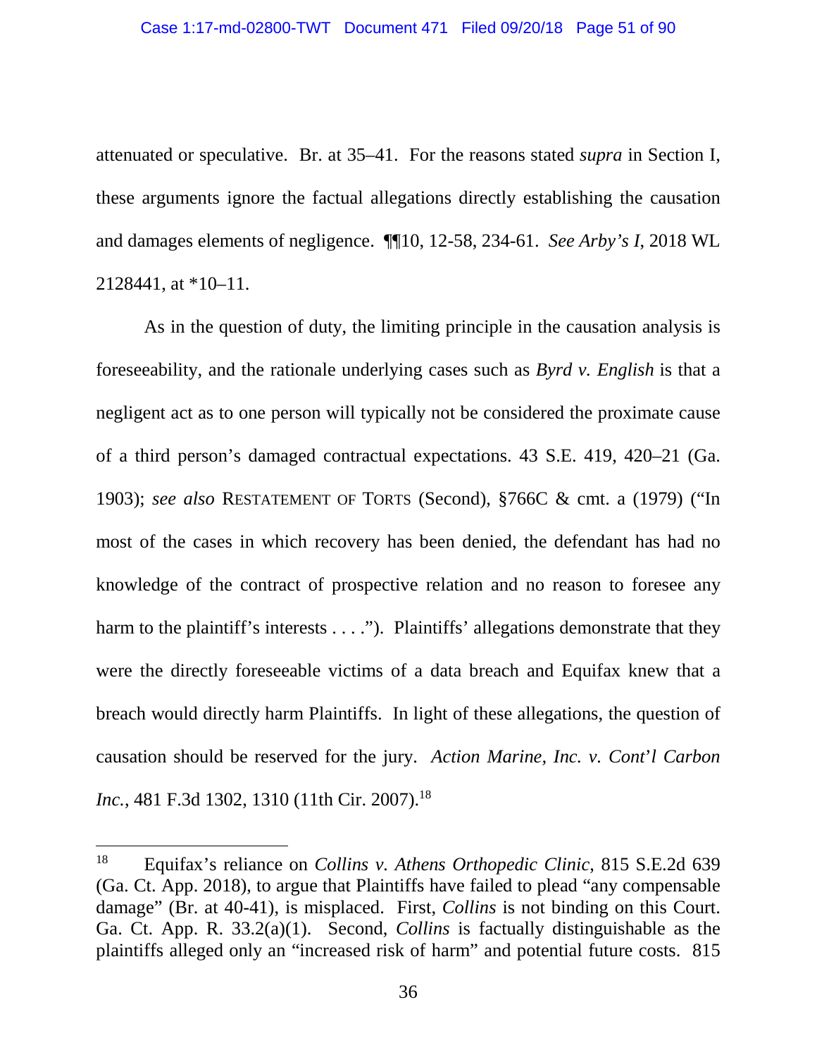attenuated or speculative. Br. at 35–41. For the reasons stated *supra* in Section I, these arguments ignore the factual allegations directly establishing the causation and damages elements of negligence. ¶¶10, 12-58, 234-61. *See Arby's I*, 2018 WL 2128441, at *10–11.

As in the question of duty, the limiting principle in the causation analysis is foreseeability, and the rationale underlying cases such as *Byrd v. English* is that a negligent act as to one person will typically not be considered the proximate cause of a third person's damaged contractual expectations. 43 S.E. 419, 420–21 (Ga. 1903); *see also* RESTATEMENT OF TORTS (Second), §766C & cmt. a (1979) ("In most of the cases in which recovery has been denied, the defendant has had no knowledge of the contract of prospective relation and no reason to foresee any harm to the plaintiff's interests . . . ."). Plaintiffs' allegations demonstrate that they were the directly foreseeable victims of a data breach and Equifax knew that a breach would directly harm Plaintiffs. In light of these allegations, the question of causation should be reserved for the jury. *Action Marine, Inc. v. Cont'l Carbon Inc.*, 481 F.3d 1302, 1310 (11th Cir. 2007).[18]

---

[18] Equifax's reliance on *Collins v. Athens Orthopedic Clinic*, 815 S.E.2d 639 (Ga. Ct. App. 2018), to argue that Plaintiffs have failed to plead "any compensable damage" (Br. at 40-41), is misplaced. First, *Collins* is not binding on this Court. Ga. Ct. App. R. 33.2(a)(1). Second, *Collins* is factually distinguishable as the plaintiffs alleged only an "increased risk of harm" and potential future costs. 815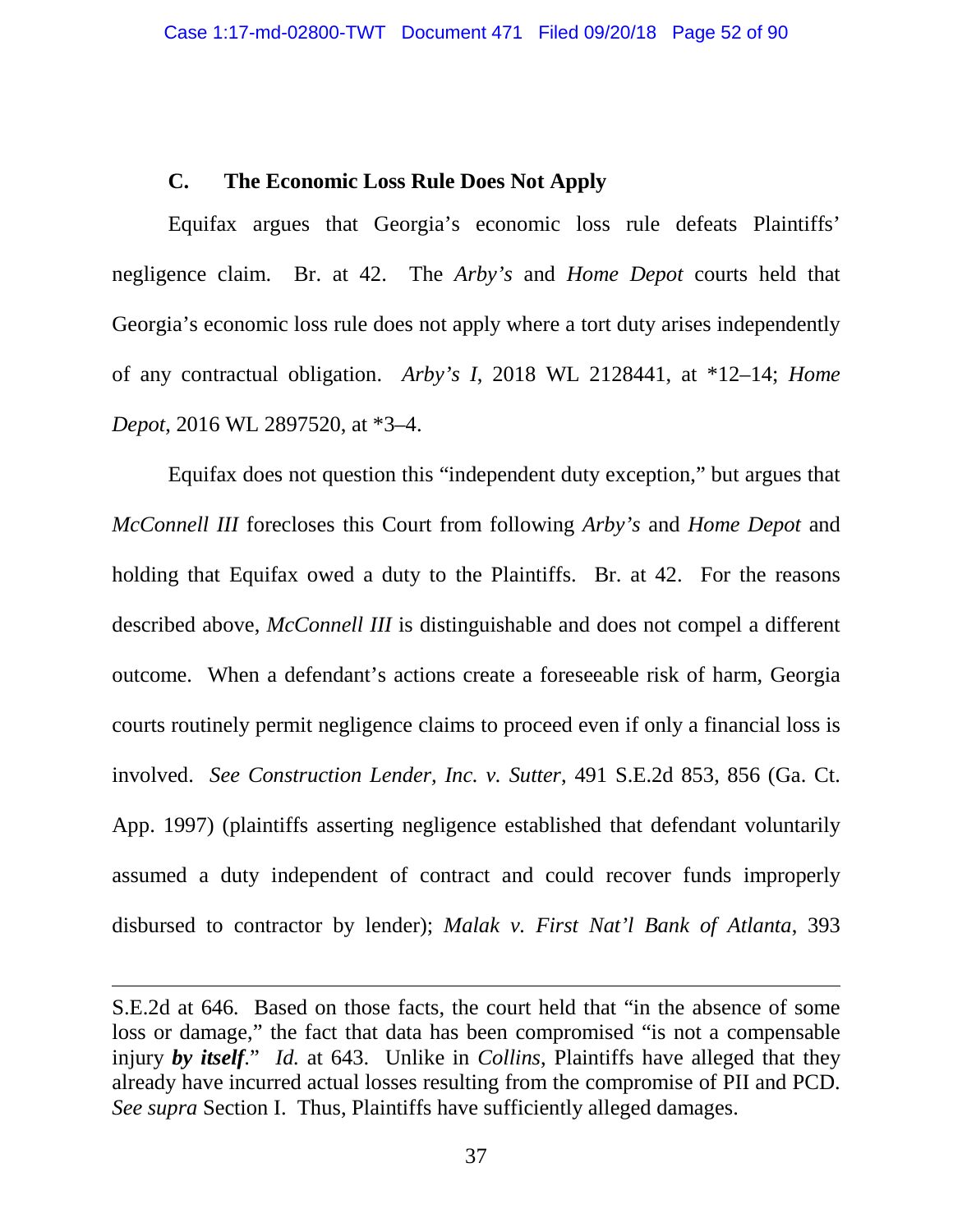### C. The Economic Loss Rule Does Not Apply

Equifax argues that Georgia's economic loss rule defeats Plaintiffs' negligence claim. Br. at 42. The *Arby's* and *Home Depot* courts held that Georgia's economic loss rule does not apply where a tort duty arises independently of any contractual obligation. *Arby's I*, 2018 WL 2128441, at *12–14; *Home Depot*, 2016 WL 2897520, at *3–4.

Equifax does not question this "independent duty exception," but argues that *McConnell III* forecloses this Court from following *Arby's* and *Home Depot* and holding that Equifax owed a duty to the Plaintiffs. Br. at 42. For the reasons described above, *McConnell III* is distinguishable and does not compel a different outcome. When a defendant's actions create a foreseeable risk of harm, Georgia courts routinely permit negligence claims to proceed even if only a financial loss is involved. *See Construction Lender, Inc. v. Sutter*, 491 S.E.2d 853, 856 (Ga. Ct. App. 1997) (plaintiffs asserting negligence established that defendant voluntarily assumed a duty independent of contract and could recover funds improperly disbursed to contractor by lender); *Malak v. First Nat'l Bank of Atlanta*, 393

---

S.E.2d at 646. Based on those facts, the court held that "in the absence of some loss or damage," the fact that data has been compromised "is not a compensable injury ***by itself***." *Id.* at 643. Unlike in *Collins*, Plaintiffs have alleged that they already have incurred actual losses resulting from the compromise of PII and PCD. *See supra* Section I. Thus, Plaintiffs have sufficiently alleged damages.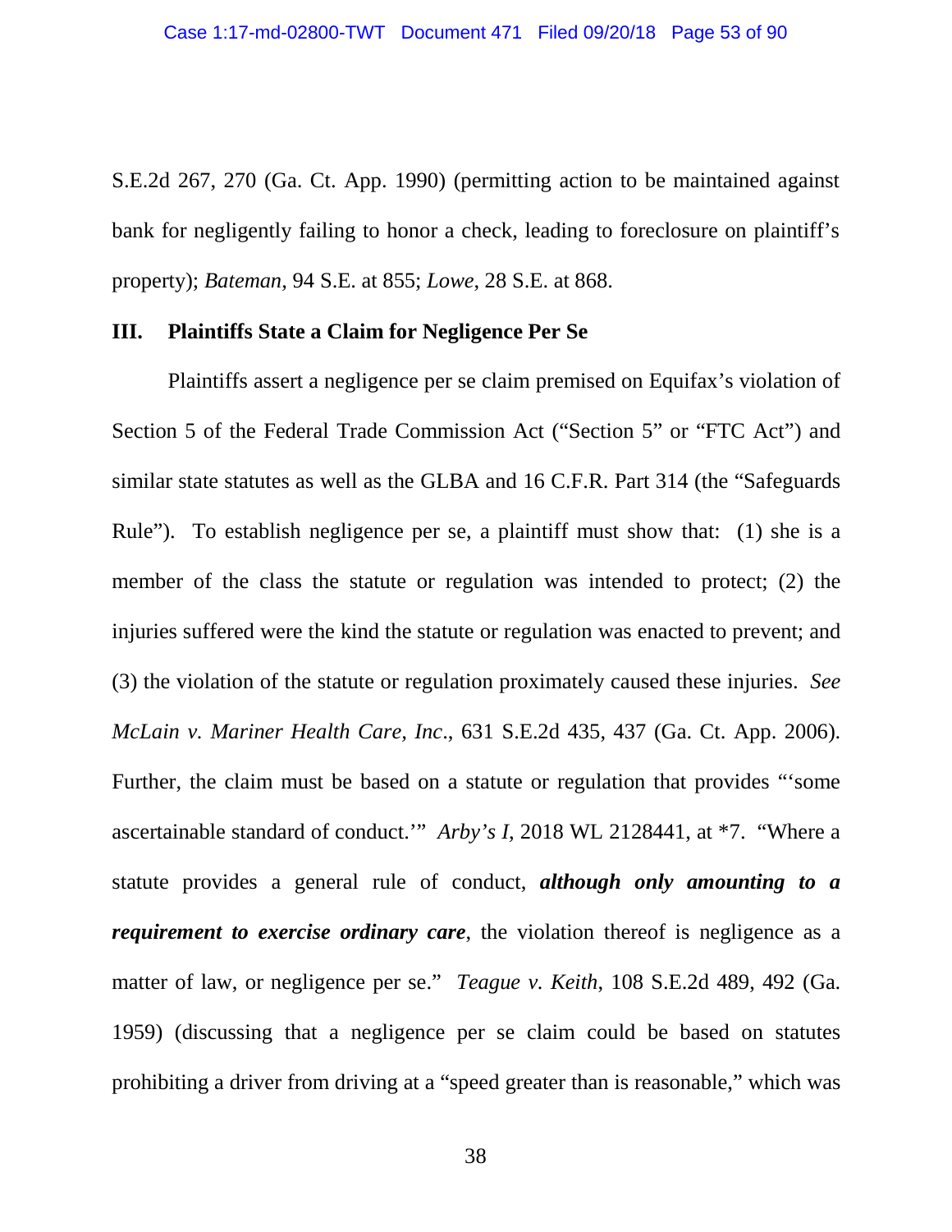S.E.2d 267, 270 (Ga. Ct. App. 1990) (permitting action to be maintained against bank for negligently failing to honor a check, leading to foreclosure on plaintiff's property); *Bateman*, 94 S.E. at 855; *Lowe*, 28 S.E. at 868.

## III. Plaintiffs State a Claim for Negligence Per Se

Plaintiffs assert a negligence per se claim premised on Equifax's violation of Section 5 of the Federal Trade Commission Act ("Section 5" or "FTC Act") and similar state statutes as well as the GLBA and 16 C.F.R. Part 314 (the "Safeguards Rule"). To establish negligence per se, a plaintiff must show that: (1) she is a member of the class the statute or regulation was intended to protect; (2) the injuries suffered were the kind the statute or regulation was enacted to prevent; and (3) the violation of the statute or regulation proximately caused these injuries. *See McLain v. Mariner Health Care, Inc*., 631 S.E.2d 435, 437 (Ga. Ct. App. 2006). Further, the claim must be based on a statute or regulation that provides "'some ascertainable standard of conduct.'" *Arby's I*, 2018 WL 2128441, at *7. "Where a statute provides a general rule of conduct, ***although only amounting to a requirement to exercise ordinary care***, the violation thereof is negligence as a matter of law, or negligence per se." *Teague v. Keith*, 108 S.E.2d 489, 492 (Ga. 1959) (discussing that a negligence per se claim could be based on statutes prohibiting a driver from driving at a "speed greater than is reasonable," which was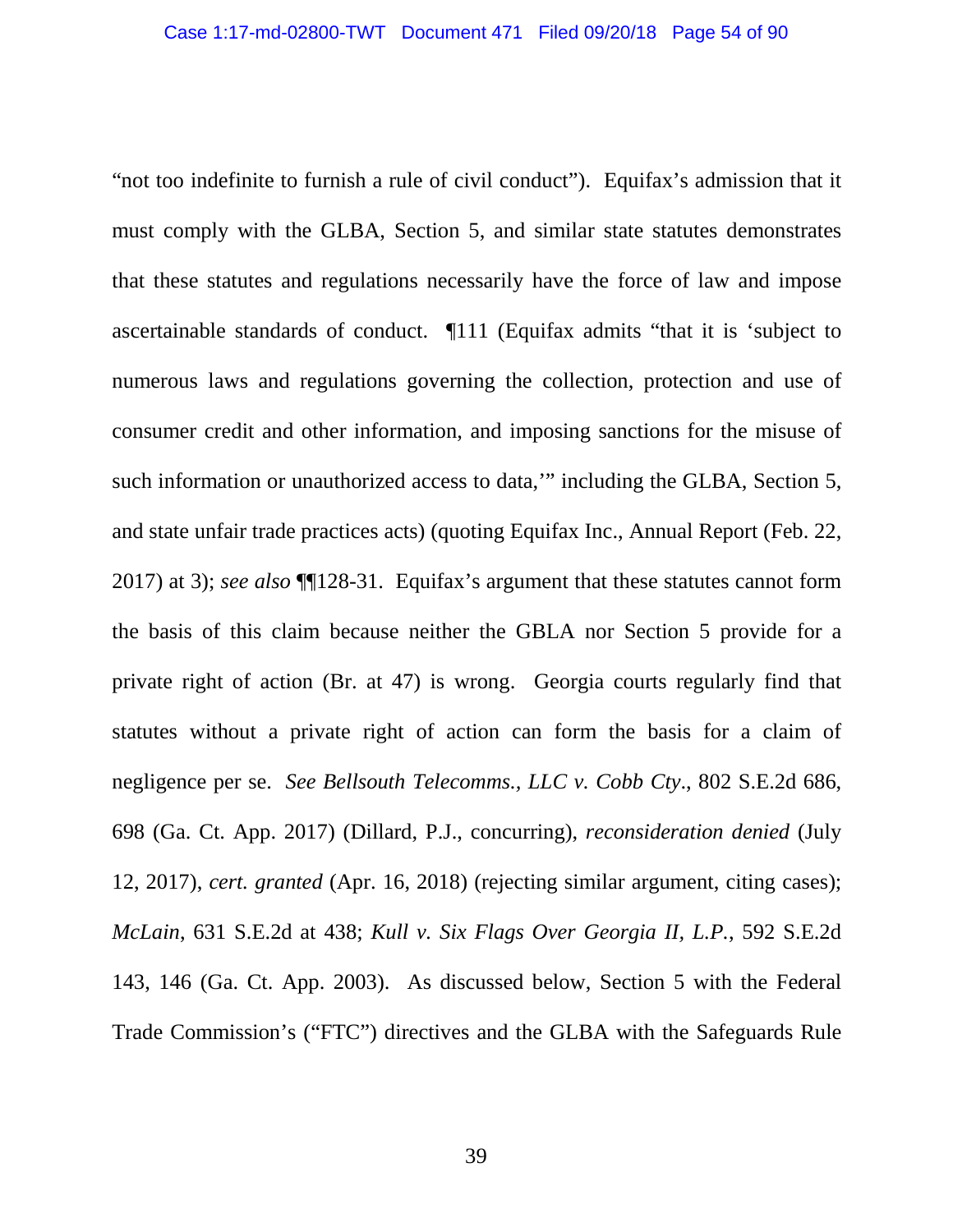"not too indefinite to furnish a rule of civil conduct"). Equifax's admission that it must comply with the GLBA, Section 5, and similar state statutes demonstrates that these statutes and regulations necessarily have the force of law and impose ascertainable standards of conduct. ¶111 (Equifax admits "that it is 'subject to numerous laws and regulations governing the collection, protection and use of consumer credit and other information, and imposing sanctions for the misuse of such information or unauthorized access to data,'" including the GLBA, Section 5, and state unfair trade practices acts) (quoting Equifax Inc., Annual Report (Feb. 22, 2017) at 3); *see also* ¶¶128-31. Equifax's argument that these statutes cannot form the basis of this claim because neither the GBLA nor Section 5 provide for a private right of action (Br. at 47) is wrong. Georgia courts regularly find that statutes without a private right of action can form the basis for a claim of negligence per se. *See Bellsouth Telecomms., LLC v. Cobb Cty.*, 802 S.E.2d 686, 698 (Ga. Ct. App. 2017) (Dillard, P.J., concurring), *reconsideration denied* (July 12, 2017), *cert. granted* (Apr. 16, 2018) (rejecting similar argument, citing cases); *McLain*, 631 S.E.2d at 438; *Kull v. Six Flags Over Georgia II, L.P.*, 592 S.E.2d 143, 146 (Ga. Ct. App. 2003). As discussed below, Section 5 with the Federal Trade Commission's ("FTC") directives and the GLBA with the Safeguards Rule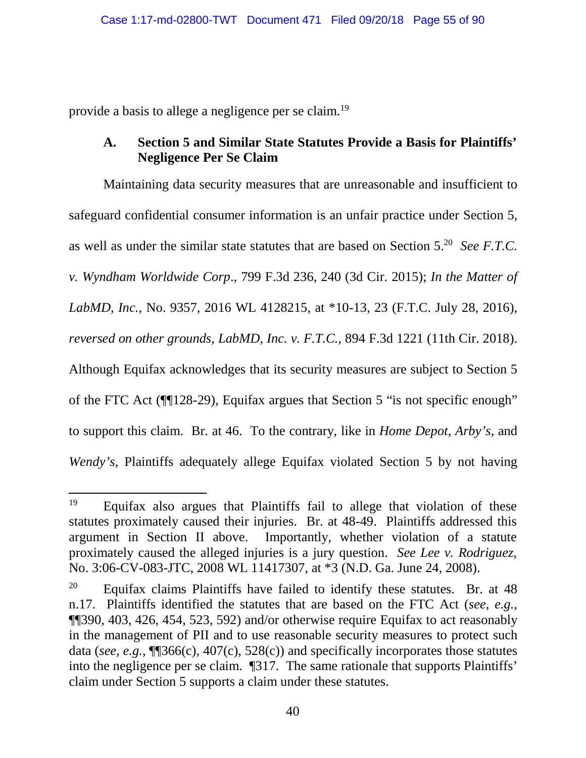provide a basis to allege a negligence per se claim.[19]

### A. Section 5 and Similar State Statutes Provide a Basis for Plaintiffs' Negligence Per Se Claim

Maintaining data security measures that are unreasonable and insufficient to safeguard confidential consumer information is an unfair practice under Section 5, as well as under the similar state statutes that are based on Section 5.[20] *See F.T.C. v. Wyndham Worldwide Corp*., 799 F.3d 236, 240 (3d Cir. 2015); *In the Matter of LabMD, Inc.*, No. 9357, 2016 WL 4128215, at *10-13, 23 (F.T.C. July 28, 2016), *reversed on other grounds*, *LabMD, Inc. v. F.T.C.*, 894 F.3d 1221 (11th Cir. 2018). Although Equifax acknowledges that its security measures are subject to Section 5 of the FTC Act (¶¶128-29), Equifax argues that Section 5 "is not specific enough" to support this claim. Br. at 46. To the contrary, like in *Home Depot*, *Arby's*, and *Wendy's*, Plaintiffs adequately allege Equifax violated Section 5 by not having

---

[19] Equifax also argues that Plaintiffs fail to allege that violation of these statutes proximately caused their injuries. Br. at 48-49. Plaintiffs addressed this argument in Section II above. Importantly, whether violation of a statute proximately caused the alleged injuries is a jury question. *See Lee v. Rodriguez*, No. 3:06-CV-083-JTC, 2008 WL 11417307, at *3 (N.D. Ga. June 24, 2008).

[20] Equifax claims Plaintiffs have failed to identify these statutes. Br. at 48 n.17. Plaintiffs identified the statutes that are based on the FTC Act (*see*, *e.g.*, ¶¶390, 403, 426, 454, 523, 592) and/or otherwise require Equifax to act reasonably in the management of PII and to use reasonable security measures to protect such data (*see*, *e.g.*, ¶¶366(c), 407(c), 528(c)) and specifically incorporates those statutes into the negligence per se claim. ¶317. The same rationale that supports Plaintiffs' claim under Section 5 supports a claim under these statutes.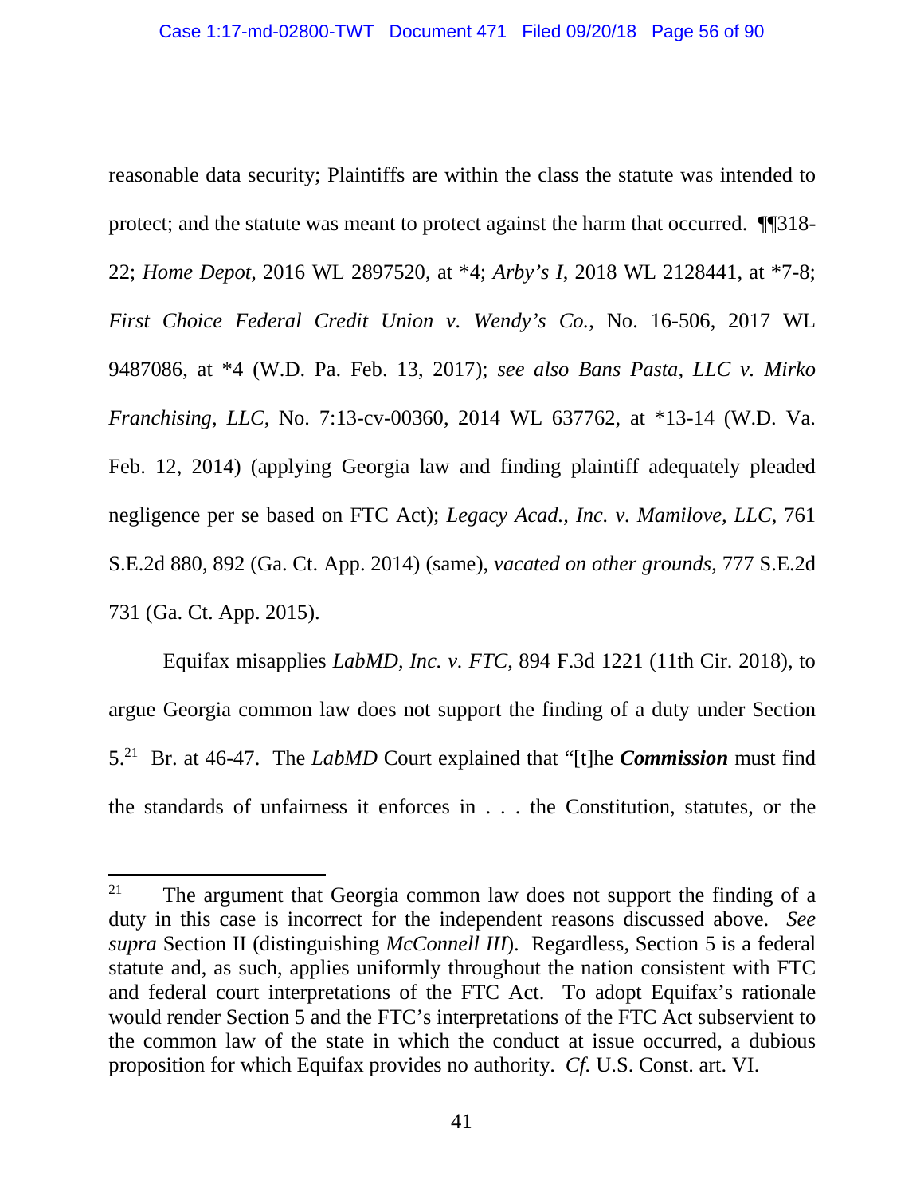reasonable data security; Plaintiffs are within the class the statute was intended to protect; and the statute was meant to protect against the harm that occurred. ¶¶318-22; *Home Depot*, 2016 WL 2897520, at *4; *Arby's I*, 2018 WL 2128441, at *7-8; *First Choice Federal Credit Union v. Wendy's Co.*, No. 16-506, 2017 WL 9487086, at *4 (W.D. Pa. Feb. 13, 2017); *see also Bans Pasta, LLC v. Mirko Franchising, LLC*, No. 7:13-cv-00360, 2014 WL 637762, at *13-14 (W.D. Va. Feb. 12, 2014) (applying Georgia law and finding plaintiff adequately pleaded negligence per se based on FTC Act); *Legacy Acad., Inc. v. Mamilove, LLC*, 761 S.E.2d 880, 892 (Ga. Ct. App. 2014) (same), *vacated on other grounds*, 777 S.E.2d 731 (Ga. Ct. App. 2015).

Equifax misapplies *LabMD, Inc. v. FTC*, 894 F.3d 1221 (11th Cir. 2018), to argue Georgia common law does not support the finding of a duty under Section 5.[21] Br. at 46-47. The *LabMD* Court explained that "[t]he ***Commission*** must find the standards of unfairness it enforces in . . . the Constitution, statutes, or the

---

[21] The argument that Georgia common law does not support the finding of a duty in this case is incorrect for the independent reasons discussed above. *See supra* Section II (distinguishing *McConnell III*). Regardless, Section 5 is a federal statute and, as such, applies uniformly throughout the nation consistent with FTC and federal court interpretations of the FTC Act. To adopt Equifax's rationale would render Section 5 and the FTC's interpretations of the FTC Act subservient to the common law of the state in which the conduct at issue occurred, a dubious proposition for which Equifax provides no authority. *Cf.* U.S. Const. art. VI.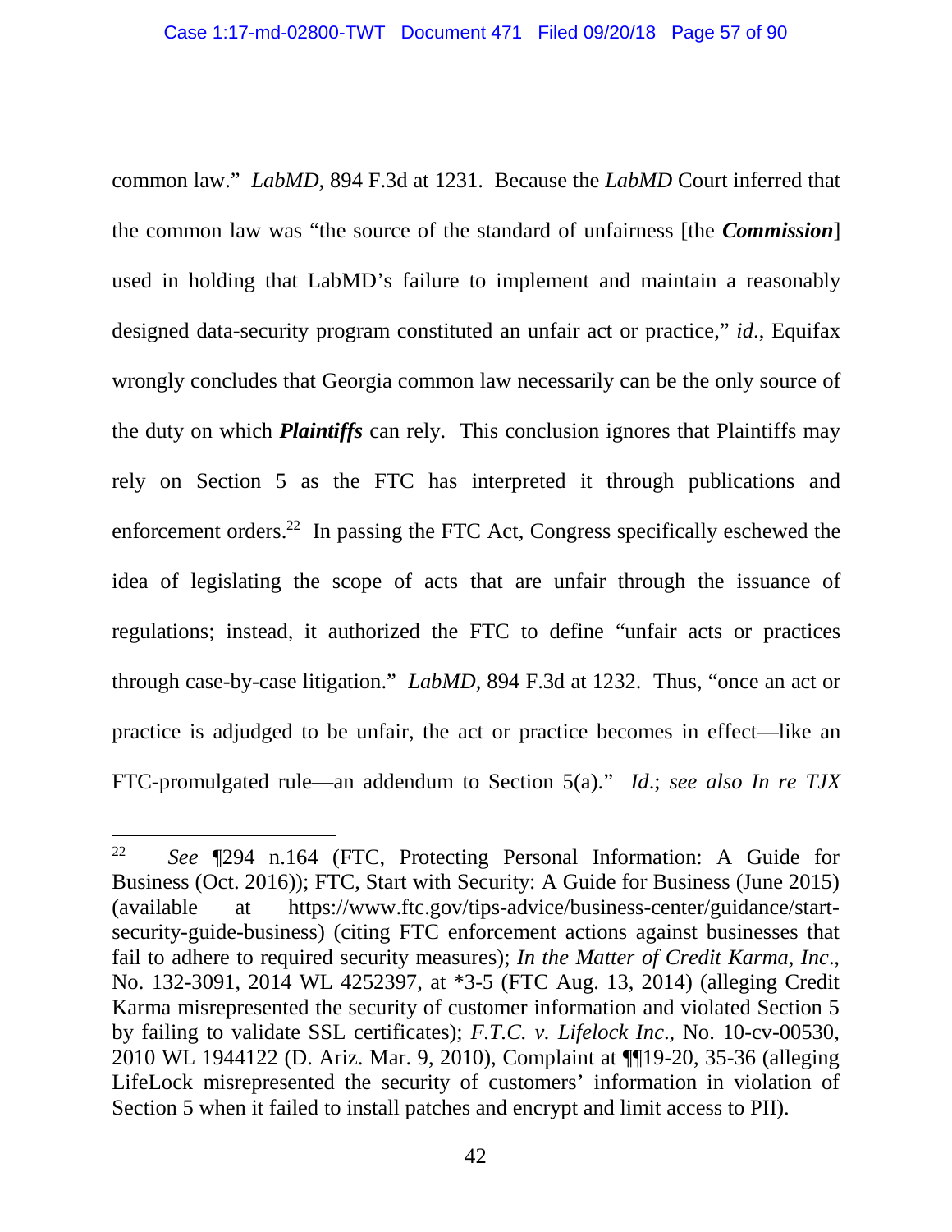common law." *LabMD*, 894 F.3d at 1231. Because the *LabMD* Court inferred that the common law was "the source of the standard of unfairness [the ***Commission***] used in holding that LabMD's failure to implement and maintain a reasonably designed data-security program constituted an unfair act or practice," *id*., Equifax wrongly concludes that Georgia common law necessarily can be the only source of the duty on which ***Plaintiffs*** can rely. This conclusion ignores that Plaintiffs may rely on Section 5 as the FTC has interpreted it through publications and enforcement orders.[22] In passing the FTC Act, Congress specifically eschewed the idea of legislating the scope of acts that are unfair through the issuance of regulations; instead, it authorized the FTC to define "unfair acts or practices through case-by-case litigation." *LabMD*, 894 F.3d at 1232. Thus, "once an act or practice is adjudged to be unfair, the act or practice becomes in effect—like an FTC-promulgated rule—an addendum to Section 5(a)." *Id*.; *see also In re TJX*

---

[22] *See* ¶294 n.164 (FTC, Protecting Personal Information: A Guide for Business (Oct. 2016)); FTC, Start with Security: A Guide for Business (June 2015) (available at https://www.ftc.gov/tips-advice/business-center/guidance/start-security-guide-business) (citing FTC enforcement actions against businesses that fail to adhere to required security measures); *In the Matter of Credit Karma, Inc*., No. 132-3091, 2014 WL 4252397, at *3-5 (FTC Aug. 13, 2014) (alleging Credit Karma misrepresented the security of customer information and violated Section 5 by failing to validate SSL certificates); *F.T.C. v. Lifelock Inc*., No. 10-cv-00530, 2010 WL 1944122 (D. Ariz. Mar. 9, 2010), Complaint at ¶¶19-20, 35-36 (alleging LifeLock misrepresented the security of customers' information in violation of Section 5 when it failed to install patches and encrypt and limit access to PII).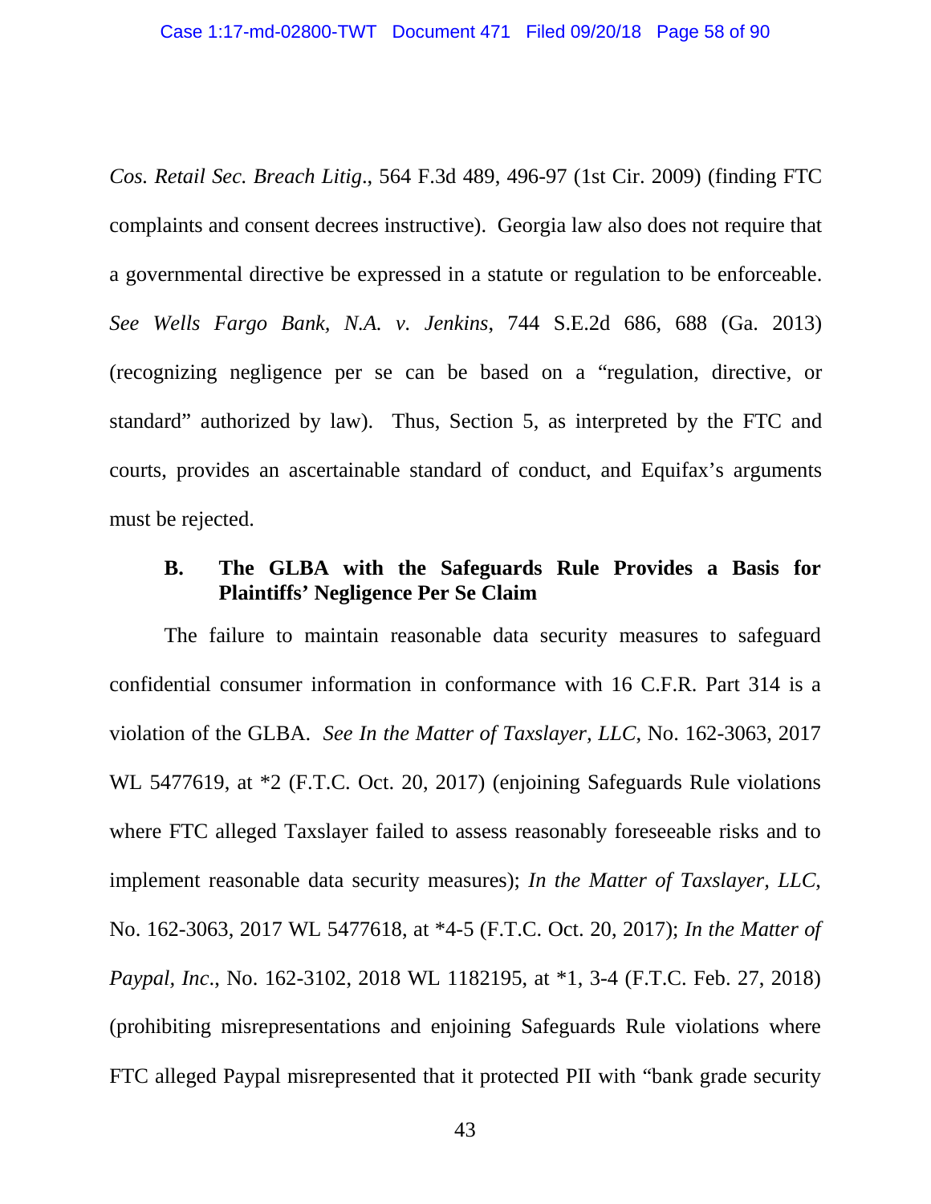*Cos. Retail Sec. Breach Litig*., 564 F.3d 489, 496-97 (1st Cir. 2009) (finding FTC complaints and consent decrees instructive). Georgia law also does not require that a governmental directive be expressed in a statute or regulation to be enforceable. *See Wells Fargo Bank, N.A. v. Jenkins*, 744 S.E.2d 686, 688 (Ga. 2013) (recognizing negligence per se can be based on a "regulation, directive, or standard" authorized by law). Thus, Section 5, as interpreted by the FTC and courts, provides an ascertainable standard of conduct, and Equifax's arguments must be rejected.

### B. The GLBA with the Safeguards Rule Provides a Basis for Plaintiffs' Negligence Per Se Claim

The failure to maintain reasonable data security measures to safeguard confidential consumer information in conformance with 16 C.F.R. Part 314 is a violation of the GLBA. *See In the Matter of Taxslayer, LLC*, No. 162-3063, 2017 WL 5477619, at *2 (F.T.C. Oct. 20, 2017) (enjoining Safeguards Rule violations where FTC alleged Taxslayer failed to assess reasonably foreseeable risks and to implement reasonable data security measures); *In the Matter of Taxslayer, LLC*, No. 162-3063, 2017 WL 5477618, at *4-5 (F.T.C. Oct. 20, 2017); *In the Matter of Paypal, Inc*., No. 162-3102, 2018 WL 1182195, at *1, 3-4 (F.T.C. Feb. 27, 2018) (prohibiting misrepresentations and enjoining Safeguards Rule violations where FTC alleged Paypal misrepresented that it protected PII with "bank grade security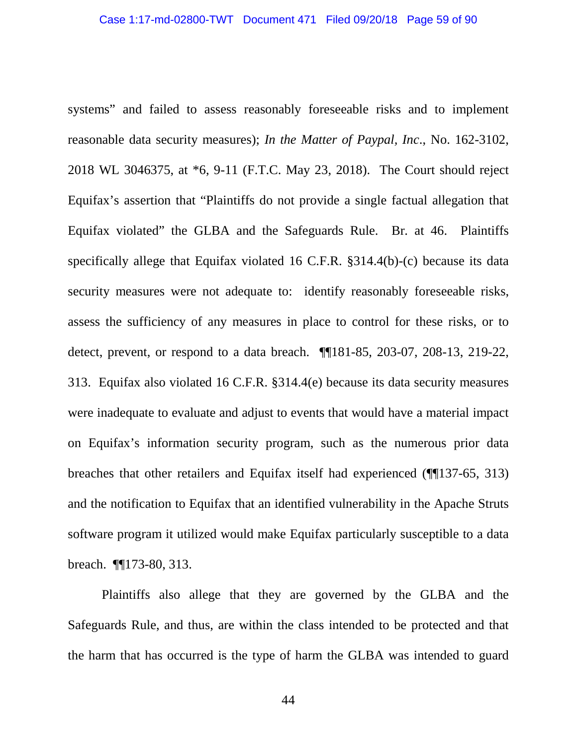systems" and failed to assess reasonably foreseeable risks and to implement reasonable data security measures); *In the Matter of Paypal, Inc*., No. 162-3102, 2018 WL 3046375, at *6, 9-11 (F.T.C. May 23, 2018). The Court should reject Equifax's assertion that "Plaintiffs do not provide a single factual allegation that Equifax violated" the GLBA and the Safeguards Rule. Br. at 46. Plaintiffs specifically allege that Equifax violated 16 C.F.R. §314.4(b)-(c) because its data security measures were not adequate to: identify reasonably foreseeable risks, assess the sufficiency of any measures in place to control for these risks, or to detect, prevent, or respond to a data breach. ¶¶181-85, 203-07, 208-13, 219-22, 313. Equifax also violated 16 C.F.R. §314.4(e) because its data security measures were inadequate to evaluate and adjust to events that would have a material impact on Equifax's information security program, such as the numerous prior data breaches that other retailers and Equifax itself had experienced (¶¶137-65, 313) and the notification to Equifax that an identified vulnerability in the Apache Struts software program it utilized would make Equifax particularly susceptible to a data breach. ¶¶173-80, 313.

Plaintiffs also allege that they are governed by the GLBA and the Safeguards Rule, and thus, are within the class intended to be protected and that the harm that has occurred is the type of harm the GLBA was intended to guard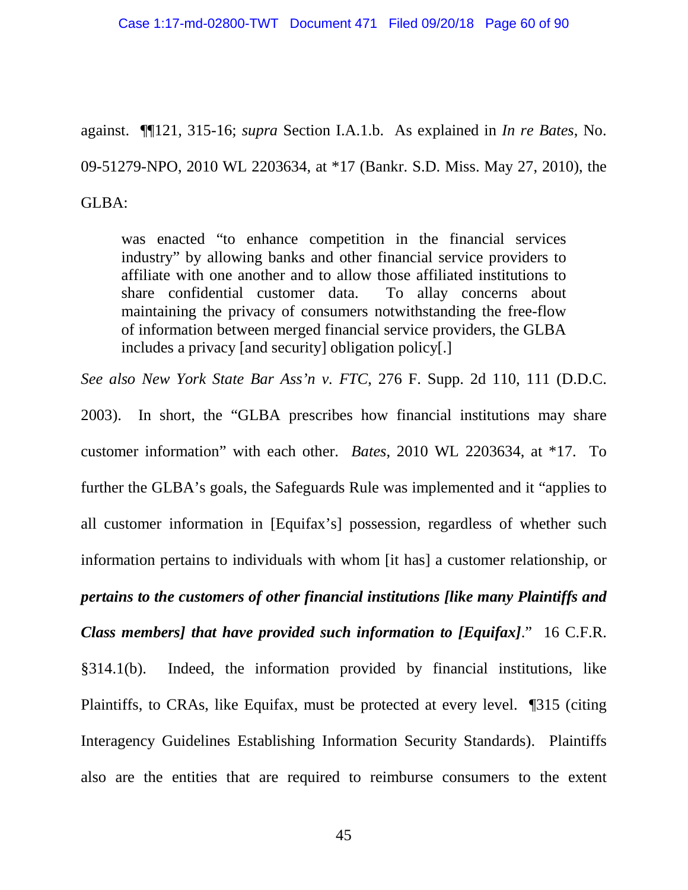against. ¶¶121, 315-16; *supra* Section I.A.1.b. As explained in *In re Bates*, No. 09-51279-NPO, 2010 WL 2203634, at *17 (Bankr. S.D. Miss. May 27, 2010), the GLBA:

> was enacted "to enhance competition in the financial services industry" by allowing banks and other financial service providers to affiliate with one another and to allow those affiliated institutions to share confidential customer data. To allay concerns about maintaining the privacy of consumers notwithstanding the free-flow of information between merged financial service providers, the GLBA includes a privacy [and security] obligation policy[.]

*See also New York State Bar Ass'n v. FTC*, 276 F. Supp. 2d 110, 111 (D.D.C. 2003). In short, the "GLBA prescribes how financial institutions may share customer information" with each other. *Bates*, 2010 WL 2203634, at *17. To further the GLBA's goals, the Safeguards Rule was implemented and it "applies to all customer information in [Equifax's] possession, regardless of whether such information pertains to individuals with whom [it has] a customer relationship, or ***pertains to the customers of other financial institutions [like many Plaintiffs and Class members] that have provided such information to [Equifax]***." 16 C.F.R. §314.1(b). Indeed, the information provided by financial institutions, like Plaintiffs, to CRAs, like Equifax, must be protected at every level. ¶315 (citing Interagency Guidelines Establishing Information Security Standards). Plaintiffs also are the entities that are required to reimburse consumers to the extent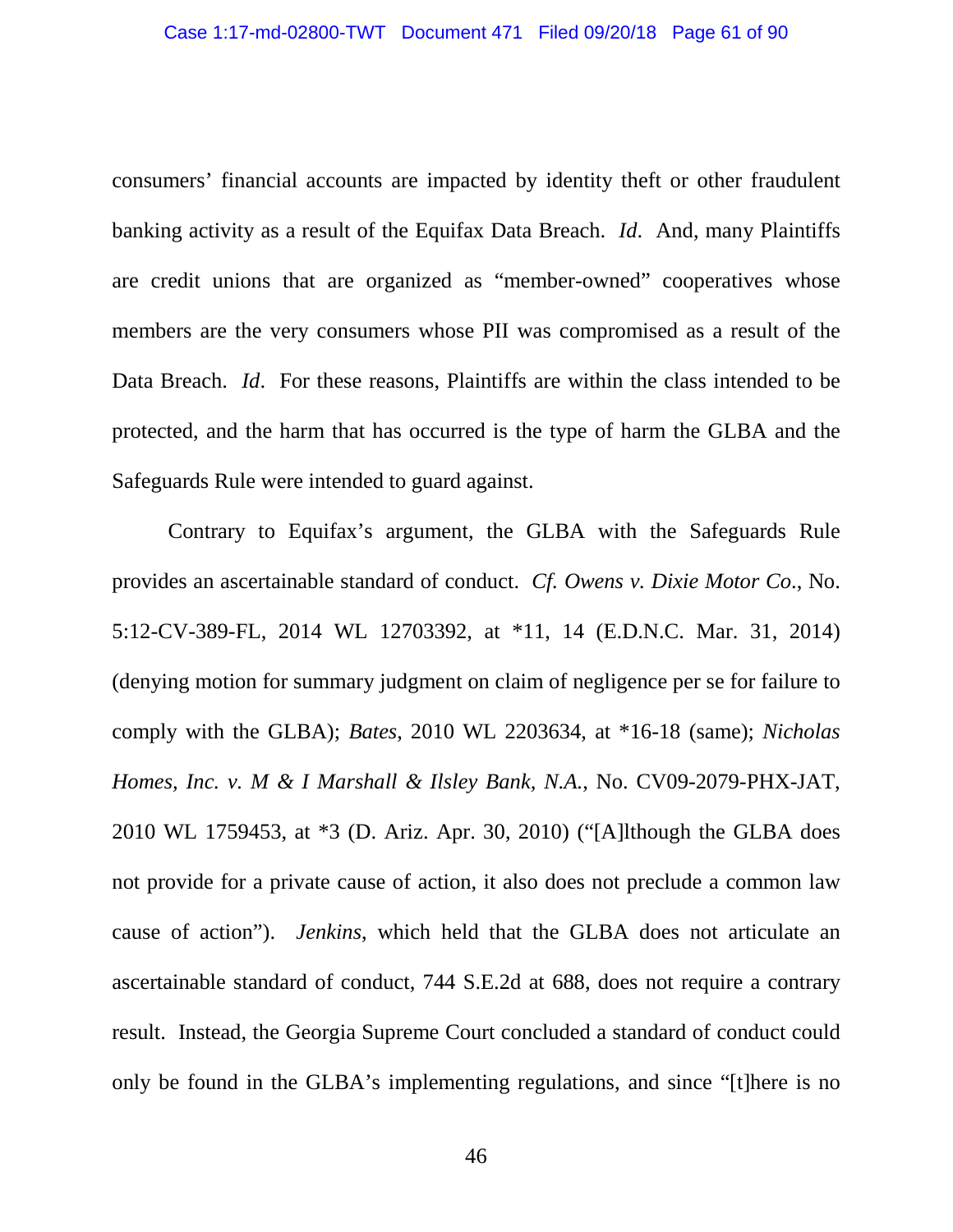consumers' financial accounts are impacted by identity theft or other fraudulent banking activity as a result of the Equifax Data Breach. *Id*. And, many Plaintiffs are credit unions that are organized as "member-owned" cooperatives whose members are the very consumers whose PII was compromised as a result of the Data Breach. *Id*. For these reasons, Plaintiffs are within the class intended to be protected, and the harm that has occurred is the type of harm the GLBA and the Safeguards Rule were intended to guard against.

Contrary to Equifax's argument, the GLBA with the Safeguards Rule provides an ascertainable standard of conduct. *Cf. Owens v. Dixie Motor Co*., No. 5:12-CV-389-FL, 2014 WL 12703392, at *11, 14 (E.D.N.C. Mar. 31, 2014) (denying motion for summary judgment on claim of negligence per se for failure to comply with the GLBA); *Bates*, 2010 WL 2203634, at *16-18 (same); *Nicholas Homes, Inc. v. M & I Marshall & Ilsley Bank, N.A.*, No. CV09-2079-PHX-JAT, 2010 WL 1759453, at *3 (D. Ariz. Apr. 30, 2010) ("[A]lthough the GLBA does not provide for a private cause of action, it also does not preclude a common law cause of action"). *Jenkins*, which held that the GLBA does not articulate an ascertainable standard of conduct, 744 S.E.2d at 688, does not require a contrary result. Instead, the Georgia Supreme Court concluded a standard of conduct could only be found in the GLBA's implementing regulations, and since "[t]here is no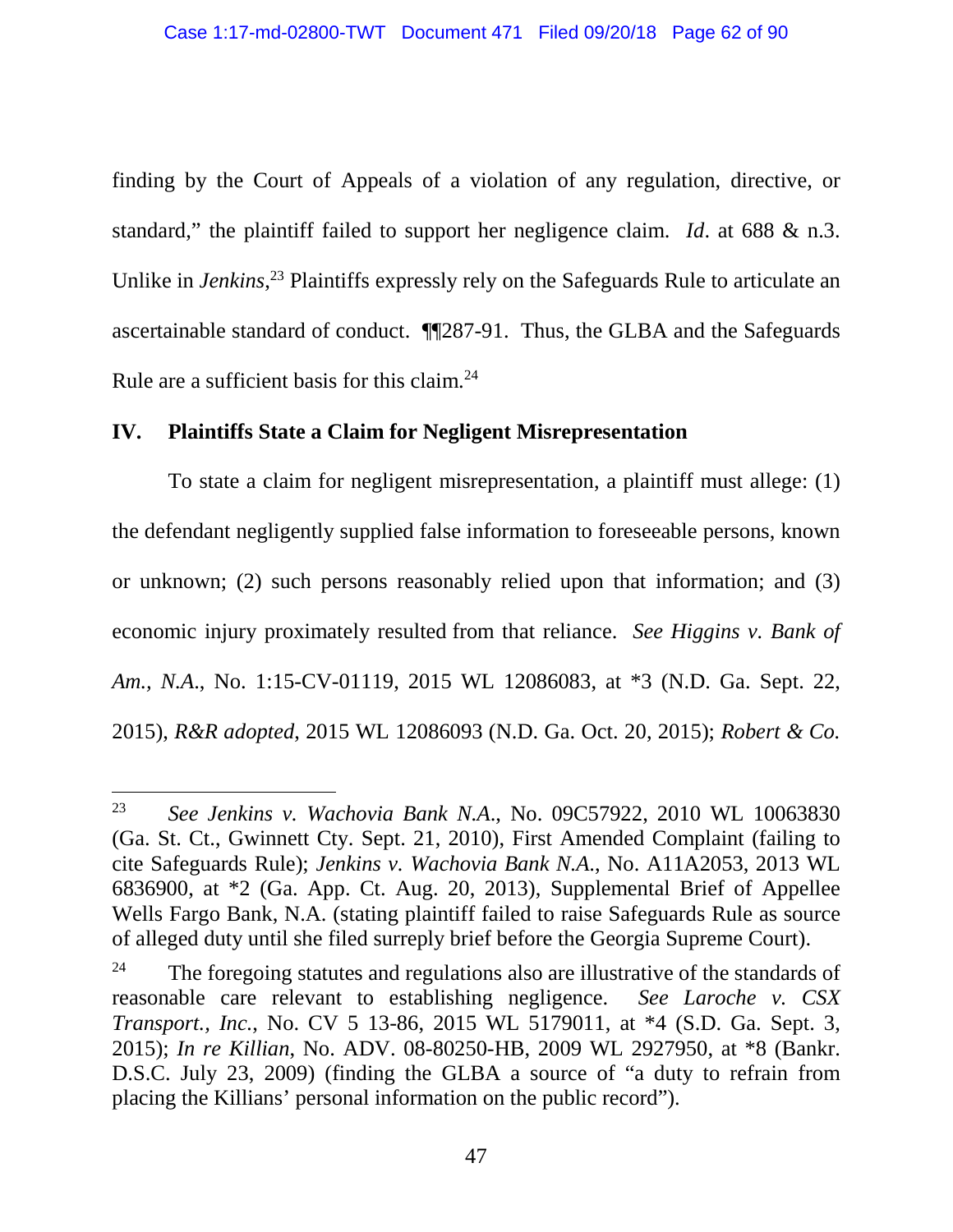finding by the Court of Appeals of a violation of any regulation, directive, or standard," the plaintiff failed to support her negligence claim. *Id*. at 688 & n.3. Unlike in *Jenkins*,[23] Plaintiffs expressly rely on the Safeguards Rule to articulate an ascertainable standard of conduct. ¶¶287-91. Thus, the GLBA and the Safeguards Rule are a sufficient basis for this claim.[24]

## IV. Plaintiffs State a Claim for Negligent Misrepresentation

To state a claim for negligent misrepresentation, a plaintiff must allege: (1) the defendant negligently supplied false information to foreseeable persons, known or unknown; (2) such persons reasonably relied upon that information; and (3) economic injury proximately resulted from that reliance. *See Higgins v. Bank of Am., N.A.*, No. 1:15-CV-01119, 2015 WL 12086083, at *3 (N.D. Ga. Sept. 22, 2015), *R&R adopted*, 2015 WL 12086093 (N.D. Ga. Oct. 20, 2015); *Robert & Co.*

---

[23] *See Jenkins v. Wachovia Bank N.A.*, No. 09C57922, 2010 WL 10063830 (Ga. St. Ct., Gwinnett Cty. Sept. 21, 2010), First Amended Complaint (failing to cite Safeguards Rule); *Jenkins v. Wachovia Bank N.A.*, No. A11A2053, 2013 WL 6836900, at *2 (Ga. App. Ct. Aug. 20, 2013), Supplemental Brief of Appellee Wells Fargo Bank, N.A. (stating plaintiff failed to raise Safeguards Rule as source of alleged duty until she filed surreply brief before the Georgia Supreme Court).

[24] The foregoing statutes and regulations also are illustrative of the standards of reasonable care relevant to establishing negligence. *See Laroche v. CSX Transport., Inc.*, No. CV 5 13-86, 2015 WL 5179011, at *4 (S.D. Ga. Sept. 3, 2015); *In re Killian*, No. ADV. 08-80250-HB, 2009 WL 2927950, at *8 (Bankr. D.S.C. July 23, 2009) (finding the GLBA a source of "a duty to refrain from placing the Killians' personal information on the public record").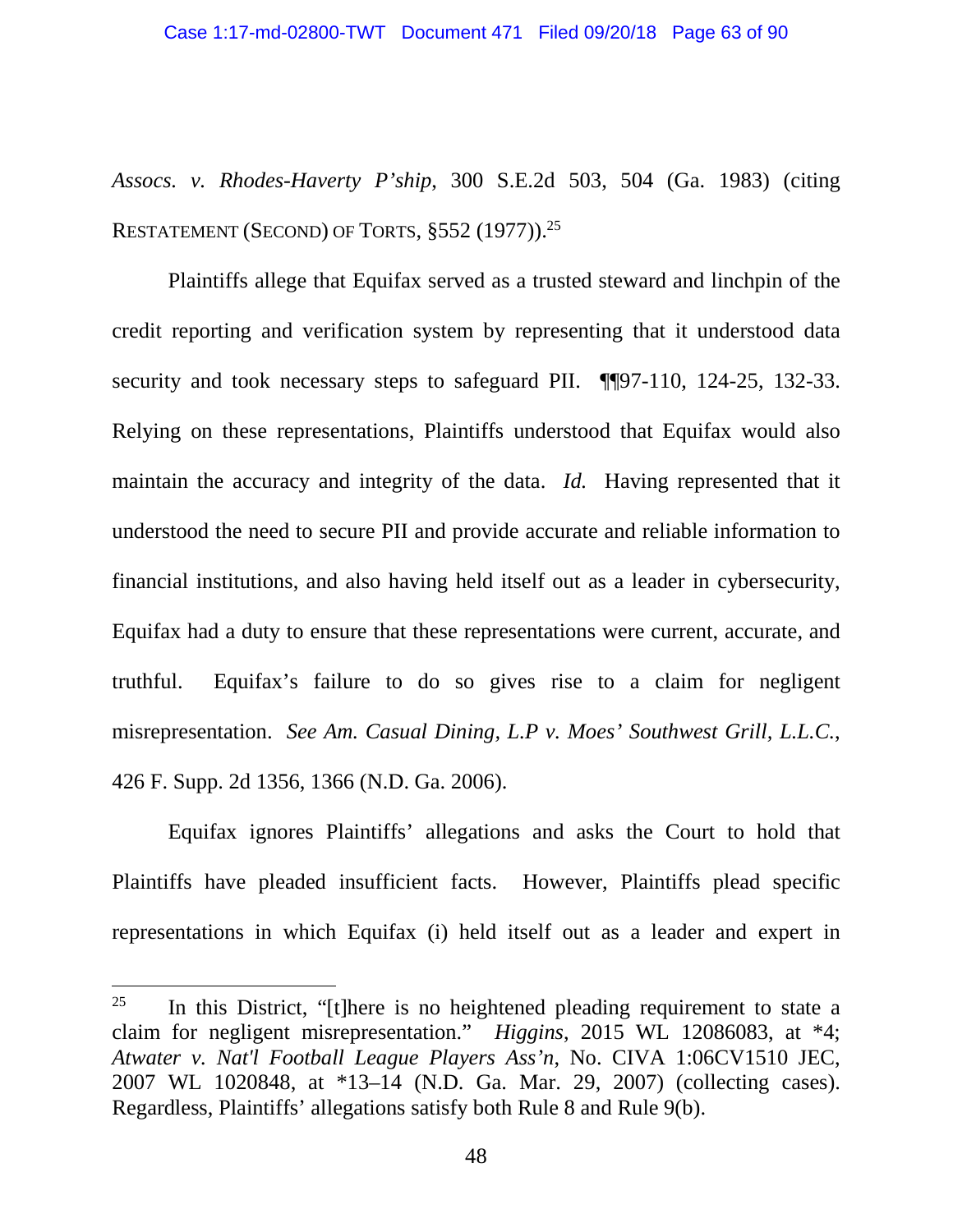*Assocs. v. Rhodes-Haverty P'ship*, 300 S.E.2d 503, 504 (Ga. 1983) (citing RESTATEMENT (SECOND) OF TORTS, §552 (1977)).[25]

Plaintiffs allege that Equifax served as a trusted steward and linchpin of the credit reporting and verification system by representing that it understood data security and took necessary steps to safeguard PII. ¶¶97-110, 124-25, 132-33. Relying on these representations, Plaintiffs understood that Equifax would also maintain the accuracy and integrity of the data. *Id.* Having represented that it understood the need to secure PII and provide accurate and reliable information to financial institutions, and also having held itself out as a leader in cybersecurity, Equifax had a duty to ensure that these representations were current, accurate, and truthful. Equifax's failure to do so gives rise to a claim for negligent misrepresentation. *See Am. Casual Dining, L.P v. Moes' Southwest Grill, L.L.C.*, 426 F. Supp. 2d 1356, 1366 (N.D. Ga. 2006).

Equifax ignores Plaintiffs' allegations and asks the Court to hold that Plaintiffs have pleaded insufficient facts. However, Plaintiffs plead specific representations in which Equifax (i) held itself out as a leader and expert in

---

[25] In this District, "[t]here is no heightened pleading requirement to state a claim for negligent misrepresentation." *Higgins*, 2015 WL 12086083, at *4; *Atwater v. Nat'l Football League Players Ass'n*, No. CIVA 1:06CV1510 JEC, 2007 WL 1020848, at *13–14 (N.D. Ga. Mar. 29, 2007) (collecting cases). Regardless, Plaintiffs' allegations satisfy both Rule 8 and Rule 9(b).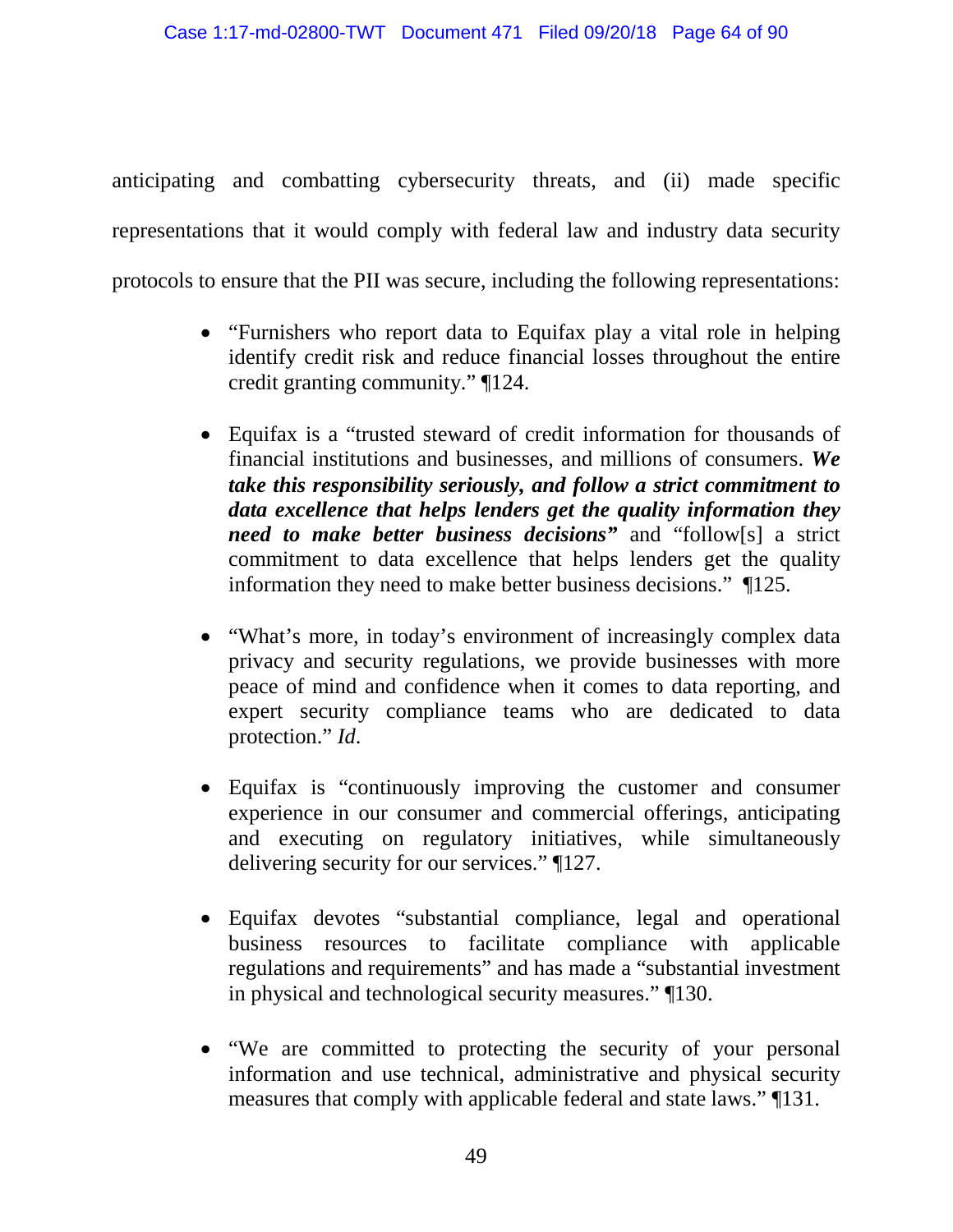anticipating and combatting cybersecurity threats, and (ii) made specific representations that it would comply with federal law and industry data security protocols to ensure that the PII was secure, including the following representations:

- "Furnishers who report data to Equifax play a vital role in helping identify credit risk and reduce financial losses throughout the entire credit granting community." ¶124.
- Equifax is a "trusted steward of credit information for thousands of financial institutions and businesses, and millions of consumers. ***We take this responsibility seriously, and follow a strict commitment to data excellence that helps lenders get the quality information they need to make better business decisions"*** and "follow[s] a strict commitment to data excellence that helps lenders get the quality information they need to make better business decisions." ¶125.
- "What's more, in today's environment of increasingly complex data privacy and security regulations, we provide businesses with more peace of mind and confidence when it comes to data reporting, and expert security compliance teams who are dedicated to data protection." *Id*.
- Equifax is "continuously improving the customer and consumer experience in our consumer and commercial offerings, anticipating and executing on regulatory initiatives, while simultaneously delivering security for our services." ¶127.
- Equifax devotes "substantial compliance, legal and operational business resources to facilitate compliance with applicable regulations and requirements" and has made a "substantial investment in physical and technological security measures." ¶130.
- "We are committed to protecting the security of your personal information and use technical, administrative and physical security measures that comply with applicable federal and state laws." ¶131.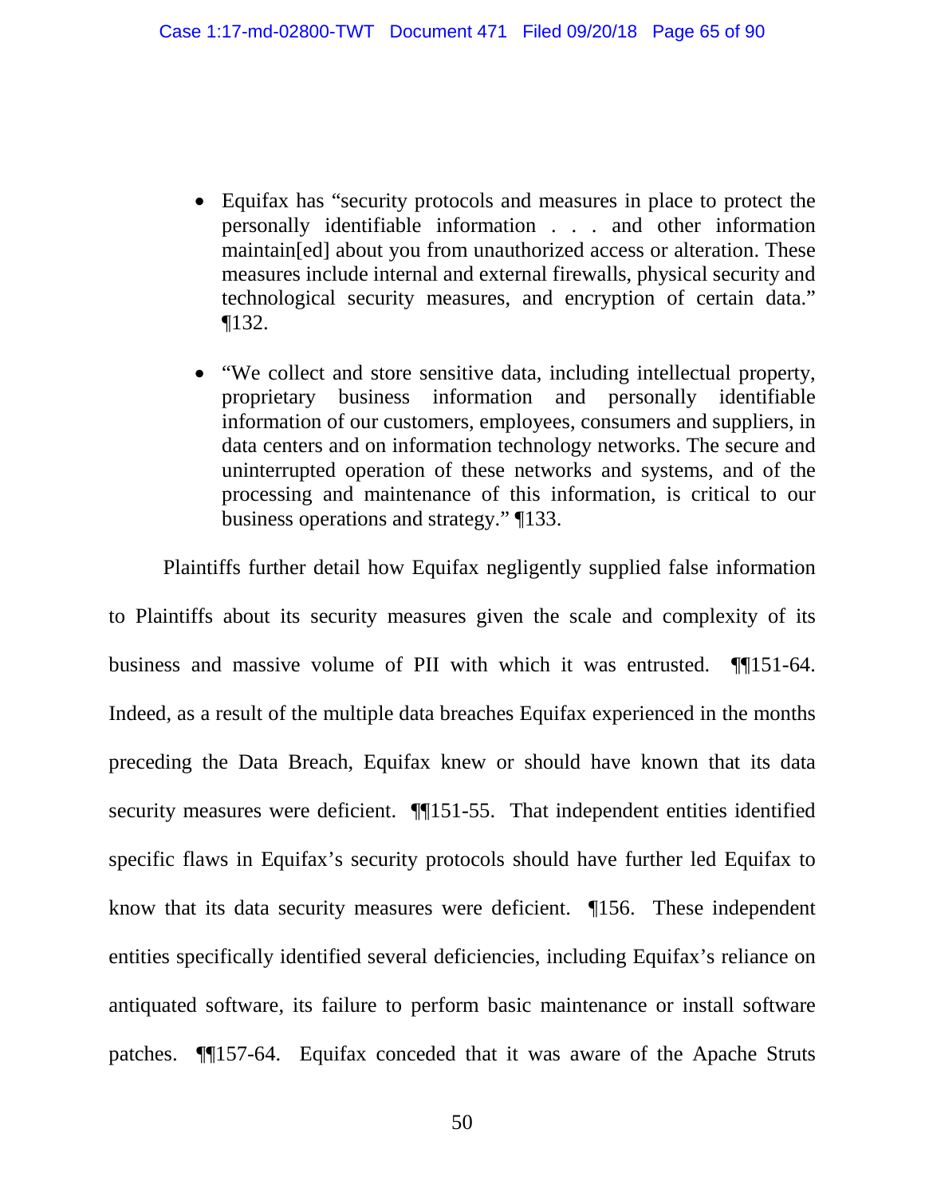- Equifax has "security protocols and measures in place to protect the personally identifiable information . . . and other information maintain[ed] about you from unauthorized access or alteration. These measures include internal and external firewalls, physical security and technological security measures, and encryption of certain data." ¶132.

- "We collect and store sensitive data, including intellectual property, proprietary business information and personally identifiable information of our customers, employees, consumers and suppliers, in data centers and on information technology networks. The secure and uninterrupted operation of these networks and systems, and of the processing and maintenance of this information, is critical to our business operations and strategy." ¶133.

Plaintiffs further detail how Equifax negligently supplied false information to Plaintiffs about its security measures given the scale and complexity of its business and massive volume of PII with which it was entrusted. ¶¶151-64. Indeed, as a result of the multiple data breaches Equifax experienced in the months preceding the Data Breach, Equifax knew or should have known that its data security measures were deficient. ¶¶151-55. That independent entities identified specific flaws in Equifax's security protocols should have further led Equifax to know that its data security measures were deficient. ¶156. These independent entities specifically identified several deficiencies, including Equifax's reliance on antiquated software, its failure to perform basic maintenance or install software patches. ¶¶157-64. Equifax conceded that it was aware of the Apache Struts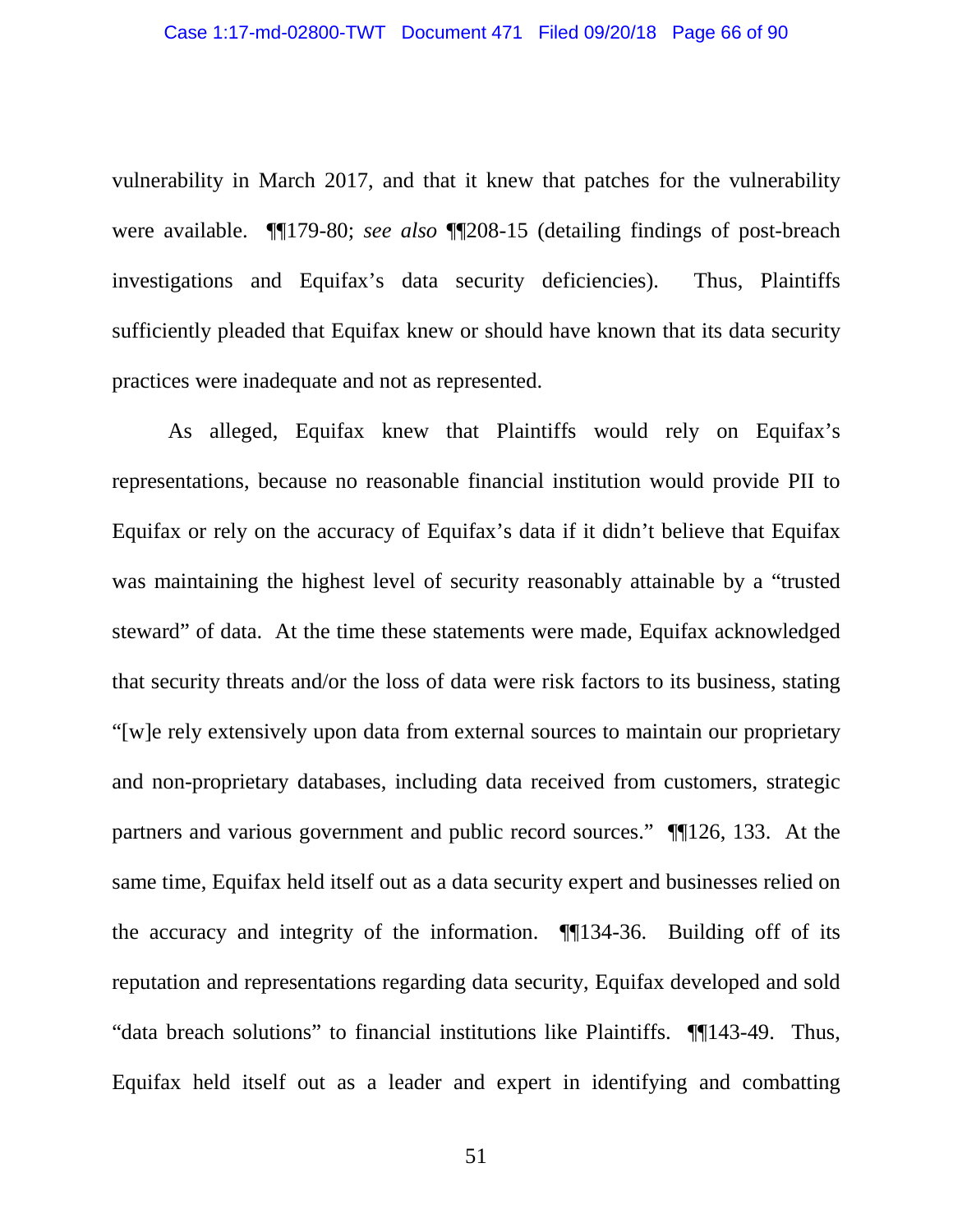vulnerability in March 2017, and that it knew that patches for the vulnerability were available. ¶¶179-80; *see also* ¶¶208-15 (detailing findings of post-breach investigations and Equifax's data security deficiencies). Thus, Plaintiffs sufficiently pleaded that Equifax knew or should have known that its data security practices were inadequate and not as represented.

As alleged, Equifax knew that Plaintiffs would rely on Equifax's representations, because no reasonable financial institution would provide PII to Equifax or rely on the accuracy of Equifax's data if it didn't believe that Equifax was maintaining the highest level of security reasonably attainable by a "trusted steward" of data. At the time these statements were made, Equifax acknowledged that security threats and/or the loss of data were risk factors to its business, stating "[w]e rely extensively upon data from external sources to maintain our proprietary and non-proprietary databases, including data received from customers, strategic partners and various government and public record sources." ¶¶126, 133. At the same time, Equifax held itself out as a data security expert and businesses relied on the accuracy and integrity of the information. ¶¶134-36. Building off of its reputation and representations regarding data security, Equifax developed and sold "data breach solutions" to financial institutions like Plaintiffs. ¶¶143-49. Thus, Equifax held itself out as a leader and expert in identifying and combatting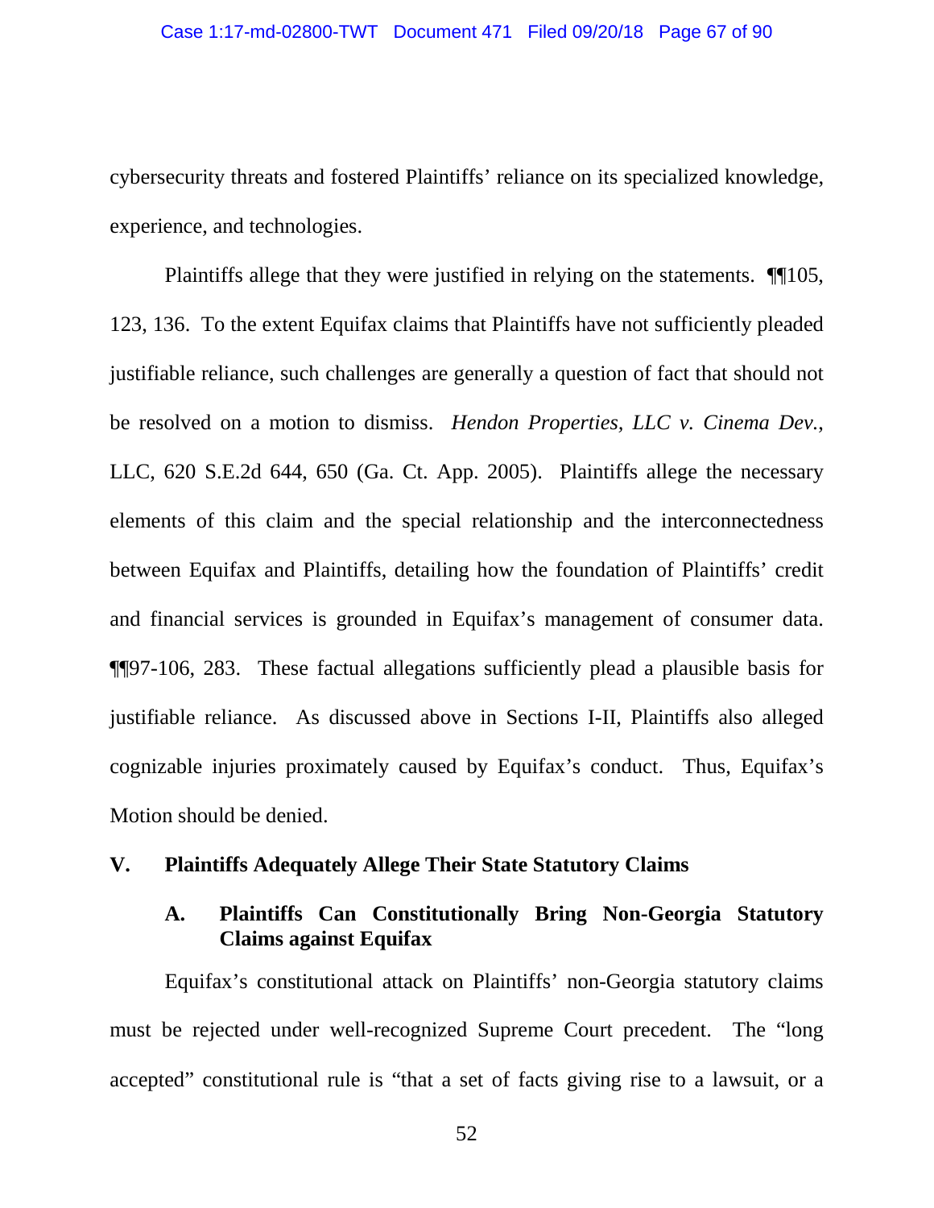cybersecurity threats and fostered Plaintiffs' reliance on its specialized knowledge, experience, and technologies.

Plaintiffs allege that they were justified in relying on the statements. ¶¶105, 123, 136. To the extent Equifax claims that Plaintiffs have not sufficiently pleaded justifiable reliance, such challenges are generally a question of fact that should not be resolved on a motion to dismiss. *Hendon Properties, LLC v. Cinema Dev.*, LLC, 620 S.E.2d 644, 650 (Ga. Ct. App. 2005). Plaintiffs allege the necessary elements of this claim and the special relationship and the interconnectedness between Equifax and Plaintiffs, detailing how the foundation of Plaintiffs' credit and financial services is grounded in Equifax's management of consumer data. ¶¶97-106, 283. These factual allegations sufficiently plead a plausible basis for justifiable reliance. As discussed above in Sections I-II, Plaintiffs also alleged cognizable injuries proximately caused by Equifax's conduct. Thus, Equifax's Motion should be denied.

## V. Plaintiffs Adequately Allege Their State Statutory Claims

### A. Plaintiffs Can Constitutionally Bring Non-Georgia Statutory Claims against Equifax

Equifax's constitutional attack on Plaintiffs' non-Georgia statutory claims must be rejected under well-recognized Supreme Court precedent. The "long accepted" constitutional rule is "that a set of facts giving rise to a lawsuit, or a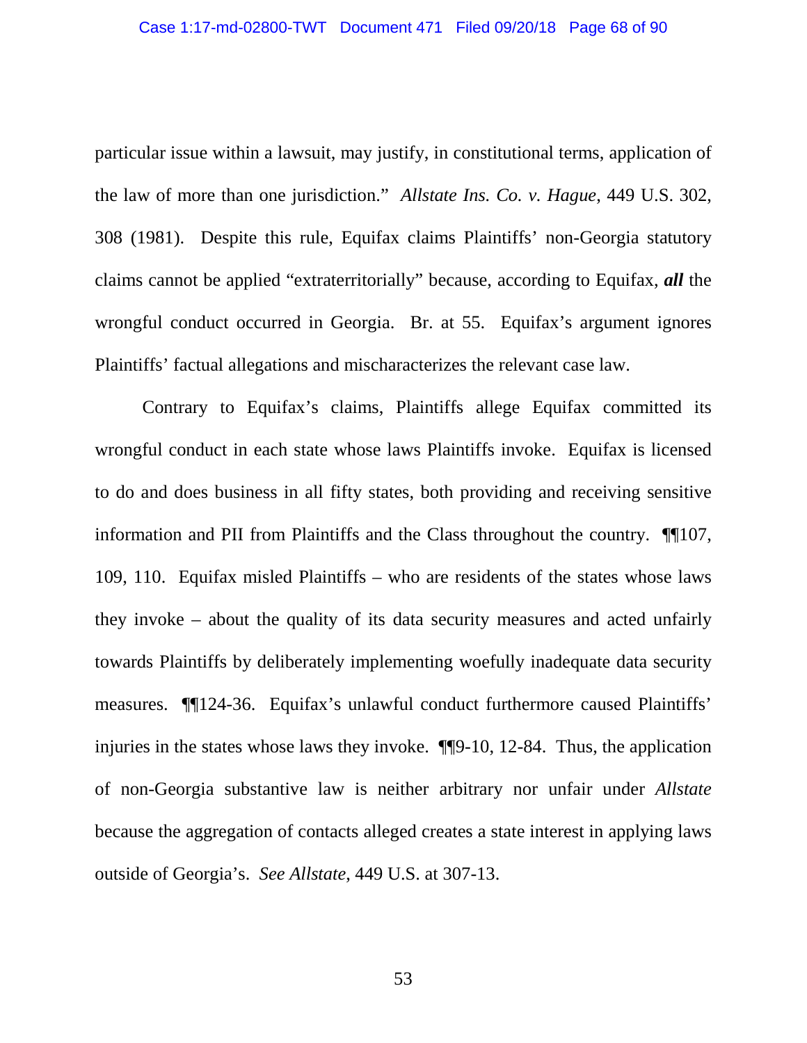particular issue within a lawsuit, may justify, in constitutional terms, application of the law of more than one jurisdiction." *Allstate Ins. Co. v. Hague*, 449 U.S. 302, 308 (1981). Despite this rule, Equifax claims Plaintiffs' non-Georgia statutory claims cannot be applied "extraterritorially" because, according to Equifax, ***all*** the wrongful conduct occurred in Georgia. Br. at 55. Equifax's argument ignores Plaintiffs' factual allegations and mischaracterizes the relevant case law.

Contrary to Equifax's claims, Plaintiffs allege Equifax committed its wrongful conduct in each state whose laws Plaintiffs invoke. Equifax is licensed to do and does business in all fifty states, both providing and receiving sensitive information and PII from Plaintiffs and the Class throughout the country. ¶¶107, 109, 110. Equifax misled Plaintiffs – who are residents of the states whose laws they invoke – about the quality of its data security measures and acted unfairly towards Plaintiffs by deliberately implementing woefully inadequate data security measures. ¶¶124-36. Equifax's unlawful conduct furthermore caused Plaintiffs' injuries in the states whose laws they invoke. ¶¶9-10, 12-84. Thus, the application of non-Georgia substantive law is neither arbitrary nor unfair under *Allstate* because the aggregation of contacts alleged creates a state interest in applying laws outside of Georgia's. *See Allstate*, 449 U.S. at 307-13.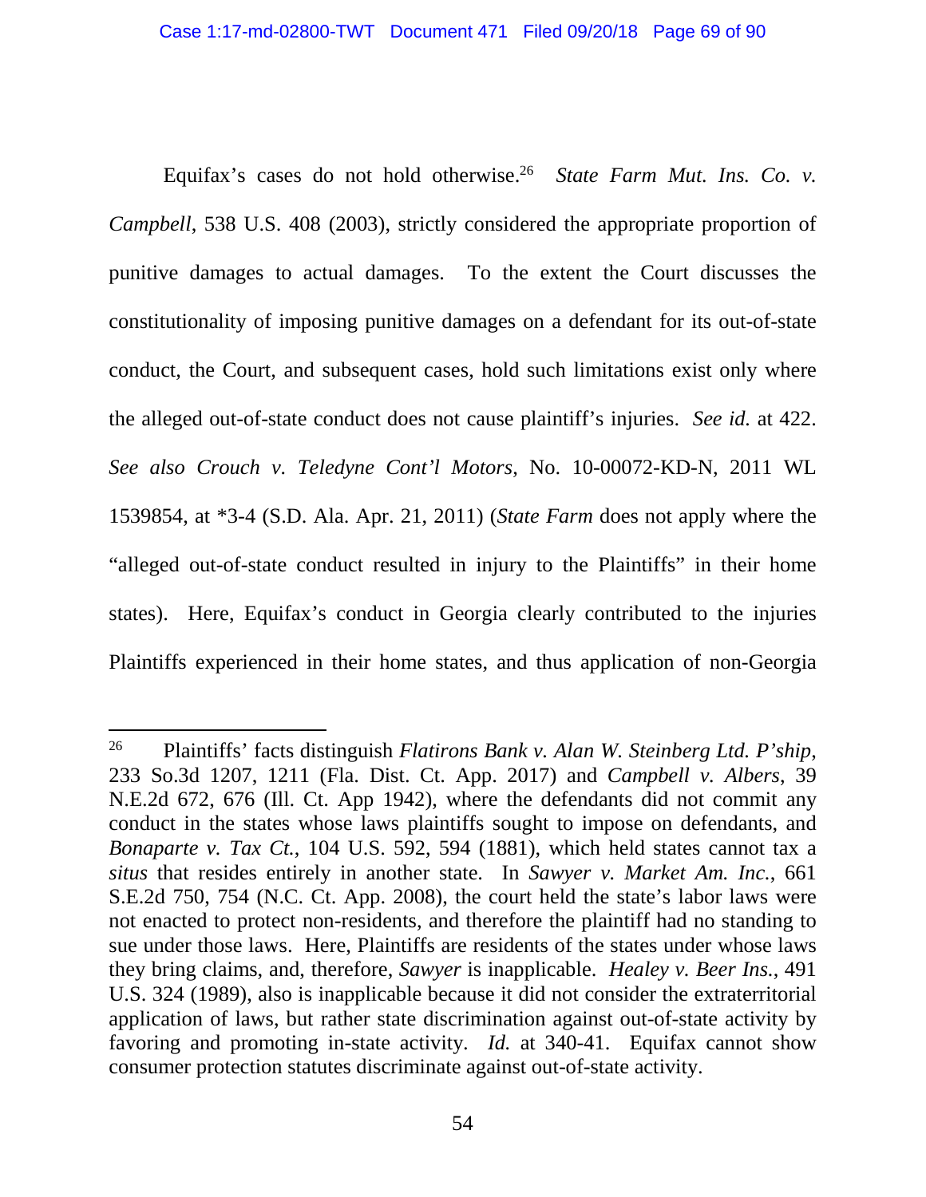Equifax's cases do not hold otherwise.[26] *State Farm Mut. Ins. Co. v. Campbell*, 538 U.S. 408 (2003), strictly considered the appropriate proportion of punitive damages to actual damages. To the extent the Court discusses the constitutionality of imposing punitive damages on a defendant for its out-of-state conduct, the Court, and subsequent cases, hold such limitations exist only where the alleged out-of-state conduct does not cause plaintiff's injuries. *See id.* at 422. *See also Crouch v. Teledyne Cont'l Motors*, No. 10-00072-KD-N, 2011 WL 1539854, at *3-4 (S.D. Ala. Apr. 21, 2011) (*State Farm* does not apply where the "alleged out-of-state conduct resulted in injury to the Plaintiffs" in their home states). Here, Equifax's conduct in Georgia clearly contributed to the injuries Plaintiffs experienced in their home states, and thus application of non-Georgia

---

[26] Plaintiffs' facts distinguish *Flatirons Bank v. Alan W. Steinberg Ltd. P'ship*, 233 So.3d 1207, 1211 (Fla. Dist. Ct. App. 2017) and *Campbell v. Albers*, 39 N.E.2d 672, 676 (Ill. Ct. App 1942), where the defendants did not commit any conduct in the states whose laws plaintiffs sought to impose on defendants, and *Bonaparte v. Tax Ct.*, 104 U.S. 592, 594 (1881), which held states cannot tax a *situs* that resides entirely in another state. In *Sawyer v. Market Am. Inc.*, 661 S.E.2d 750, 754 (N.C. Ct. App. 2008), the court held the state's labor laws were not enacted to protect non-residents, and therefore the plaintiff had no standing to sue under those laws. Here, Plaintiffs are residents of the states under whose laws they bring claims, and, therefore, *Sawyer* is inapplicable. *Healey v. Beer Ins.*, 491 U.S. 324 (1989), also is inapplicable because it did not consider the extraterritorial application of laws, but rather state discrimination against out-of-state activity by favoring and promoting in-state activity. *Id.* at 340-41. Equifax cannot show consumer protection statutes discriminate against out-of-state activity.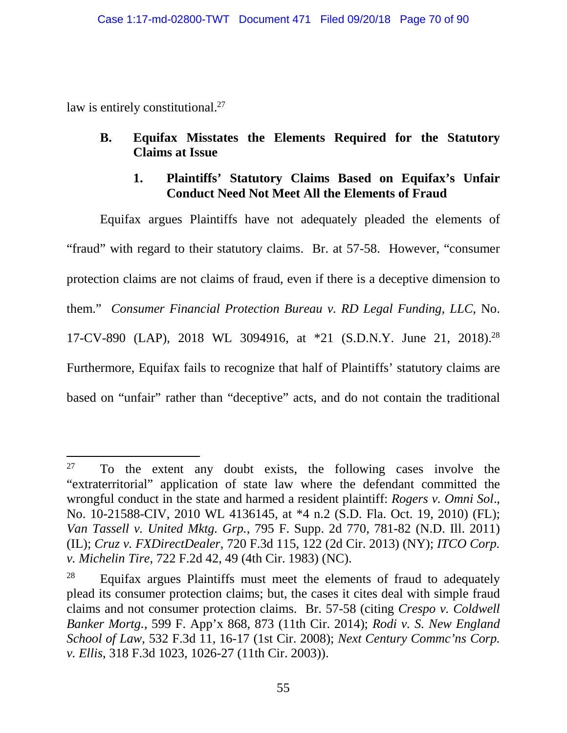law is entirely constitutional.[27]

### B. Equifax Misstates the Elements Required for the Statutory Claims at Issue

#### 1. Plaintiffs' Statutory Claims Based on Equifax's Unfair Conduct Need Not Meet All the Elements of Fraud

Equifax argues Plaintiffs have not adequately pleaded the elements of "fraud" with regard to their statutory claims. Br. at 57-58. However, "consumer protection claims are not claims of fraud, even if there is a deceptive dimension to them." *Consumer Financial Protection Bureau v. RD Legal Funding, LLC*, No. 17-CV-890 (LAP), 2018 WL 3094916, at \*21 (S.D.N.Y. June 21, 2018).[28] Furthermore, Equifax fails to recognize that half of Plaintiffs' statutory claims are based on "unfair" rather than "deceptive" acts, and do not contain the traditional

---

[27] To the extent any doubt exists, the following cases involve the "extraterritorial" application of state law where the defendant committed the wrongful conduct in the state and harmed a resident plaintiff: *Rogers v. Omni Sol.*, No. 10-21588-CIV, 2010 WL 4136145, at \*4 n.2 (S.D. Fla. Oct. 19, 2010) (FL); *Van Tassell v. United Mktg. Grp.*, 795 F. Supp. 2d 770, 781-82 (N.D. Ill. 2011) (IL); *Cruz v. FXDirectDealer*, 720 F.3d 115, 122 (2d Cir. 2013) (NY); *ITCO Corp. v. Michelin Tire*, 722 F.2d 42, 49 (4th Cir. 1983) (NC).

[28] Equifax argues Plaintiffs must meet the elements of fraud to adequately plead its consumer protection claims; but, the cases it cites deal with simple fraud claims and not consumer protection claims. Br. 57-58 (citing *Crespo v. Coldwell Banker Mortg.*, 599 F. App'x 868, 873 (11th Cir. 2014); *Rodi v. S. New England School of Law*, 532 F.3d 11, 16-17 (1st Cir. 2008); *Next Century Commc'ns Corp. v. Ellis*, 318 F.3d 1023, 1026-27 (11th Cir. 2003)).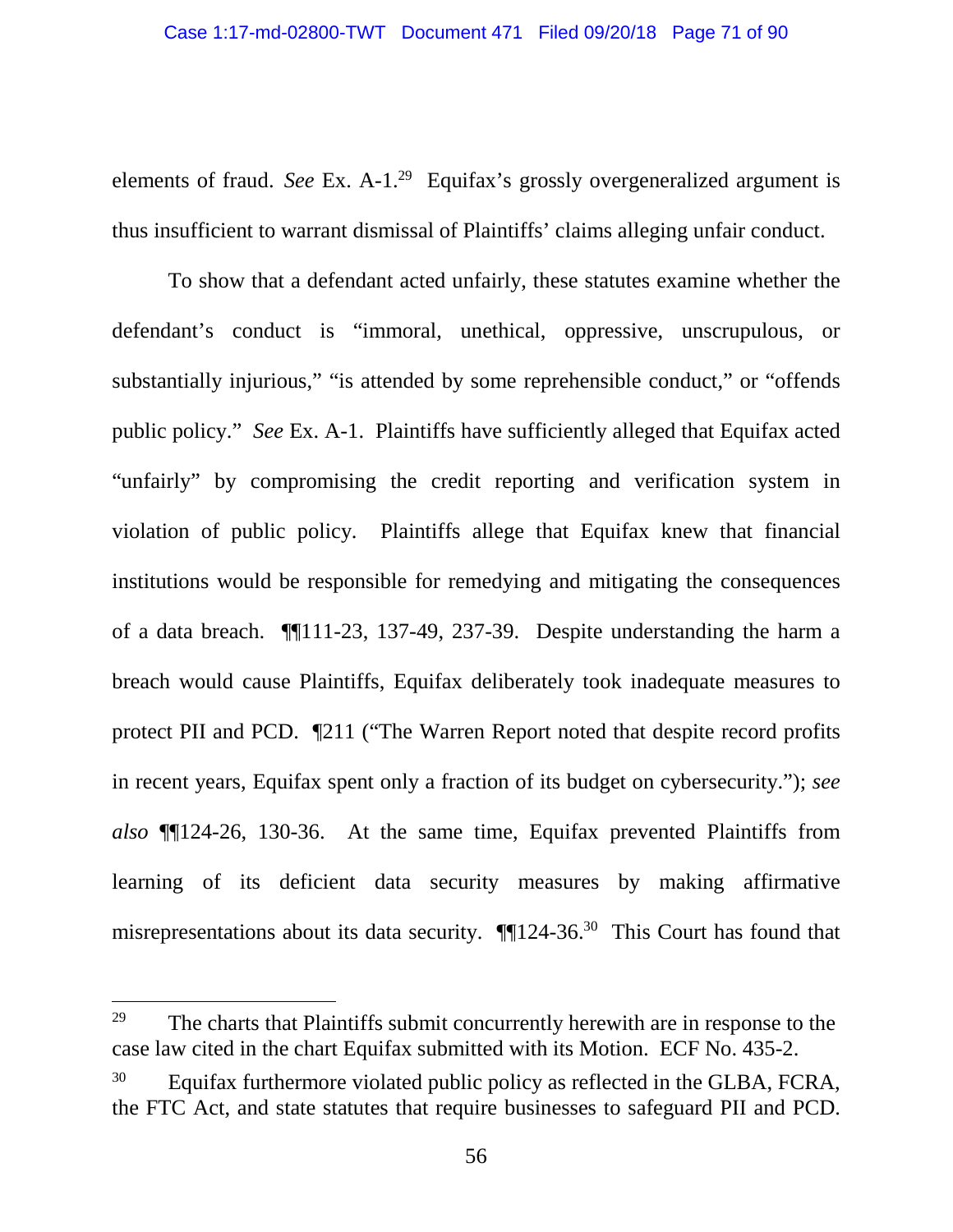elements of fraud. *See* Ex. A-1.[29] Equifax's grossly overgeneralized argument is thus insufficient to warrant dismissal of Plaintiffs' claims alleging unfair conduct.

To show that a defendant acted unfairly, these statutes examine whether the defendant's conduct is "immoral, unethical, oppressive, unscrupulous, or substantially injurious," "is attended by some reprehensible conduct," or "offends public policy." *See* Ex. A-1. Plaintiffs have sufficiently alleged that Equifax acted "unfairly" by compromising the credit reporting and verification system in violation of public policy. Plaintiffs allege that Equifax knew that financial institutions would be responsible for remedying and mitigating the consequences of a data breach. ¶¶111-23, 137-49, 237-39. Despite understanding the harm a breach would cause Plaintiffs, Equifax deliberately took inadequate measures to protect PII and PCD. ¶211 ("The Warren Report noted that despite record profits in recent years, Equifax spent only a fraction of its budget on cybersecurity."); *see also* ¶¶124-26, 130-36. At the same time, Equifax prevented Plaintiffs from learning of its deficient data security measures by making affirmative misrepresentations about its data security. ¶¶124-36.[30] This Court has found that

---

[29] The charts that Plaintiffs submit concurrently herewith are in response to the case law cited in the chart Equifax submitted with its Motion. ECF No. 435-2.

[30] Equifax furthermore violated public policy as reflected in the GLBA, FCRA, the FTC Act, and state statutes that require businesses to safeguard PII and PCD.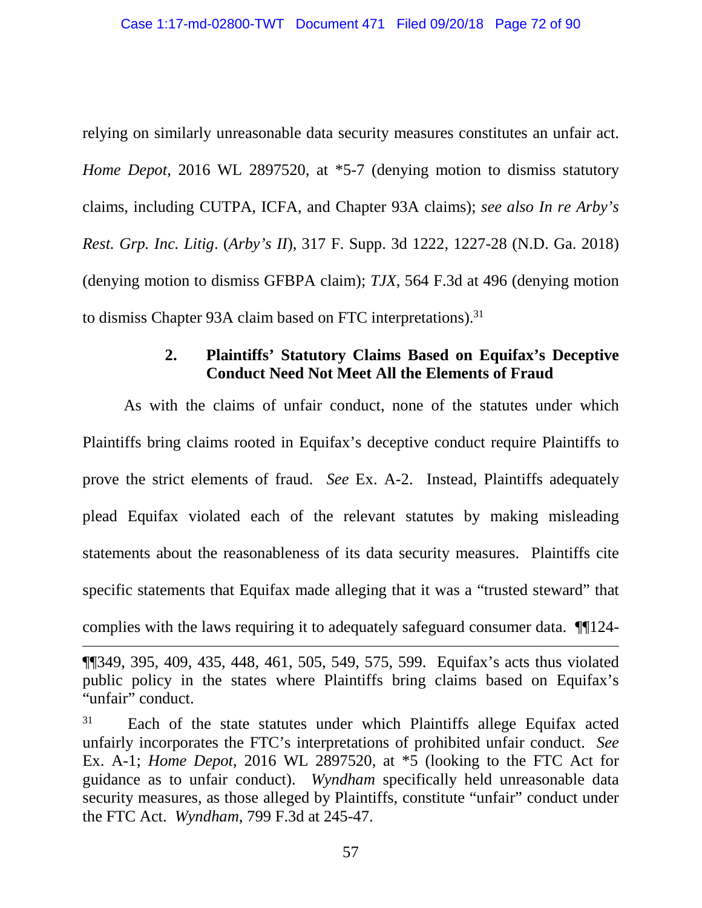relying on similarly unreasonable data security measures constitutes an unfair act. *Home Depot*, 2016 WL 2897520, at *5-7 (denying motion to dismiss statutory claims, including CUTPA, ICFA, and Chapter 93A claims); *see also In re Arby's Rest. Grp. Inc. Litig*. (*Arby's II*), 317 F. Supp. 3d 1222, 1227-28 (N.D. Ga. 2018) (denying motion to dismiss GFBPA claim); *TJX*, 564 F.3d at 496 (denying motion to dismiss Chapter 93A claim based on FTC interpretations).[31]

### 2. Plaintiffs' Statutory Claims Based on Equifax's Deceptive Conduct Need Not Meet All the Elements of Fraud

As with the claims of unfair conduct, none of the statutes under which Plaintiffs bring claims rooted in Equifax's deceptive conduct require Plaintiffs to prove the strict elements of fraud. *See* Ex. A-2. Instead, Plaintiffs adequately plead Equifax violated each of the relevant statutes by making misleading statements about the reasonableness of its data security measures. Plaintiffs cite specific statements that Equifax made alleging that it was a "trusted steward" that complies with the laws requiring it to adequately safeguard consumer data. ¶¶124-

---

¶¶349, 395, 409, 435, 448, 461, 505, 549, 575, 599. Equifax's acts thus violated public policy in the states where Plaintiffs bring claims based on Equifax's "unfair" conduct.

[31] Each of the state statutes under which Plaintiffs allege Equifax acted unfairly incorporates the FTC's interpretations of prohibited unfair conduct. *See* Ex. A-1; *Home Depot*, 2016 WL 2897520, at *5 (looking to the FTC Act for guidance as to unfair conduct). *Wyndham* specifically held unreasonable data security measures, as those alleged by Plaintiffs, constitute "unfair" conduct under the FTC Act. *Wyndham*, 799 F.3d at 245-47.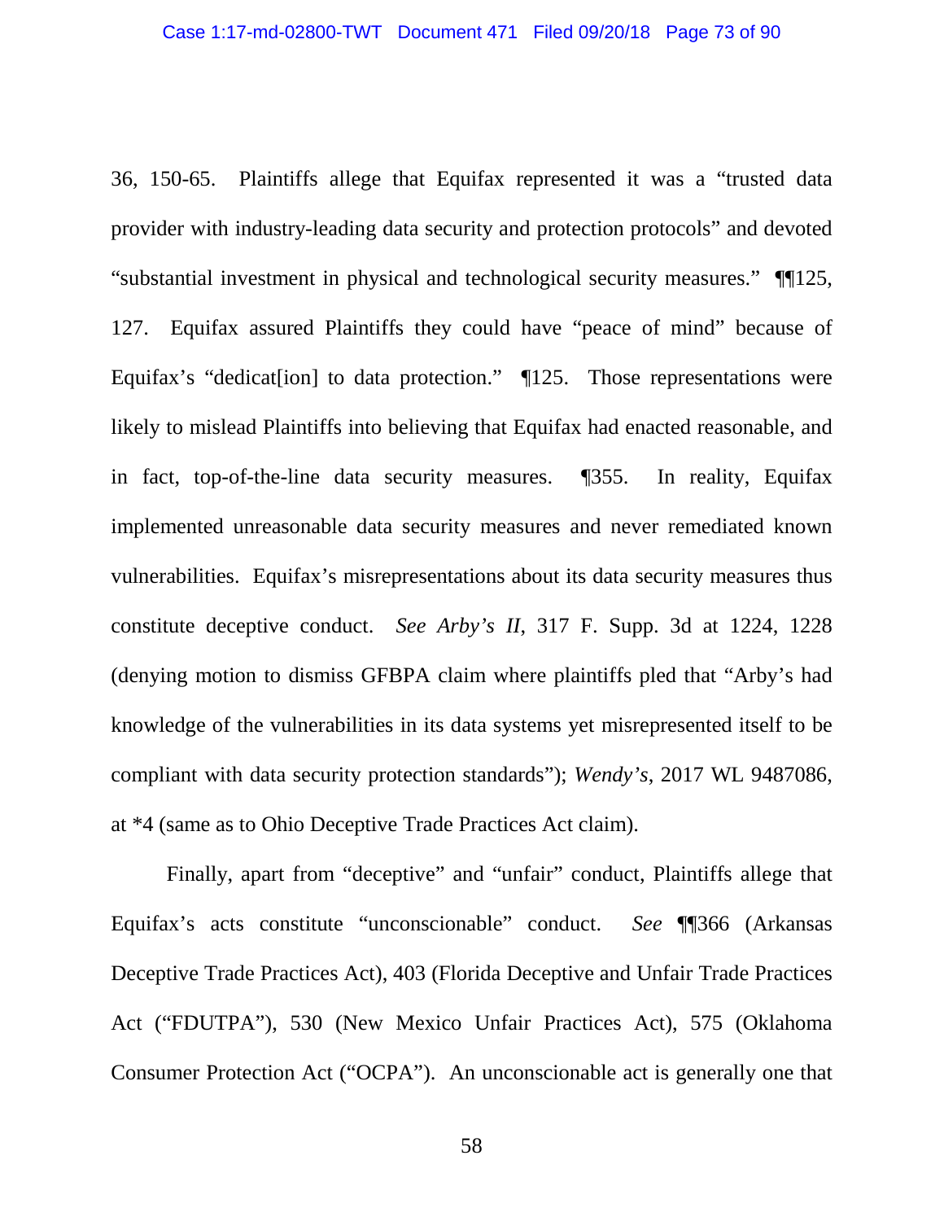36, 150-65. Plaintiffs allege that Equifax represented it was a "trusted data provider with industry-leading data security and protection protocols" and devoted "substantial investment in physical and technological security measures." ¶¶125, 127. Equifax assured Plaintiffs they could have "peace of mind" because of Equifax's "dedicat[ion] to data protection." ¶125. Those representations were likely to mislead Plaintiffs into believing that Equifax had enacted reasonable, and in fact, top-of-the-line data security measures. ¶355. In reality, Equifax implemented unreasonable data security measures and never remediated known vulnerabilities. Equifax's misrepresentations about its data security measures thus constitute deceptive conduct. *See Arby's II*, 317 F. Supp. 3d at 1224, 1228 (denying motion to dismiss GFBPA claim where plaintiffs pled that "Arby's had knowledge of the vulnerabilities in its data systems yet misrepresented itself to be compliant with data security protection standards"); *Wendy's*, 2017 WL 9487086, at *4 (same as to Ohio Deceptive Trade Practices Act claim).

Finally, apart from "deceptive" and "unfair" conduct, Plaintiffs allege that Equifax's acts constitute "unconscionable" conduct. *See* ¶¶366 (Arkansas Deceptive Trade Practices Act), 403 (Florida Deceptive and Unfair Trade Practices Act ("FDUTPA"), 530 (New Mexico Unfair Practices Act), 575 (Oklahoma Consumer Protection Act ("OCPA"). An unconscionable act is generally one that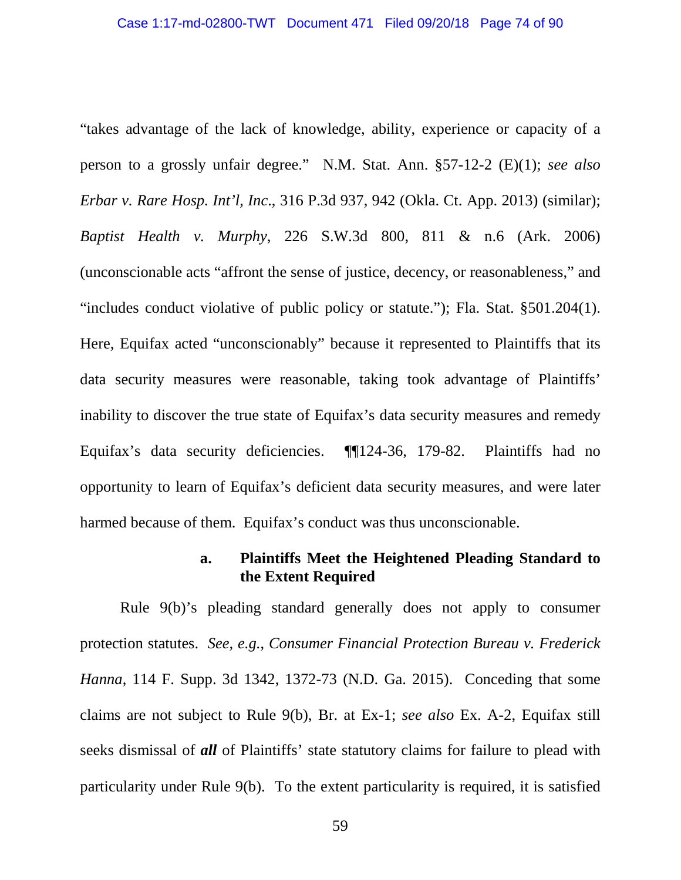"takes advantage of the lack of knowledge, ability, experience or capacity of a person to a grossly unfair degree." N.M. Stat. Ann. §57-12-2 (E)(1); *see also Erbar v. Rare Hosp. Int'l, Inc*., 316 P.3d 937, 942 (Okla. Ct. App. 2013) (similar); *Baptist Health v. Murphy*, 226 S.W.3d 800, 811 & n.6 (Ark. 2006) (unconscionable acts "affront the sense of justice, decency, or reasonableness," and "includes conduct violative of public policy or statute."); Fla. Stat. §501.204(1). Here, Equifax acted "unconscionably" because it represented to Plaintiffs that its data security measures were reasonable, taking took advantage of Plaintiffs' inability to discover the true state of Equifax's data security measures and remedy Equifax's data security deficiencies. ¶¶124-36, 179-82. Plaintiffs had no opportunity to learn of Equifax's deficient data security measures, and were later harmed because of them. Equifax's conduct was thus unconscionable.

**a. Plaintiffs Meet the Heightened Pleading Standard to the Extent Required**

Rule 9(b)'s pleading standard generally does not apply to consumer protection statutes. *See, e.g., Consumer Financial Protection Bureau v. Frederick Hanna*, 114 F. Supp. 3d 1342, 1372-73 (N.D. Ga. 2015). Conceding that some claims are not subject to Rule 9(b), Br. at Ex-1; *see also* Ex. A-2, Equifax still seeks dismissal of ***all*** of Plaintiffs' state statutory claims for failure to plead with particularity under Rule 9(b). To the extent particularity is required, it is satisfied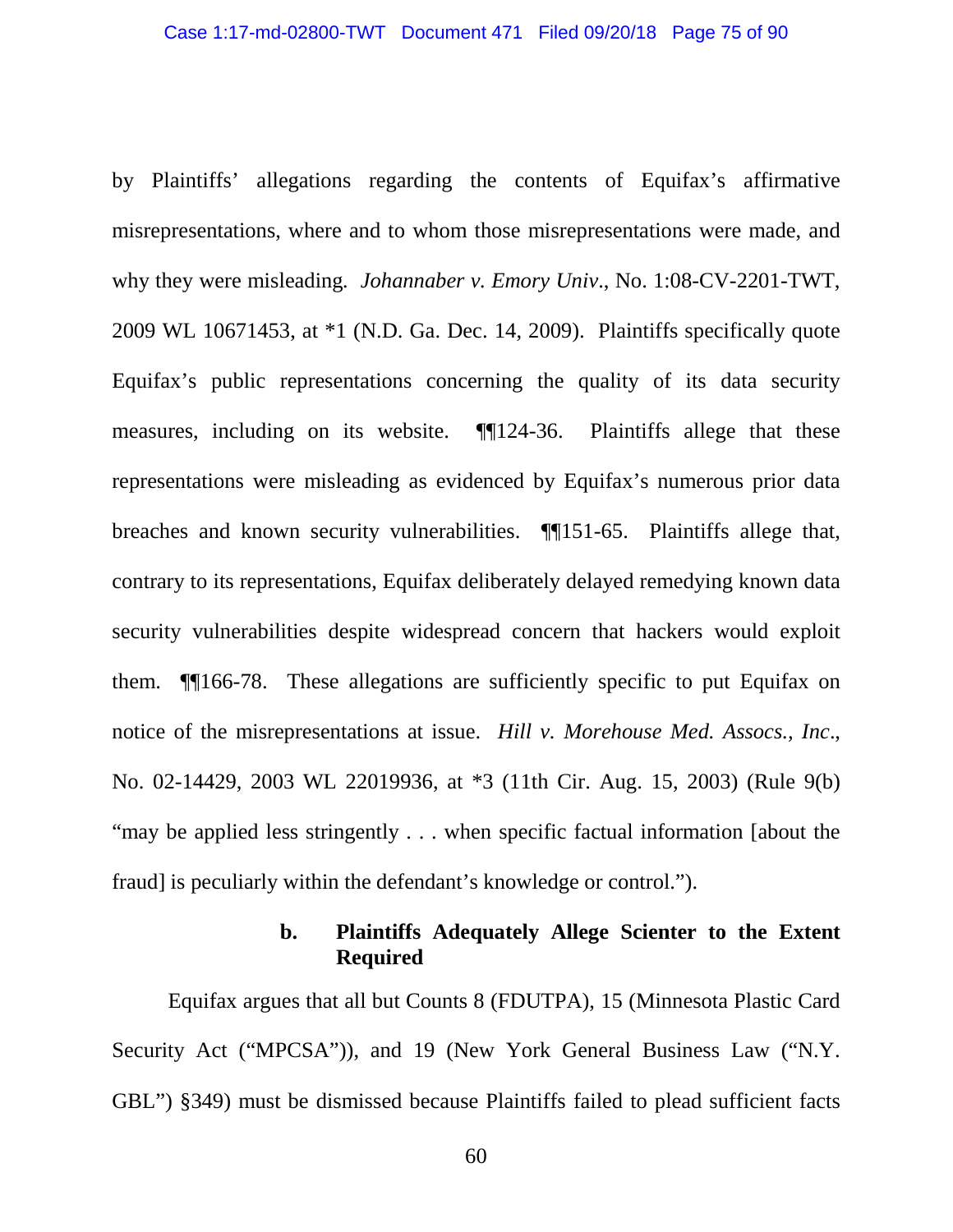by Plaintiffs' allegations regarding the contents of Equifax's affirmative misrepresentations, where and to whom those misrepresentations were made, and why they were misleading. *Johannaber v. Emory Univ*., No. 1:08-CV-2201-TWT, 2009 WL 10671453, at *1 (N.D. Ga. Dec. 14, 2009). Plaintiffs specifically quote Equifax's public representations concerning the quality of its data security measures, including on its website. ¶¶124-36. Plaintiffs allege that these representations were misleading as evidenced by Equifax's numerous prior data breaches and known security vulnerabilities. ¶¶151-65. Plaintiffs allege that, contrary to its representations, Equifax deliberately delayed remedying known data security vulnerabilities despite widespread concern that hackers would exploit them. ¶¶166-78. These allegations are sufficiently specific to put Equifax on notice of the misrepresentations at issue. *Hill v. Morehouse Med. Assocs., Inc*., No. 02-14429, 2003 WL 22019936, at *3 (11th Cir. Aug. 15, 2003) (Rule 9(b) "may be applied less stringently . . . when specific factual information [about the fraud] is peculiarly within the defendant's knowledge or control.").

#### b. Plaintiffs Adequately Allege Scienter to the Extent Required

Equifax argues that all but Counts 8 (FDUTPA), 15 (Minnesota Plastic Card Security Act ("MPCSA")), and 19 (New York General Business Law ("N.Y. GBL") §349) must be dismissed because Plaintiffs failed to plead sufficient facts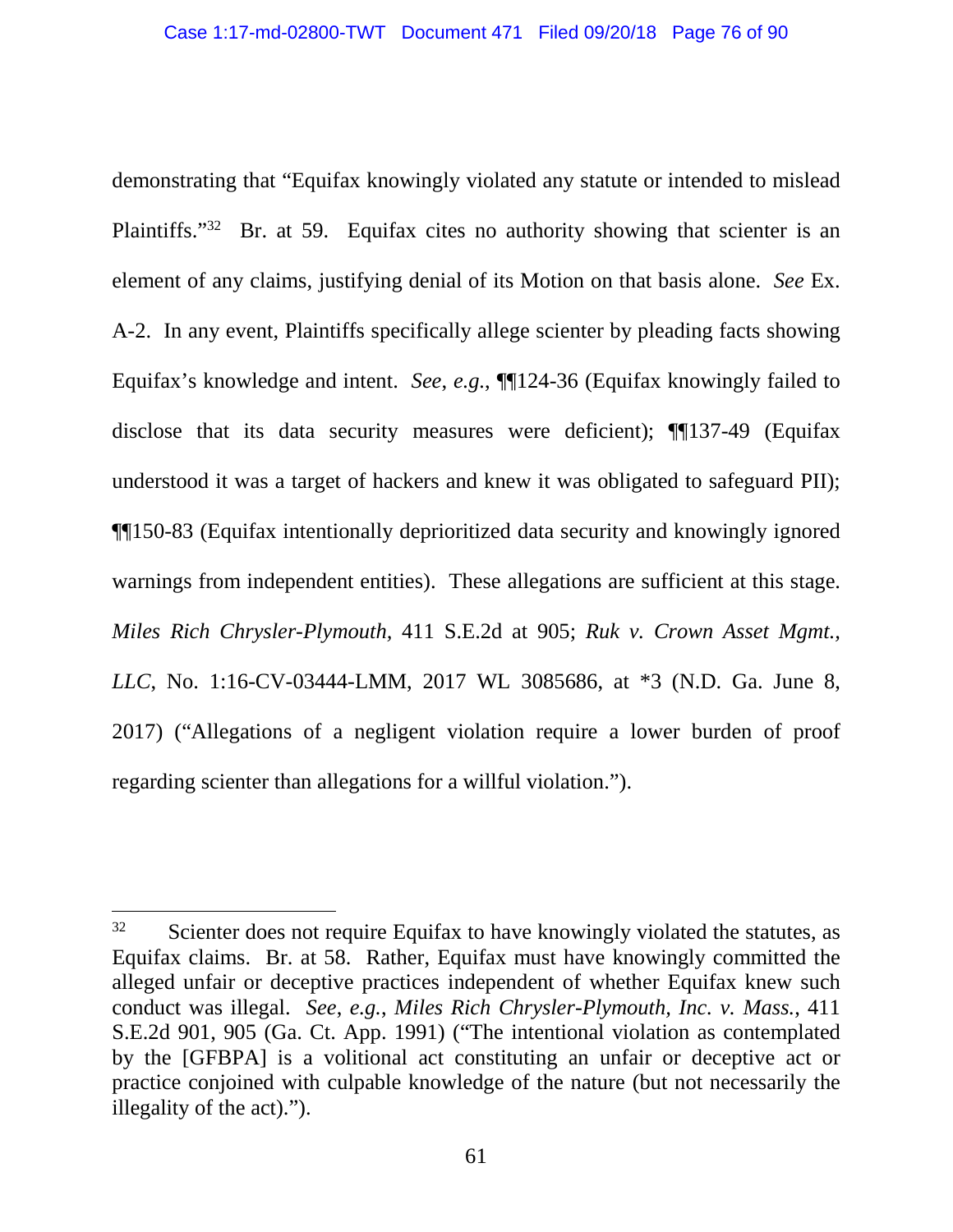demonstrating that "Equifax knowingly violated any statute or intended to mislead Plaintiffs."[32] Br. at 59. Equifax cites no authority showing that scienter is an element of any claims, justifying denial of its Motion on that basis alone. *See* Ex. A-2. In any event, Plaintiffs specifically allege scienter by pleading facts showing Equifax's knowledge and intent. *See, e.g.*, ¶¶124-36 (Equifax knowingly failed to disclose that its data security measures were deficient); ¶¶137-49 (Equifax understood it was a target of hackers and knew it was obligated to safeguard PII); ¶¶150-83 (Equifax intentionally deprioritized data security and knowingly ignored warnings from independent entities). These allegations are sufficient at this stage. *Miles Rich Chrysler-Plymouth,* 411 S.E.2d at 905; *Ruk v. Crown Asset Mgmt., LLC*, No. 1:16-CV-03444-LMM, 2017 WL 3085686, at *3 (N.D. Ga. June 8, 2017) ("Allegations of a negligent violation require a lower burden of proof regarding scienter than allegations for a willful violation.").

---

[32] Scienter does not require Equifax to have knowingly violated the statutes, as Equifax claims. Br. at 58. Rather, Equifax must have knowingly committed the alleged unfair or deceptive practices independent of whether Equifax knew such conduct was illegal. *See, e.g.*, *Miles Rich Chrysler-Plymouth, Inc. v. Mass.*, 411 S.E.2d 901, 905 (Ga. Ct. App. 1991) ("The intentional violation as contemplated by the [GFBPA] is a volitional act constituting an unfair or deceptive act or practice conjoined with culpable knowledge of the nature (but not necessarily the illegality of the act).").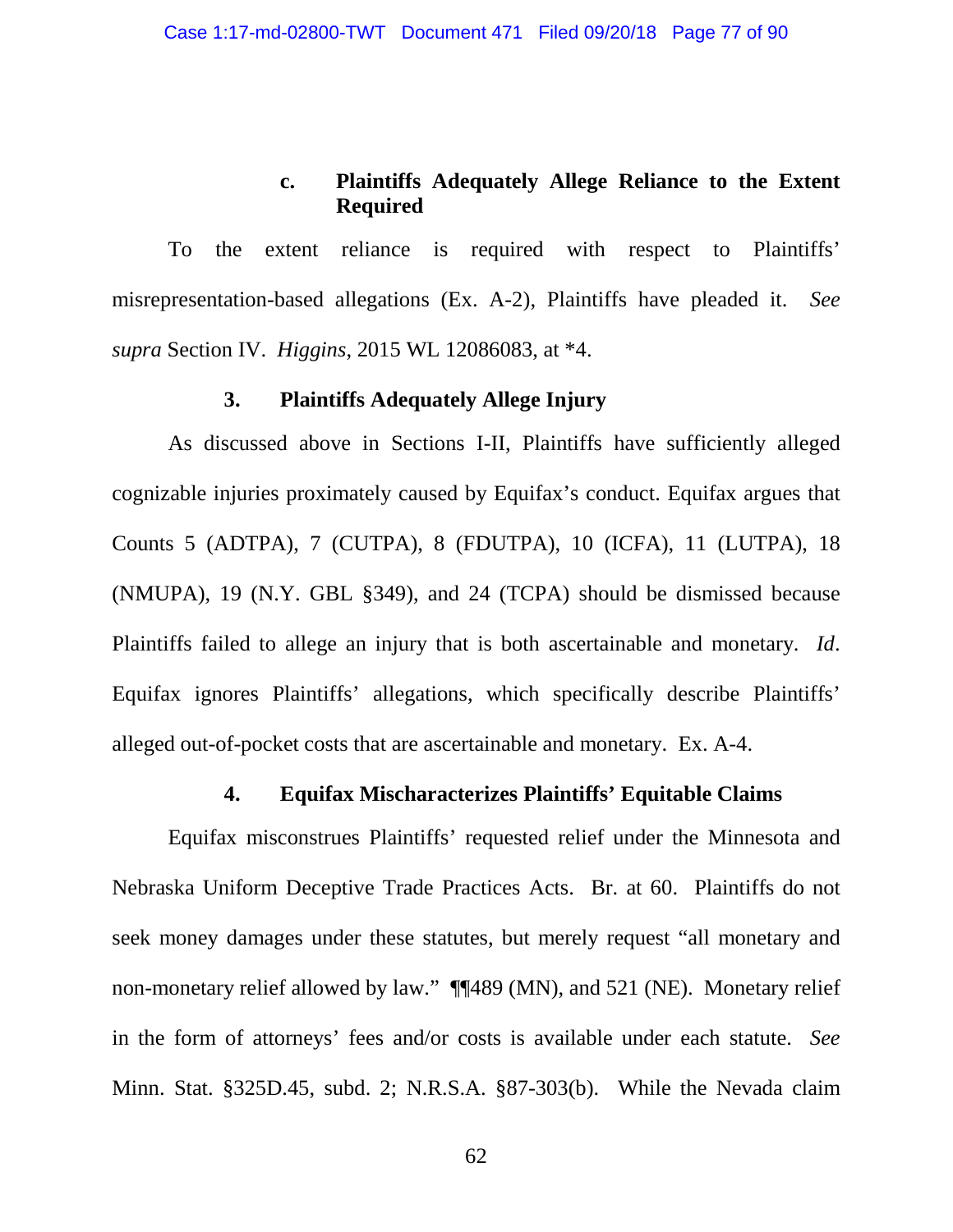#### c. Plaintiffs Adequately Allege Reliance to the Extent Required

To the extent reliance is required with respect to Plaintiffs' misrepresentation-based allegations (Ex. A-2), Plaintiffs have pleaded it. *See supra* Section IV. *Higgins*, 2015 WL 12086083, at *4.

### 3. Plaintiffs Adequately Allege Injury

As discussed above in Sections I-II, Plaintiffs have sufficiently alleged cognizable injuries proximately caused by Equifax's conduct. Equifax argues that Counts 5 (ADTPA), 7 (CUTPA), 8 (FDUTPA), 10 (ICFA), 11 (LUTPA), 18 (NMUPA), 19 (N.Y. GBL §349), and 24 (TCPA) should be dismissed because Plaintiffs failed to allege an injury that is both ascertainable and monetary. *Id*. Equifax ignores Plaintiffs' allegations, which specifically describe Plaintiffs' alleged out-of-pocket costs that are ascertainable and monetary. Ex. A-4.

### 4. Equifax Mischaracterizes Plaintiffs' Equitable Claims

Equifax misconstrues Plaintiffs' requested relief under the Minnesota and Nebraska Uniform Deceptive Trade Practices Acts. Br. at 60. Plaintiffs do not seek money damages under these statutes, but merely request "all monetary and non-monetary relief allowed by law." ¶¶489 (MN), and 521 (NE). Monetary relief in the form of attorneys' fees and/or costs is available under each statute. *See* Minn. Stat. §325D.45, subd. 2; N.R.S.A. §87-303(b). While the Nevada claim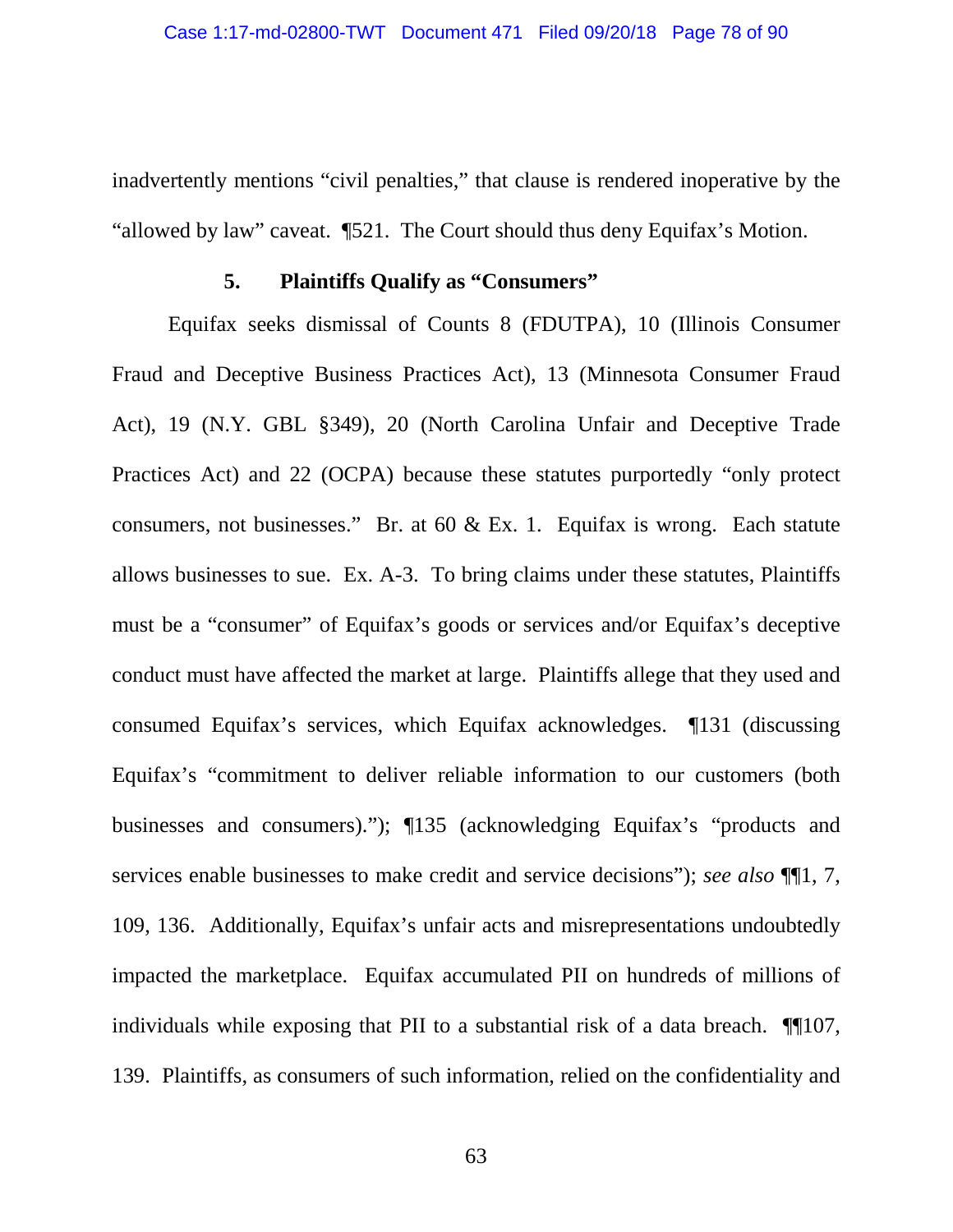inadvertently mentions "civil penalties," that clause is rendered inoperative by the "allowed by law" caveat. ¶521. The Court should thus deny Equifax's Motion.

### 5. Plaintiffs Qualify as "Consumers"

Equifax seeks dismissal of Counts 8 (FDUTPA), 10 (Illinois Consumer Fraud and Deceptive Business Practices Act), 13 (Minnesota Consumer Fraud Act), 19 (N.Y. GBL §349), 20 (North Carolina Unfair and Deceptive Trade Practices Act) and 22 (OCPA) because these statutes purportedly "only protect consumers, not businesses." Br. at 60 & Ex. 1. Equifax is wrong. Each statute allows businesses to sue. Ex. A-3. To bring claims under these statutes, Plaintiffs must be a "consumer" of Equifax's goods or services and/or Equifax's deceptive conduct must have affected the market at large. Plaintiffs allege that they used and consumed Equifax's services, which Equifax acknowledges. ¶131 (discussing Equifax's "commitment to deliver reliable information to our customers (both businesses and consumers)."); ¶135 (acknowledging Equifax's "products and services enable businesses to make credit and service decisions"); *see also* ¶¶1, 7, 109, 136. Additionally, Equifax's unfair acts and misrepresentations undoubtedly impacted the marketplace. Equifax accumulated PII on hundreds of millions of individuals while exposing that PII to a substantial risk of a data breach. ¶¶107, 139. Plaintiffs, as consumers of such information, relied on the confidentiality and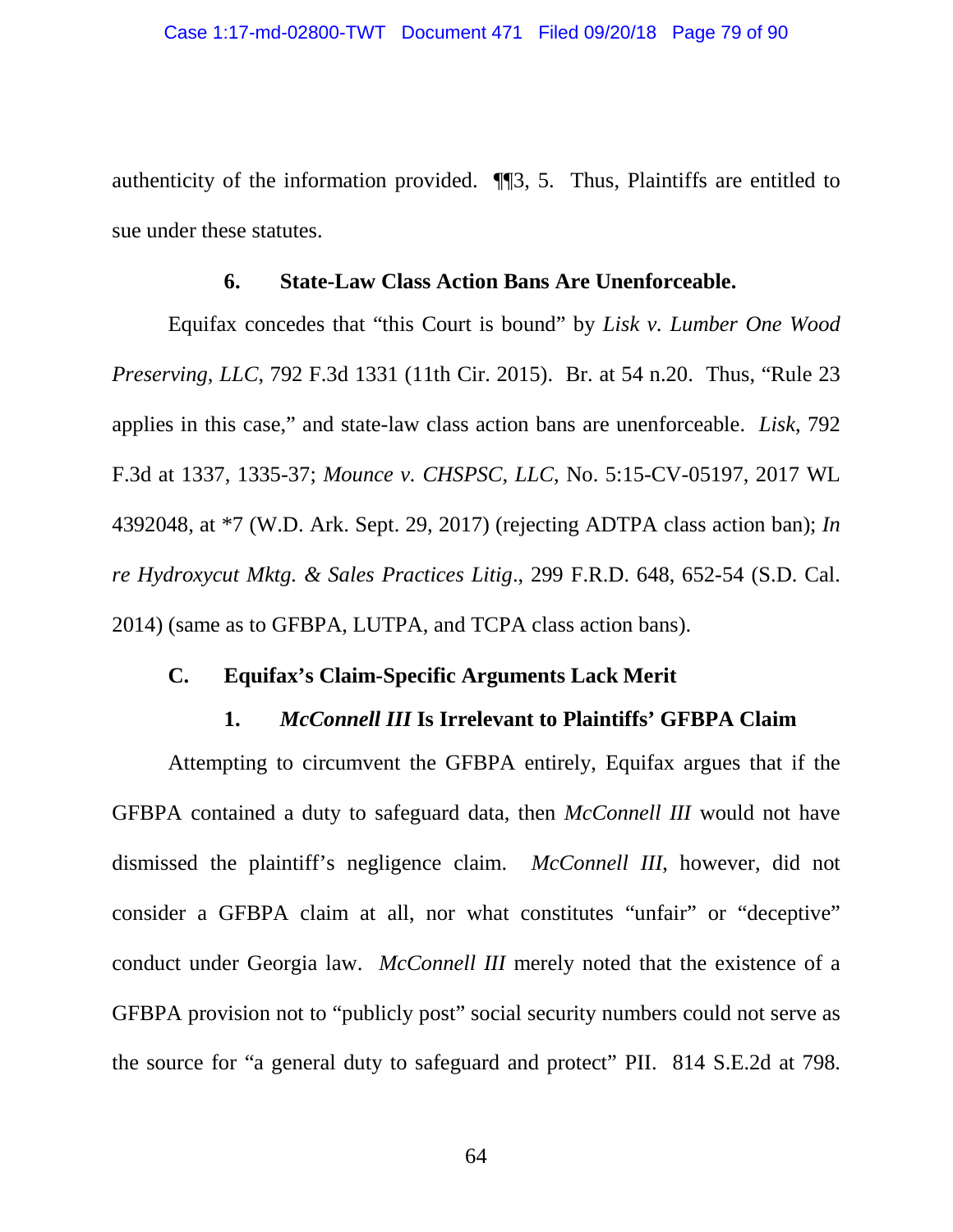authenticity of the information provided. ¶¶3, 5. Thus, Plaintiffs are entitled to sue under these statutes.

### 6. State-Law Class Action Bans Are Unenforceable.

Equifax concedes that "this Court is bound" by *Lisk v. Lumber One Wood Preserving, LLC*, 792 F.3d 1331 (11th Cir. 2015). Br. at 54 n.20. Thus, "Rule 23 applies in this case," and state-law class action bans are unenforceable. *Lisk*, 792 F.3d at 1337, 1335-37; *Mounce v. CHSPSC, LLC*, No. 5:15-CV-05197, 2017 WL 4392048, at *7 (W.D. Ark. Sept. 29, 2017) (rejecting ADTPA class action ban); *In re Hydroxycut Mktg. & Sales Practices Litig*., 299 F.R.D. 648, 652-54 (S.D. Cal. 2014) (same as to GFBPA, LUTPA, and TCPA class action bans).

## C. Equifax's Claim-Specific Arguments Lack Merit

### 1. *McConnell III* Is Irrelevant to Plaintiffs' GFBPA Claim

Attempting to circumvent the GFBPA entirely, Equifax argues that if the GFBPA contained a duty to safeguard data, then *McConnell III* would not have dismissed the plaintiff's negligence claim. *McConnell III*, however, did not consider a GFBPA claim at all, nor what constitutes "unfair" or "deceptive" conduct under Georgia law. *McConnell III* merely noted that the existence of a GFBPA provision not to "publicly post" social security numbers could not serve as the source for "a general duty to safeguard and protect" PII. 814 S.E.2d at 798.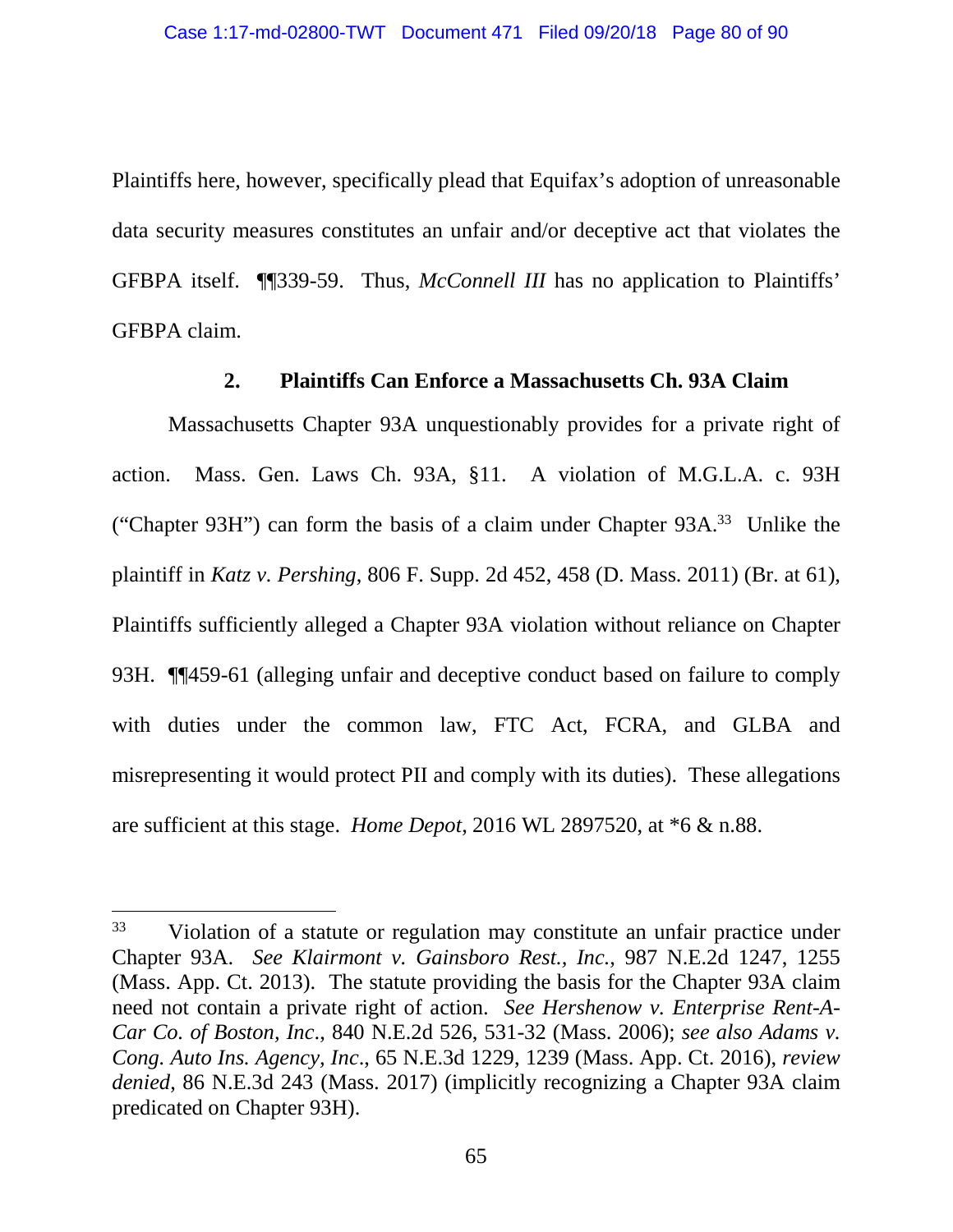Plaintiffs here, however, specifically plead that Equifax's adoption of unreasonable data security measures constitutes an unfair and/or deceptive act that violates the GFBPA itself. ¶¶339-59. Thus, *McConnell III* has no application to Plaintiffs' GFBPA claim.

### 2. Plaintiffs Can Enforce a Massachusetts Ch. 93A Claim

Massachusetts Chapter 93A unquestionably provides for a private right of action. Mass. Gen. Laws Ch. 93A, §11. A violation of M.G.L.A. c. 93H ("Chapter 93H") can form the basis of a claim under Chapter 93A.[33] Unlike the plaintiff in *Katz v. Pershing*, 806 F. Supp. 2d 452, 458 (D. Mass. 2011) (Br. at 61), Plaintiffs sufficiently alleged a Chapter 93A violation without reliance on Chapter 93H. ¶¶459-61 (alleging unfair and deceptive conduct based on failure to comply with duties under the common law, FTC Act, FCRA, and GLBA and misrepresenting it would protect PII and comply with its duties). These allegations are sufficient at this stage. *Home Depot*, 2016 WL 2897520, at \*6 & n.88.

---

[33] Violation of a statute or regulation may constitute an unfair practice under Chapter 93A. *See Klairmont v. Gainsboro Rest., Inc.*, 987 N.E.2d 1247, 1255 (Mass. App. Ct. 2013). The statute providing the basis for the Chapter 93A claim need not contain a private right of action. *See Hershenow v. Enterprise Rent-A-Car Co. of Boston, Inc.*, 840 N.E.2d 526, 531-32 (Mass. 2006); *see also Adams v. Cong. Auto Ins. Agency, Inc.*, 65 N.E.3d 1229, 1239 (Mass. App. Ct. 2016), *review denied*, 86 N.E.3d 243 (Mass. 2017) (implicitly recognizing a Chapter 93A claim predicated on Chapter 93H).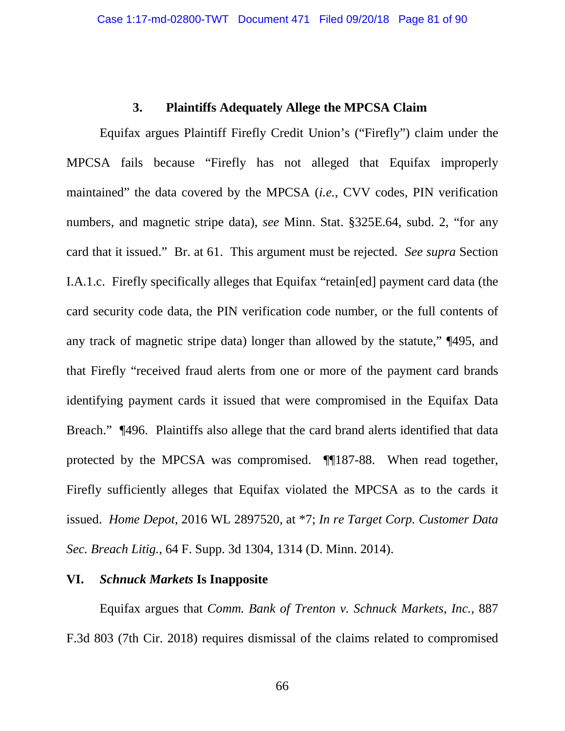### 3. Plaintiffs Adequately Allege the MPCSA Claim

Equifax argues Plaintiff Firefly Credit Union's ("Firefly") claim under the MPCSA fails because "Firefly has not alleged that Equifax improperly maintained" the data covered by the MPCSA (*i.e.*, CVV codes, PIN verification numbers, and magnetic stripe data), *see* Minn. Stat. §325E.64, subd. 2, "for any card that it issued." Br. at 61. This argument must be rejected. *See supra* Section I.A.1.c. Firefly specifically alleges that Equifax "retain[ed] payment card data (the card security code data, the PIN verification code number, or the full contents of any track of magnetic stripe data) longer than allowed by the statute," ¶495, and that Firefly "received fraud alerts from one or more of the payment card brands identifying payment cards it issued that were compromised in the Equifax Data Breach." ¶496. Plaintiffs also allege that the card brand alerts identified that data protected by the MPCSA was compromised. ¶¶187-88. When read together, Firefly sufficiently alleges that Equifax violated the MPCSA as to the cards it issued. *Home Depot*, 2016 WL 2897520, at *7; *In re Target Corp. Customer Data Sec. Breach Litig.*, 64 F. Supp. 3d 1304, 1314 (D. Minn. 2014).

## VI. *Schnuck Markets* Is Inapposite

Equifax argues that *Comm. Bank of Trenton v. Schnuck Markets, Inc.*, 887 F.3d 803 (7th Cir. 2018) requires dismissal of the claims related to compromised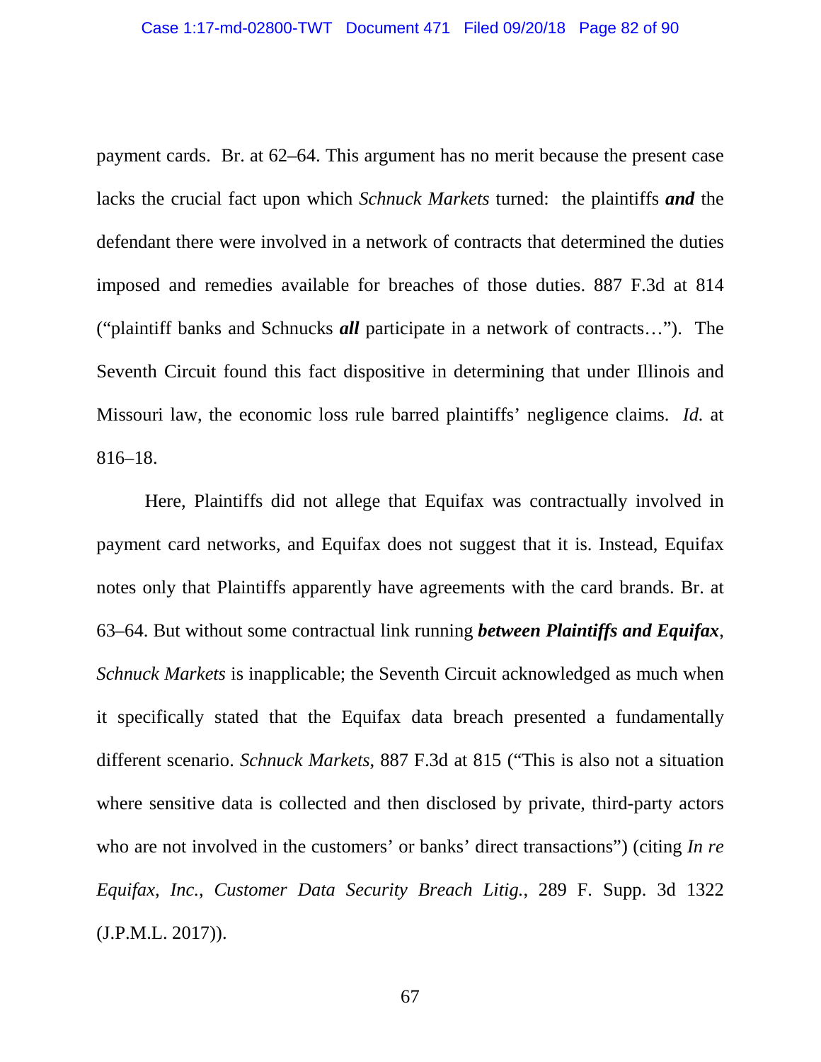payment cards. Br. at 62–64. This argument has no merit because the present case lacks the crucial fact upon which *Schnuck Markets* turned: the plaintiffs ***and*** the defendant there were involved in a network of contracts that determined the duties imposed and remedies available for breaches of those duties. 887 F.3d at 814 ("plaintiff banks and Schnucks ***all*** participate in a network of contracts…"). The Seventh Circuit found this fact dispositive in determining that under Illinois and Missouri law, the economic loss rule barred plaintiffs' negligence claims. *Id.* at 816–18.

Here, Plaintiffs did not allege that Equifax was contractually involved in payment card networks, and Equifax does not suggest that it is. Instead, Equifax notes only that Plaintiffs apparently have agreements with the card brands. Br. at 63–64. But without some contractual link running ***between Plaintiffs and Equifax***, *Schnuck Markets* is inapplicable; the Seventh Circuit acknowledged as much when it specifically stated that the Equifax data breach presented a fundamentally different scenario. *Schnuck Markets*, 887 F.3d at 815 ("This is also not a situation where sensitive data is collected and then disclosed by private, third-party actors who are not involved in the customers' or banks' direct transactions") (citing *In re Equifax, Inc., Customer Data Security Breach Litig.*, 289 F. Supp. 3d 1322 (J.P.M.L. 2017)).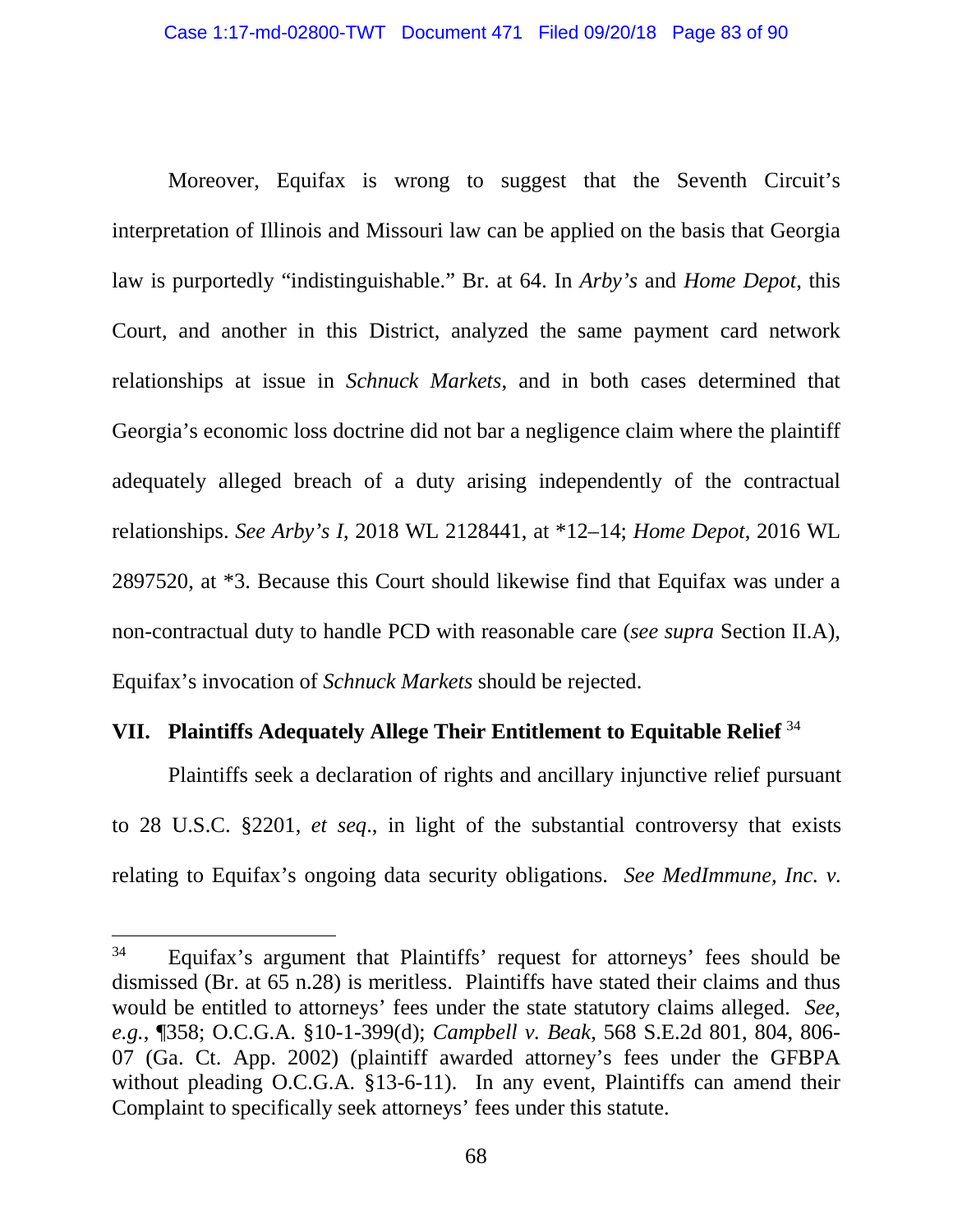Moreover, Equifax is wrong to suggest that the Seventh Circuit's interpretation of Illinois and Missouri law can be applied on the basis that Georgia law is purportedly "indistinguishable." Br. at 64. In *Arby's* and *Home Depot,* this Court, and another in this District, analyzed the same payment card network relationships at issue in *Schnuck Markets*, and in both cases determined that Georgia's economic loss doctrine did not bar a negligence claim where the plaintiff adequately alleged breach of a duty arising independently of the contractual relationships. *See Arby's I*, 2018 WL 2128441, at *12–14; *Home Depot*, 2016 WL 2897520, at *3. Because this Court should likewise find that Equifax was under a non-contractual duty to handle PCD with reasonable care (*see supra* Section II.A), Equifax's invocation of *Schnuck Markets* should be rejected.

## VII. Plaintiffs Adequately Allege Their Entitlement to Equitable Relief [34]

Plaintiffs seek a declaration of rights and ancillary injunctive relief pursuant to 28 U.S.C. §2201, *et seq*., in light of the substantial controversy that exists relating to Equifax's ongoing data security obligations. *See MedImmune, Inc. v.*

---

[34] Equifax's argument that Plaintiffs' request for attorneys' fees should be dismissed (Br. at 65 n.28) is meritless. Plaintiffs have stated their claims and thus would be entitled to attorneys' fees under the state statutory claims alleged. *See*, *e.g.*, ¶358; O.C.G.A. §10-1-399(d); *Campbell v. Beak*, 568 S.E.2d 801, 804, 806-07 (Ga. Ct. App. 2002) (plaintiff awarded attorney's fees under the GFBPA without pleading O.C.G.A. §13-6-11). In any event, Plaintiffs can amend their Complaint to specifically seek attorneys' fees under this statute.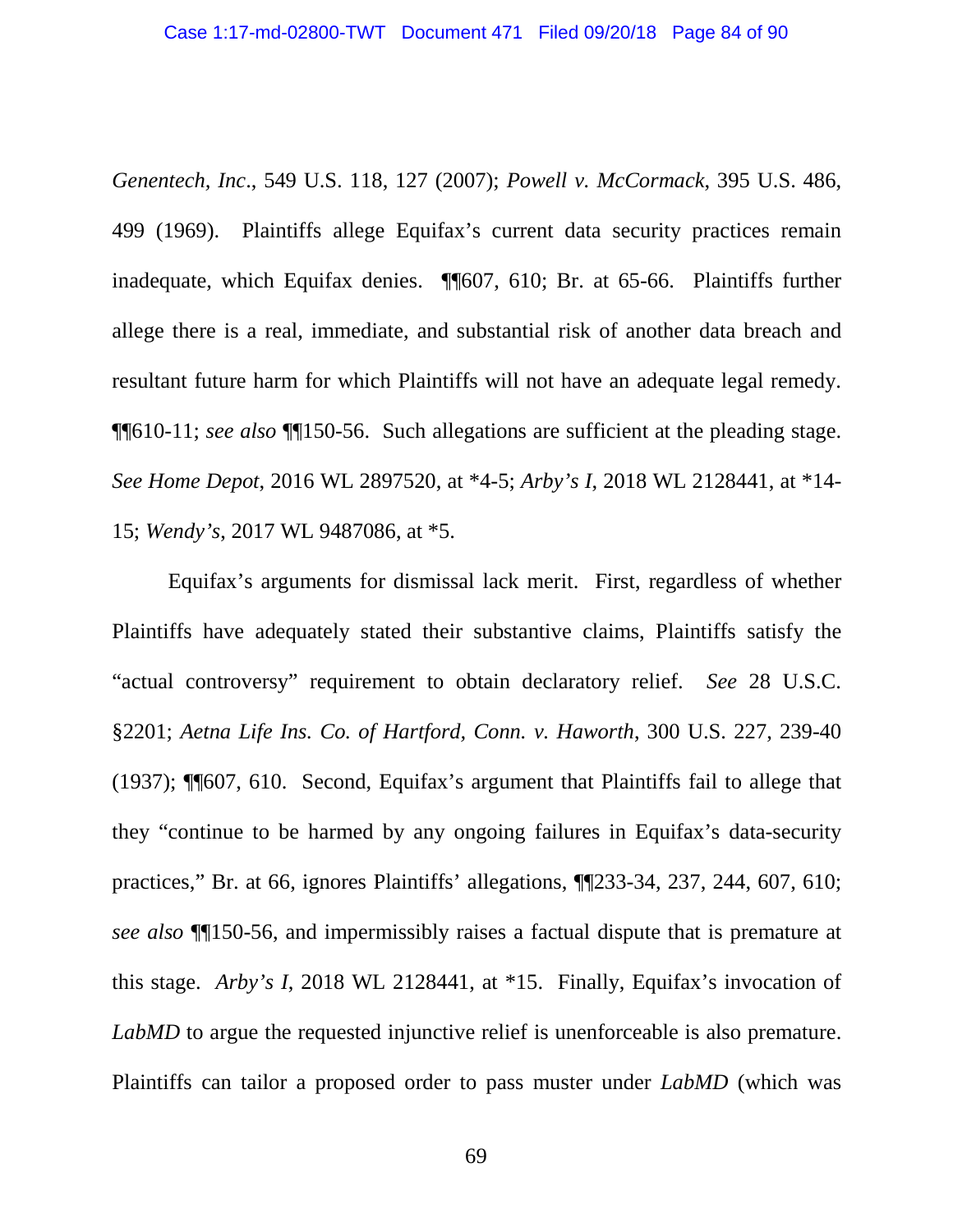*Genentech, Inc*., 549 U.S. 118, 127 (2007); *Powell v. McCormack*, 395 U.S. 486, 499 (1969). Plaintiffs allege Equifax's current data security practices remain inadequate, which Equifax denies. ¶¶607, 610; Br. at 65-66. Plaintiffs further allege there is a real, immediate, and substantial risk of another data breach and resultant future harm for which Plaintiffs will not have an adequate legal remedy. ¶¶610-11; *see also* ¶¶150-56. Such allegations are sufficient at the pleading stage. *See Home Depot*, 2016 WL 2897520, at *4-5; *Arby's I*, 2018 WL 2128441, at *14-15; *Wendy's*, 2017 WL 9487086, at *5.

Equifax's arguments for dismissal lack merit. First, regardless of whether Plaintiffs have adequately stated their substantive claims, Plaintiffs satisfy the "actual controversy" requirement to obtain declaratory relief. *See* 28 U.S.C. §2201; *Aetna Life Ins. Co. of Hartford, Conn. v. Haworth*, 300 U.S. 227, 239-40 (1937); ¶¶607, 610. Second, Equifax's argument that Plaintiffs fail to allege that they "continue to be harmed by any ongoing failures in Equifax's data-security practices," Br. at 66, ignores Plaintiffs' allegations, ¶¶233-34, 237, 244, 607, 610; *see also* ¶¶150-56, and impermissibly raises a factual dispute that is premature at this stage. *Arby's I*, 2018 WL 2128441, at *15. Finally, Equifax's invocation of *LabMD* to argue the requested injunctive relief is unenforceable is also premature. Plaintiffs can tailor a proposed order to pass muster under *LabMD* (which was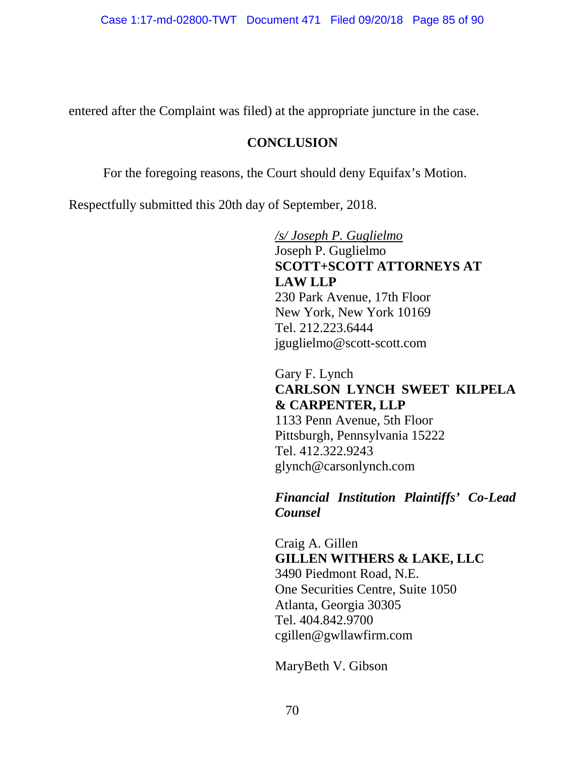entered after the Complaint was filed) at the appropriate juncture in the case.

## CONCLUSION

For the foregoing reasons, the Court should deny Equifax's Motion.

Respectfully submitted this 20th day of September, 2018.

*/s/ Joseph P. Guglielmo*
Joseph P. Guglielmo
**SCOTT+SCOTT ATTORNEYS AT LAW LLP**
230 Park Avenue, 17th Floor
New York, New York 10169
Tel. 212.223.6444
jguglielmo@scott-scott.com

Gary F. Lynch
**CARLSON LYNCH SWEET KILPELA & CARPENTER, LLP**
1133 Penn Avenue, 5th Floor
Pittsburgh, Pennsylvania 15222
Tel. 412.322.9243
glynch@carsonlynch.com

***Financial Institution Plaintiffs' Co-Lead Counsel***

Craig A. Gillen
**GILLEN WITHERS & LAKE, LLC**
3490 Piedmont Road, N.E.
One Securities Centre, Suite 1050
Atlanta, Georgia 30305
Tel. 404.842.9700
cgillen@gwllawfirm.com

MaryBeth V. Gibson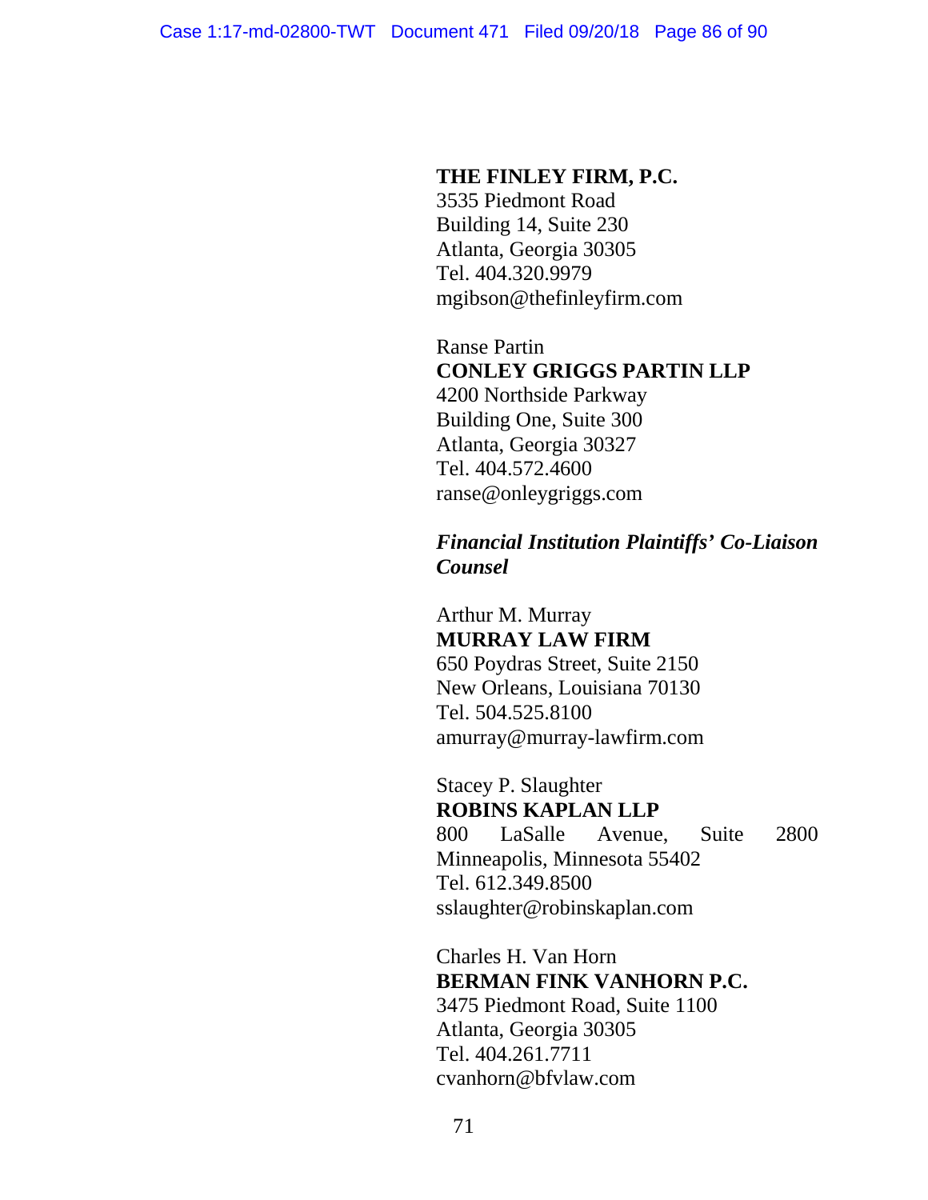**THE FINLEY FIRM, P.C.**
3535 Piedmont Road
Building 14, Suite 230
Atlanta, Georgia 30305
Tel. 404.320.9979
mgibson@thefinleyfirm.com

Ranse Partin
**CONLEY GRIGGS PARTIN LLP**
4200 Northside Parkway
Building One, Suite 300
Atlanta, Georgia 30327
Tel. 404.572.4600
ranse@onleygriggs.com

***Financial Institution Plaintiffs' Co-Liaison Counsel***

Arthur M. Murray
**MURRAY LAW FIRM**
650 Poydras Street, Suite 2150
New Orleans, Louisiana 70130
Tel. 504.525.8100
amurray@murray-lawfirm.com

Stacey P. Slaughter
**ROBINS KAPLAN LLP**
800 LaSalle Avenue, Suite 2800
Minneapolis, Minnesota 55402
Tel. 612.349.8500
sslaughter@robinskaplan.com

Charles H. Van Horn
**BERMAN FINK VANHORN P.C.**
3475 Piedmont Road, Suite 1100
Atlanta, Georgia 30305
Tel. 404.261.7711
cvanhorn@bfvlaw.com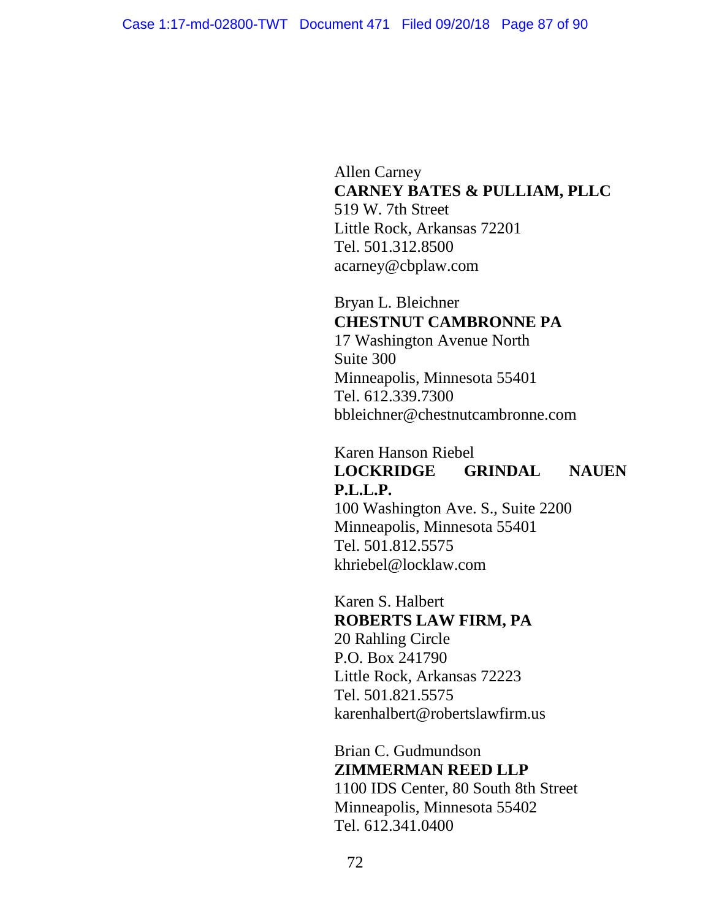Allen Carney  
**CARNEY BATES & PULLIAM, PLLC**  
519 W. 7th Street  
Little Rock, Arkansas 72201  
Tel. 501.312.8500  
acarney@cbplaw.com

Bryan L. Bleichner  
**CHESTNUT CAMBRONNE PA**  
17 Washington Avenue North  
Suite 300  
Minneapolis, Minnesota 55401  
Tel. 612.339.7300  
bbleichner@chestnutcambronne.com

Karen Hanson Riebel  
**LOCKRIDGE GRINDAL NAUEN P.L.L.P.**  
100 Washington Ave. S., Suite 2200  
Minneapolis, Minnesota 55401  
Tel. 501.812.5575  
khriebel@locklaw.com

Karen S. Halbert  
**ROBERTS LAW FIRM, PA**  
20 Rahling Circle  
P.O. Box 241790  
Little Rock, Arkansas 72223  
Tel. 501.821.5575  
karenhalbert@robertslawfirm.us

Brian C. Gudmundson  
**ZIMMERMAN REED LLP**  
1100 IDS Center, 80 South 8th Street  
Minneapolis, Minnesota 55402  
Tel. 612.341.0400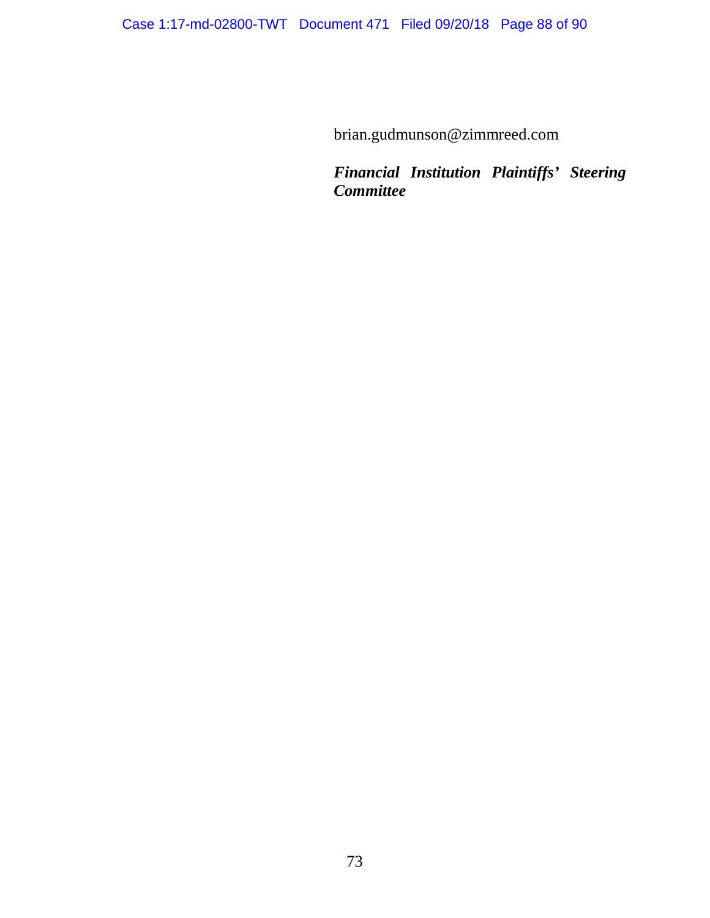brian.gudmunson@zimmreed.com

***Financial Institution Plaintiffs' Steering Committee***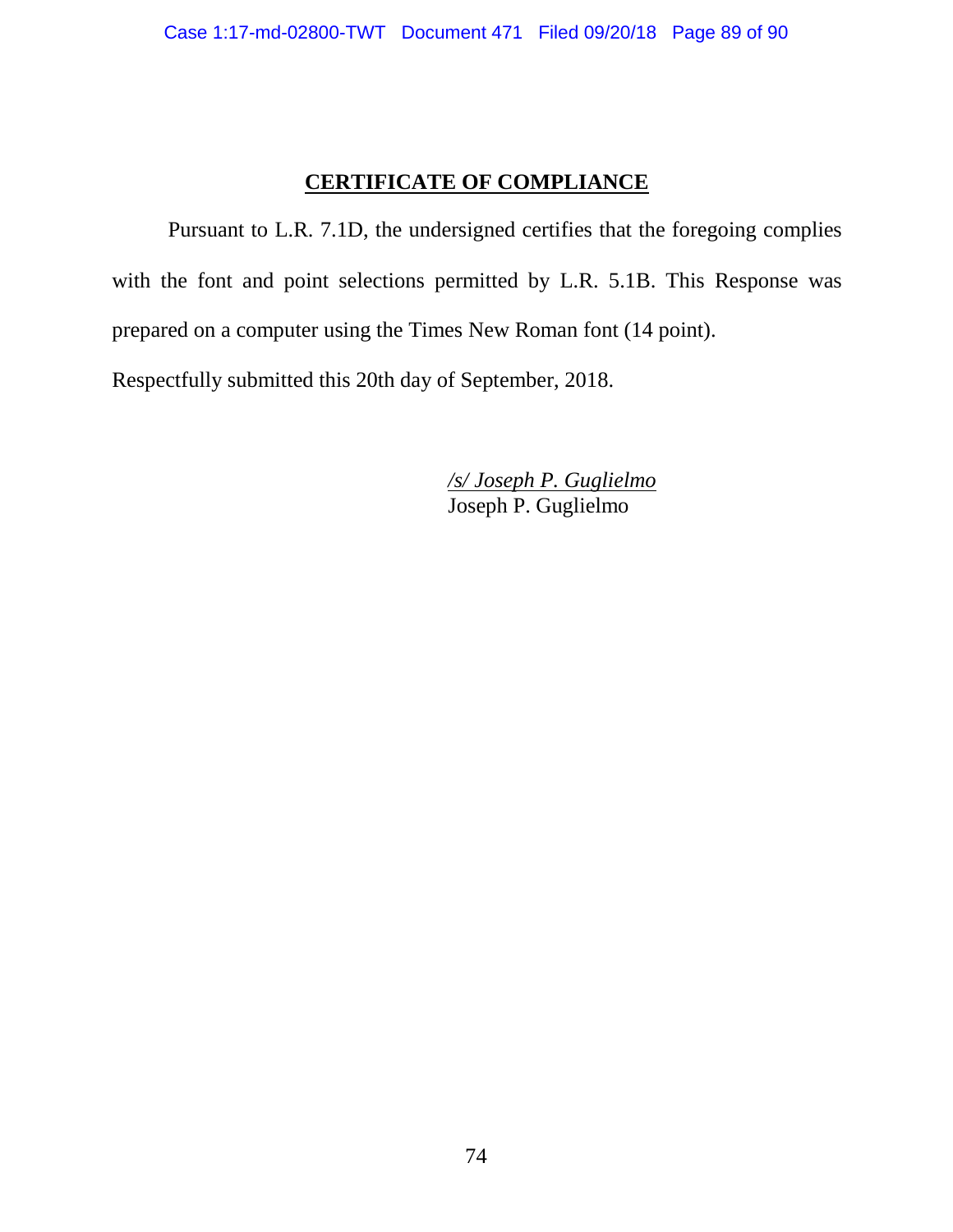**CERTIFICATE OF COMPLIANCE**

Pursuant to L.R. 7.1D, the undersigned certifies that the foregoing complies with the font and point selections permitted by L.R. 5.1B. This Response was prepared on a computer using the Times New Roman font (14 point).

Respectfully submitted this 20th day of September, 2018.

*/s/ Joseph P. Guglielmo*
Joseph P. Guglielmo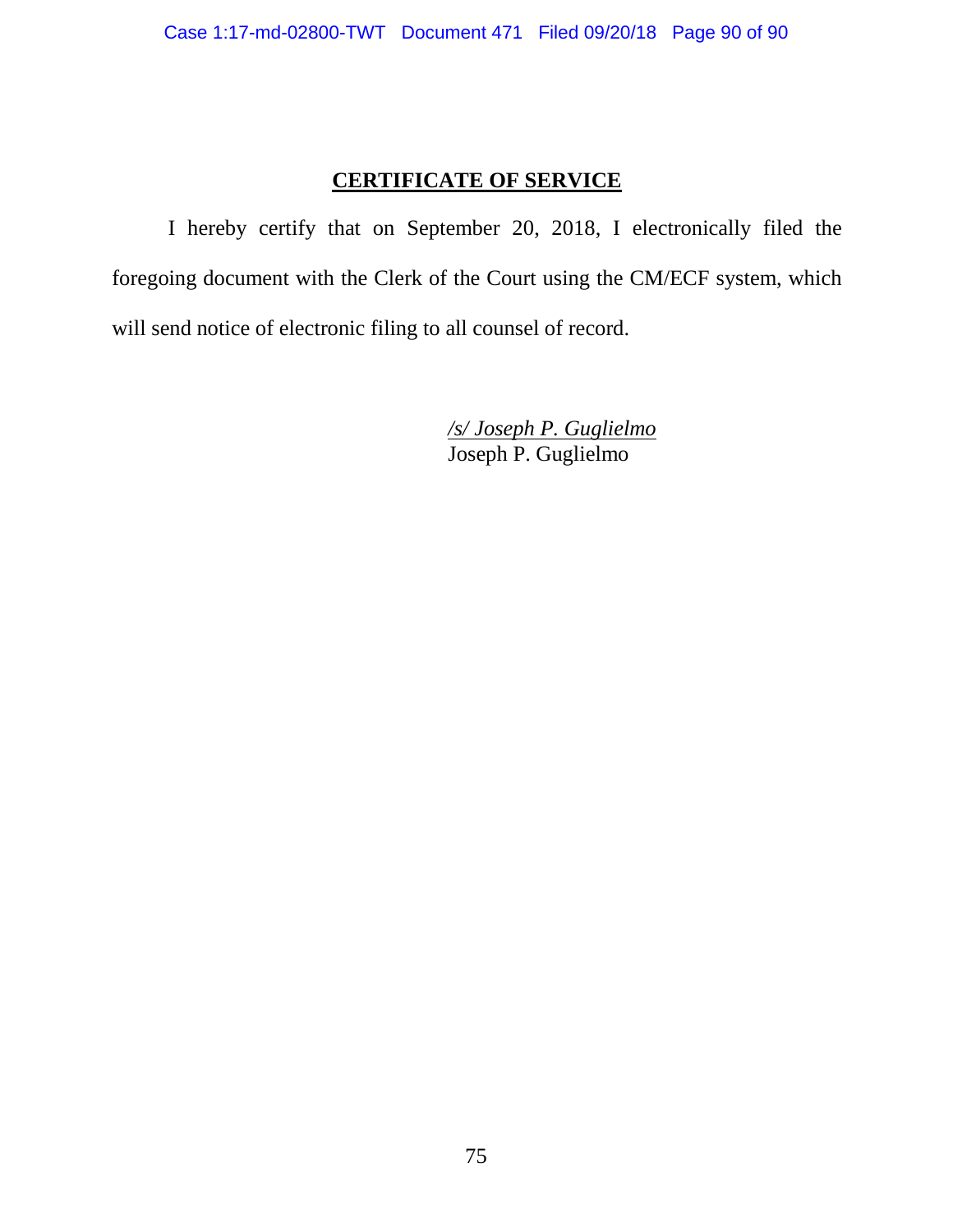## CERTIFICATE OF SERVICE

I hereby certify that on September 20, 2018, I electronically filed the foregoing document with the Clerk of the Court using the CM/ECF system, which will send notice of electronic filing to all counsel of record.

*/s/ Joseph P. Guglielmo*
Joseph P. Guglielmo